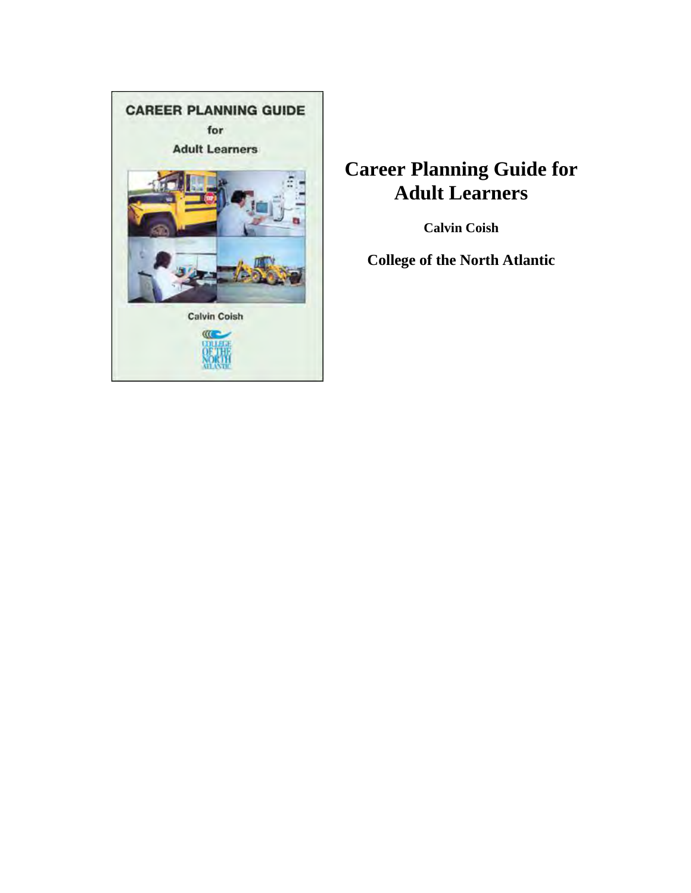# Career Planning Guide for Adult Learners

**Calvin Coish**

**College of the North Atlantic**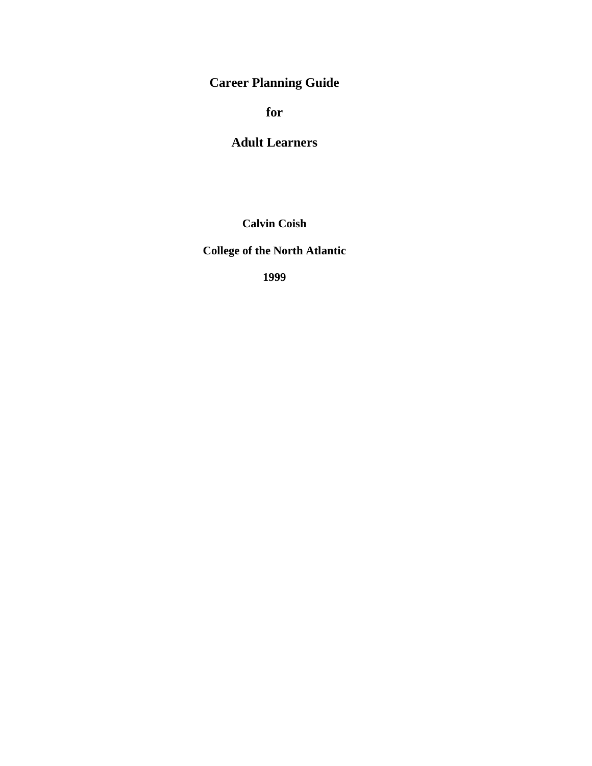# Career Planning Guide

# for

# Adult Learners

**Calvin Coish**

**College of the North Atlantic**

**1999**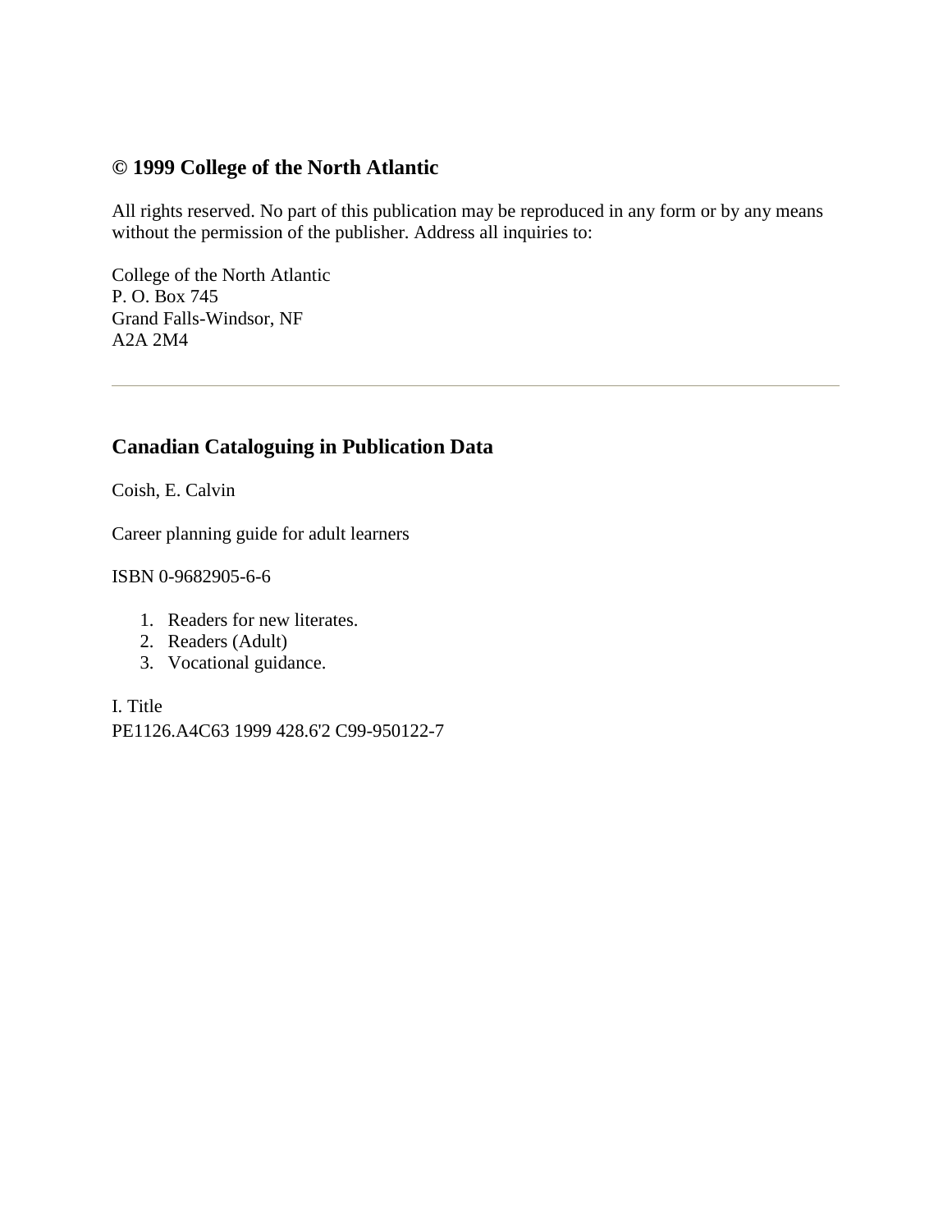## © 1999 College of the North Atlantic

All rights reserved. No part of this publication may be reproduced in any form or by any means without the permission of the publisher. Address all inquiries to:

College of the North Atlantic
P. O. Box 745
Grand Falls-Windsor, NF
A2A 2M4

---

## Canadian Cataloguing in Publication Data

Coish, E. Calvin

Career planning guide for adult learners

ISBN 0-9682905-6-6

1. Readers for new literates.
2. Readers (Adult)
3. Vocational guidance.

I. Title
PE1126.A4C63 1999 428.6'2 C99-950122-7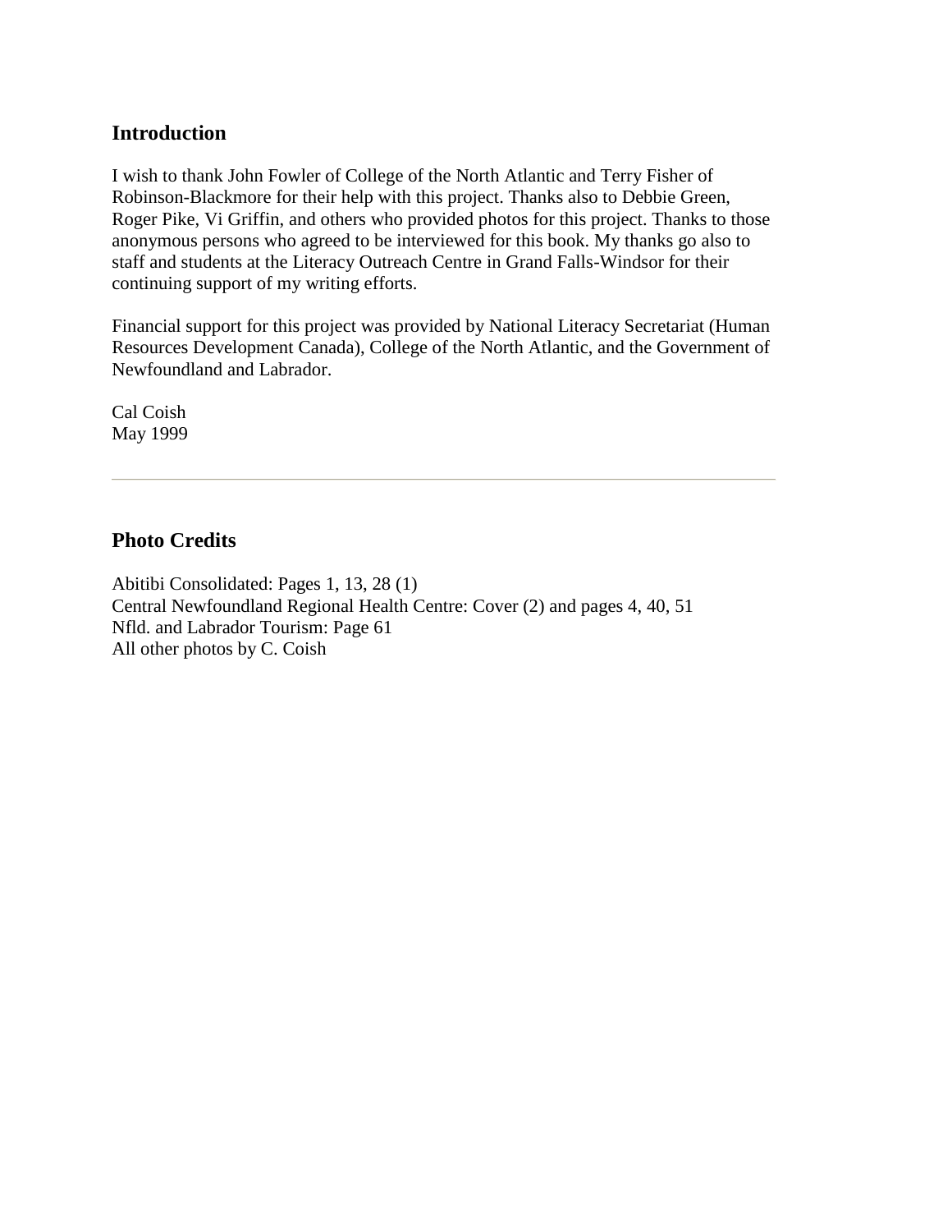## Introduction

I wish to thank John Fowler of College of the North Atlantic and Terry Fisher of Robinson-Blackmore for their help with this project. Thanks also to Debbie Green, Roger Pike, Vi Griffin, and others who provided photos for this project. Thanks to those anonymous persons who agreed to be interviewed for this book. My thanks go also to staff and students at the Literacy Outreach Centre in Grand Falls-Windsor for their continuing support of my writing efforts.

Financial support for this project was provided by National Literacy Secretariat (Human Resources Development Canada), College of the North Atlantic, and the Government of Newfoundland and Labrador.

Cal Coish  
May 1999

---

## Photo Credits

Abitibi Consolidated: Pages 1, 13, 28 (1)  
Central Newfoundland Regional Health Centre: Cover (2) and pages 4, 40, 51  
Nfld. and Labrador Tourism: Page 61  
All other photos by C. Coish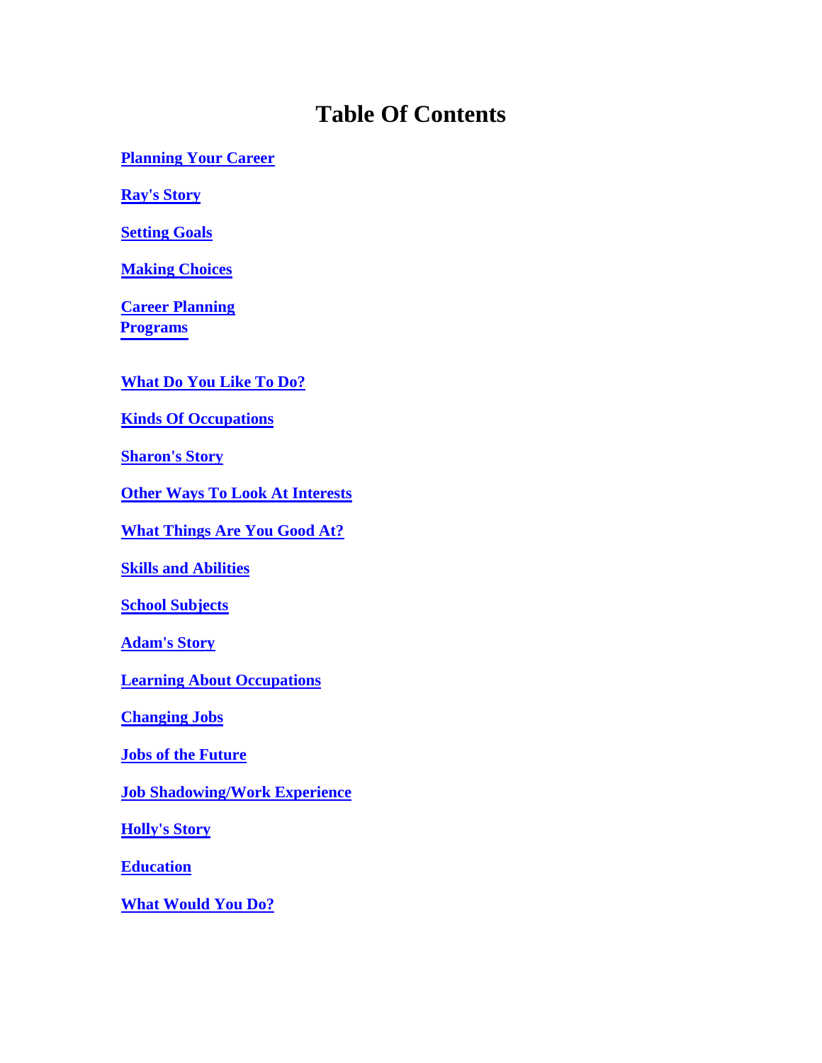# Table Of Contents

**Planning Your Career**

**Ray's Story**

**Setting Goals**

**Making Choices**

**Career Planning Programs**

**What Do You Like To Do?**

**Kinds Of Occupations**

**Sharon's Story**

**Other Ways To Look At Interests**

**What Things Are You Good At?**

**Skills and Abilities**

**School Subjects**

**Adam's Story**

**Learning About Occupations**

**Changing Jobs**

**Jobs of the Future**

**Job Shadowing/Work Experience**

**Holly's Story**

**Education**

**What Would You Do?**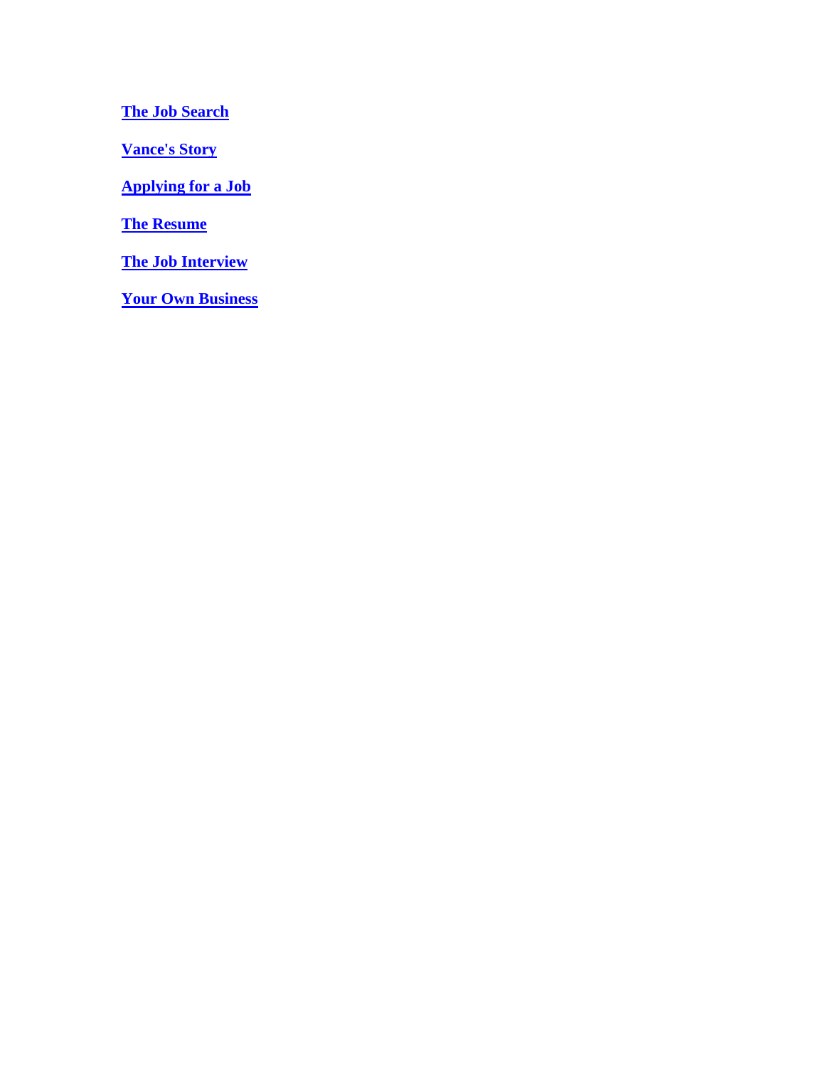**The Job Search**

**Vance's Story**

**Applying for a Job**

**The Resume**

**The Job Interview**

**Your Own Business**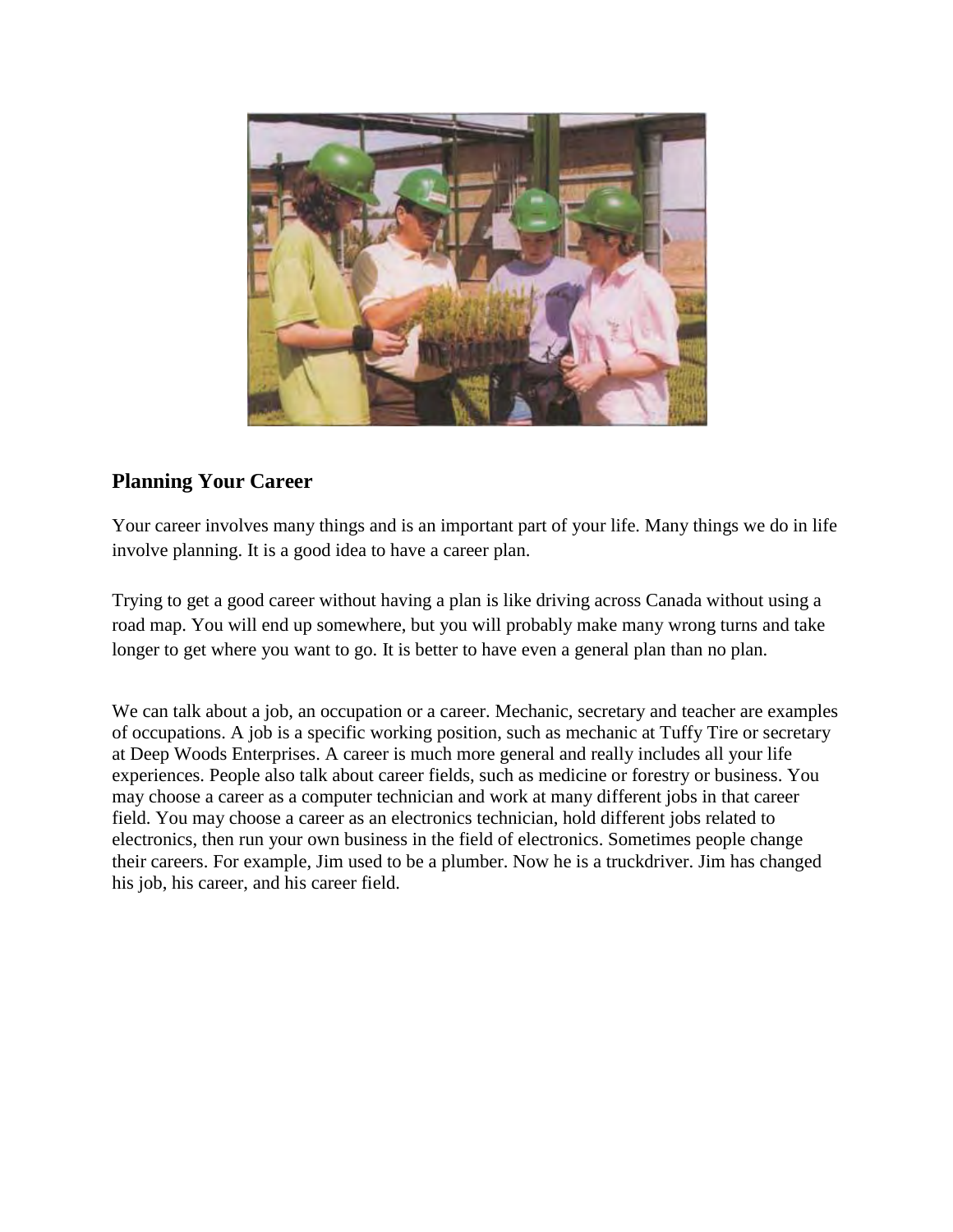## Planning Your Career

Your career involves many things and is an important part of your life. Many things we do in life involve planning. It is a good idea to have a career plan.

Trying to get a good career without having a plan is like driving across Canada without using a road map. You will end up somewhere, but you will probably make many wrong turns and take longer to get where you want to go. It is better to have even a general plan than no plan.

We can talk about a job, an occupation or a career. Mechanic, secretary and teacher are examples of occupations. A job is a specific working position, such as mechanic at Tuffy Tire or secretary at Deep Woods Enterprises. A career is much more general and really includes all your life experiences. People also talk about career fields, such as medicine or forestry or business. You may choose a career as a computer technician and work at many different jobs in that career field. You may choose a career as an electronics technician, hold different jobs related to electronics, then run your own business in the field of electronics. Sometimes people change their careers. For example, Jim used to be a plumber. Now he is a truckdriver. Jim has changed his job, his career, and his career field.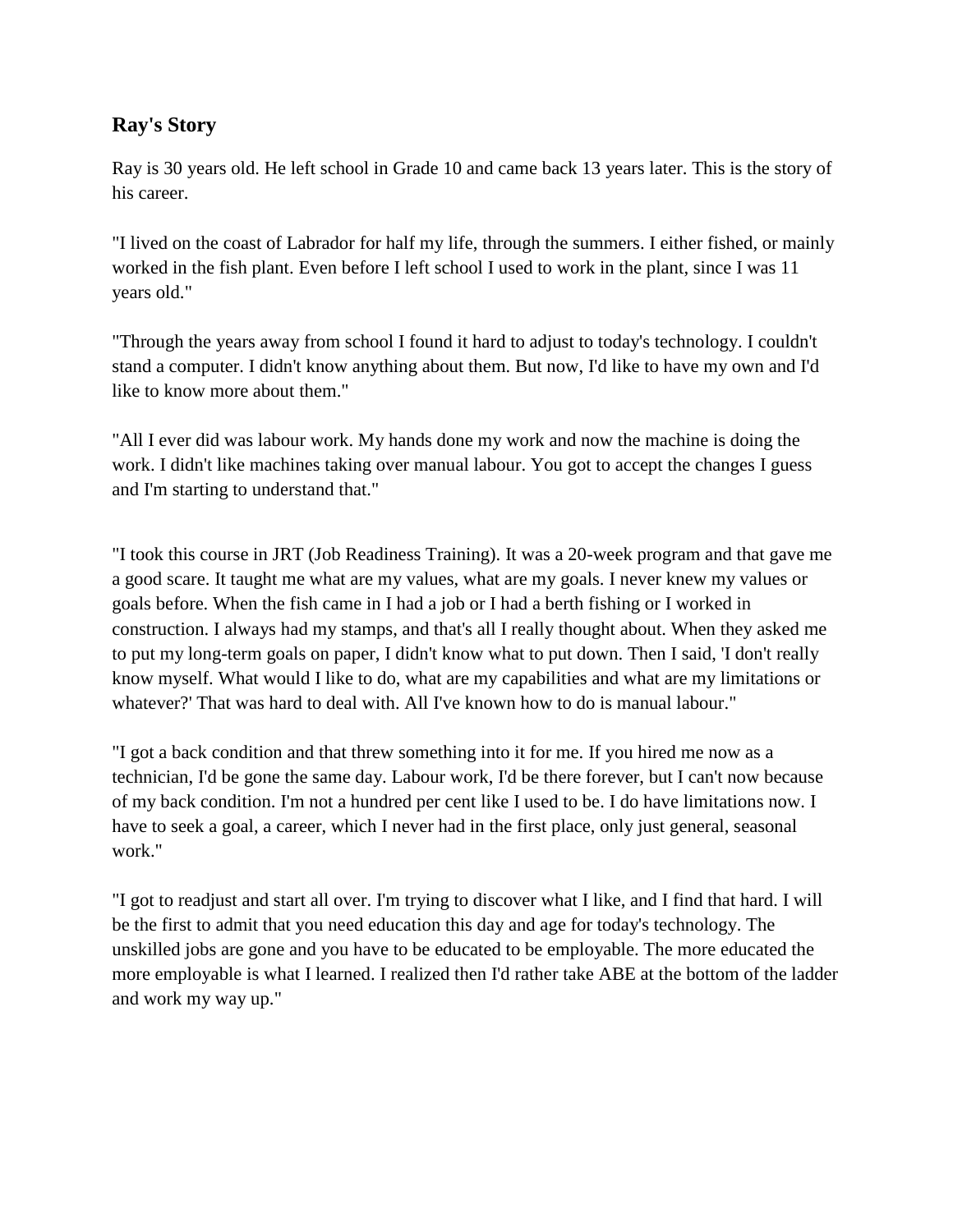## Ray's Story

Ray is 30 years old. He left school in Grade 10 and came back 13 years later. This is the story of his career.

"I lived on the coast of Labrador for half my life, through the summers. I either fished, or mainly worked in the fish plant. Even before I left school I used to work in the plant, since I was 11 years old."

"Through the years away from school I found it hard to adjust to today's technology. I couldn't stand a computer. I didn't know anything about them. But now, I'd like to have my own and I'd like to know more about them."

"All I ever did was labour work. My hands done my work and now the machine is doing the work. I didn't like machines taking over manual labour. You got to accept the changes I guess and I'm starting to understand that."

"I took this course in JRT (Job Readiness Training). It was a 20-week program and that gave me a good scare. It taught me what are my values, what are my goals. I never knew my values or goals before. When the fish came in I had a job or I had a berth fishing or I worked in construction. I always had my stamps, and that's all I really thought about. When they asked me to put my long-term goals on paper, I didn't know what to put down. Then I said, 'I don't really know myself. What would I like to do, what are my capabilities and what are my limitations or whatever?' That was hard to deal with. All I've known how to do is manual labour."

"I got a back condition and that threw something into it for me. If you hired me now as a technician, I'd be gone the same day. Labour work, I'd be there forever, but I can't now because of my back condition. I'm not a hundred per cent like I used to be. I do have limitations now. I have to seek a goal, a career, which I never had in the first place, only just general, seasonal work."

"I got to readjust and start all over. I'm trying to discover what I like, and I find that hard. I will be the first to admit that you need education this day and age for today's technology. The unskilled jobs are gone and you have to be educated to be employable. The more educated the more employable is what I learned. I realized then I'd rather take ABE at the bottom of the ladder and work my way up."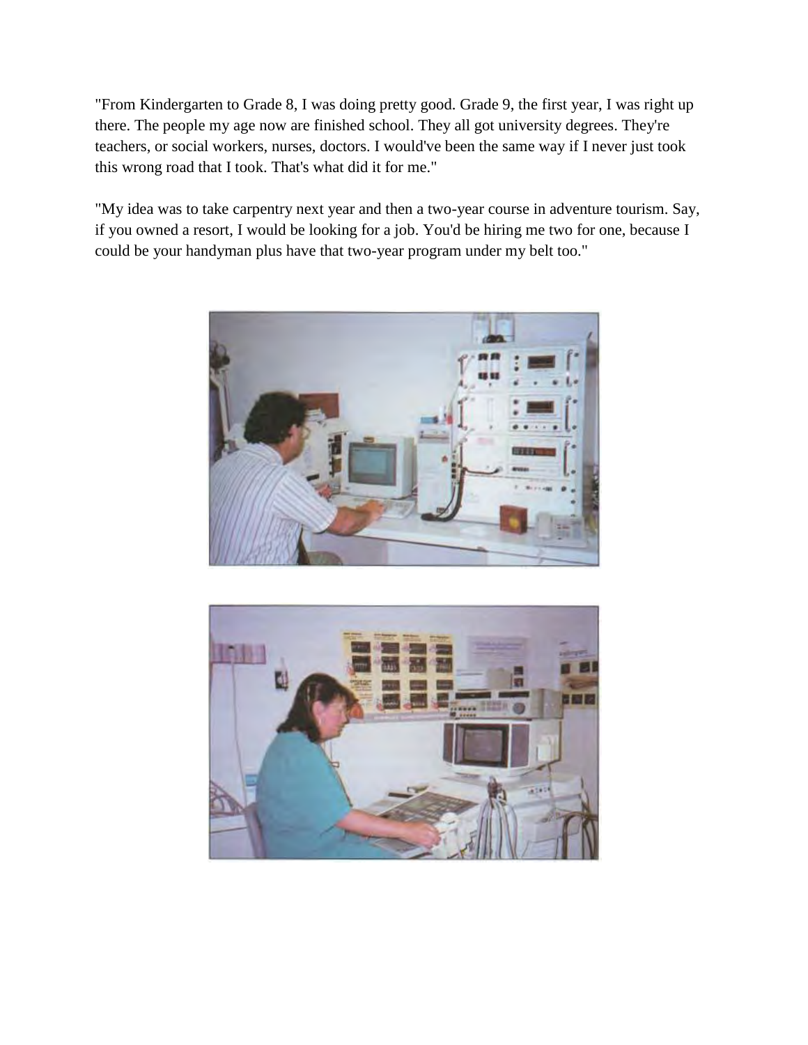"From Kindergarten to Grade 8, I was doing pretty good. Grade 9, the first year, I was right up there. The people my age now are finished school. They all got university degrees. They're teachers, or social workers, nurses, doctors. I would've been the same way if I never just took this wrong road that I took. That's what did it for me."

"My idea was to take carpentry next year and then a two-year course in adventure tourism. Say, if you owned a resort, I would be looking for a job. You'd be hiring me two for one, because I could be your handyman plus have that two-year program under my belt too."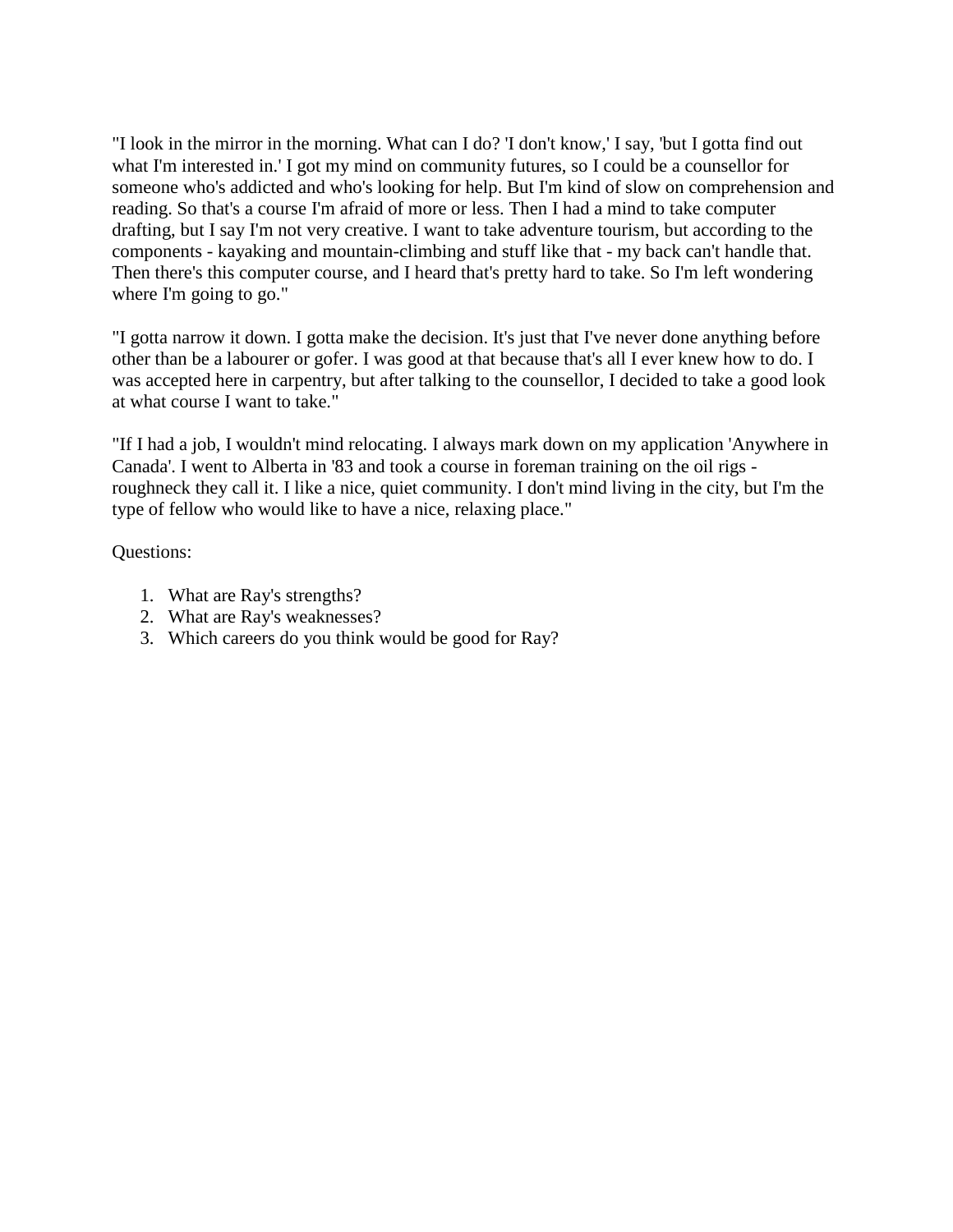"I look in the mirror in the morning. What can I do? 'I don't know,' I say, 'but I gotta find out what I'm interested in.' I got my mind on community futures, so I could be a counsellor for someone who's addicted and who's looking for help. But I'm kind of slow on comprehension and reading. So that's a course I'm afraid of more or less. Then I had a mind to take computer drafting, but I say I'm not very creative. I want to take adventure tourism, but according to the components - kayaking and mountain-climbing and stuff like that - my back can't handle that. Then there's this computer course, and I heard that's pretty hard to take. So I'm left wondering where I'm going to go."

"I gotta narrow it down. I gotta make the decision. It's just that I've never done anything before other than be a labourer or gofer. I was good at that because that's all I ever knew how to do. I was accepted here in carpentry, but after talking to the counsellor, I decided to take a good look at what course I want to take."

"If I had a job, I wouldn't mind relocating. I always mark down on my application 'Anywhere in Canada'. I went to Alberta in '83 and took a course in foreman training on the oil rigs - roughneck they call it. I like a nice, quiet community. I don't mind living in the city, but I'm the type of fellow who would like to have a nice, relaxing place."

Questions:

1. What are Ray's strengths?
2. What are Ray's weaknesses?
3. Which careers do you think would be good for Ray?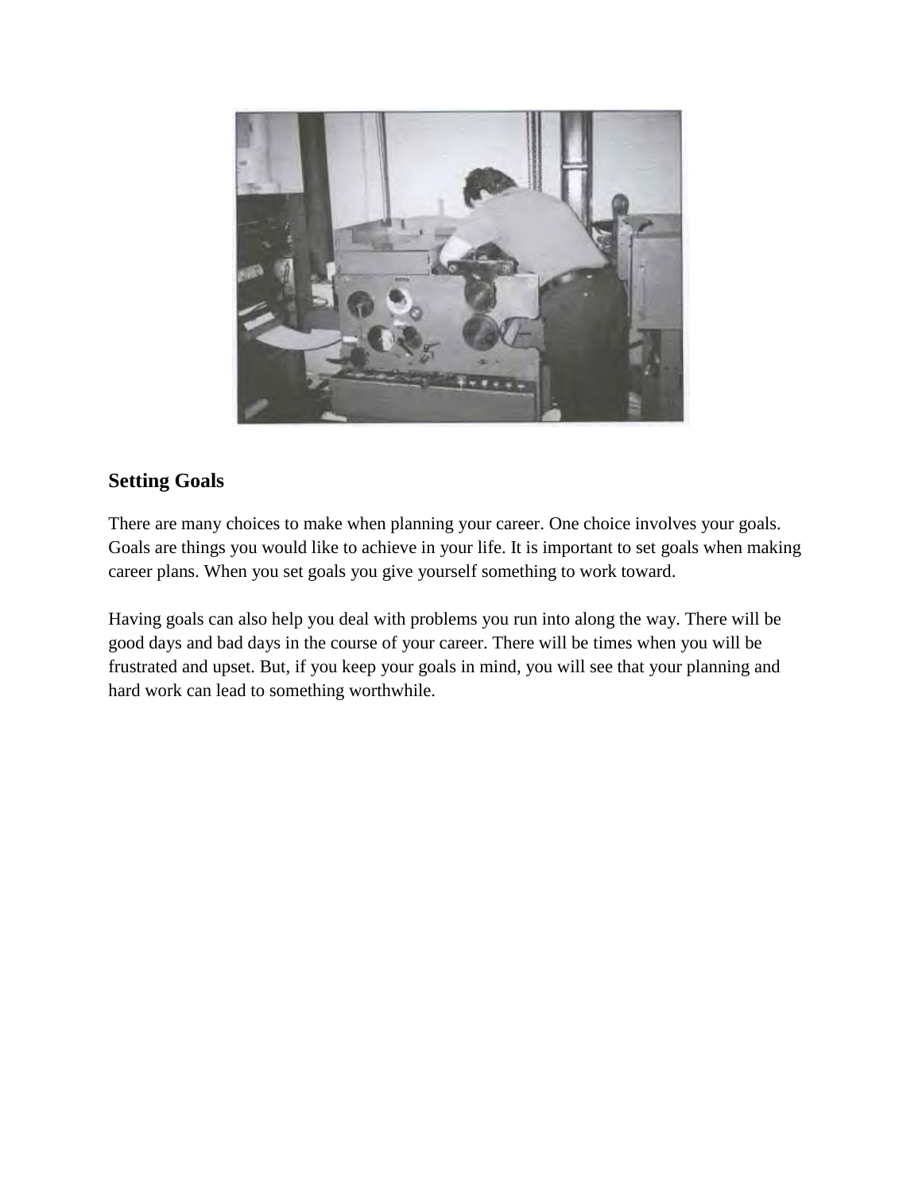## Setting Goals

There are many choices to make when planning your career. One choice involves your goals. Goals are things you would like to achieve in your life. It is important to set goals when making career plans. When you set goals you give yourself something to work toward.

Having goals can also help you deal with problems you run into along the way. There will be good days and bad days in the course of your career. There will be times when you will be frustrated and upset. But, if you keep your goals in mind, you will see that your planning and hard work can lead to something worthwhile.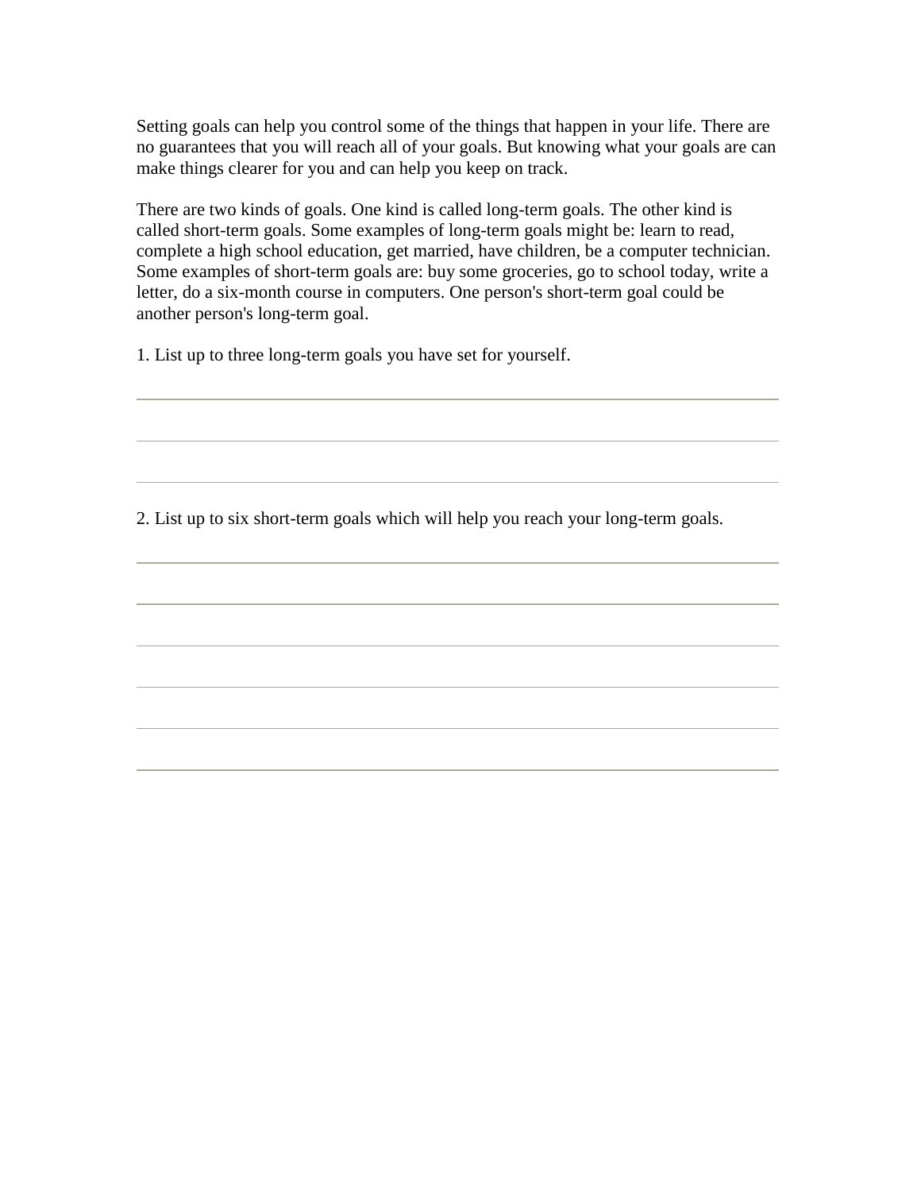Setting goals can help you control some of the things that happen in your life. There are no guarantees that you will reach all of your goals. But knowing what your goals are can make things clearer for you and can help you keep on track.

There are two kinds of goals. One kind is called long-term goals. The other kind is called short-term goals. Some examples of long-term goals might be: learn to read, complete a high school education, get married, have children, be a computer technician. Some examples of short-term goals are: buy some groceries, go to school today, write a letter, do a six-month course in computers. One person's short-term goal could be another person's long-term goal.

1. List up to three long-term goals you have set for yourself.

\_\_\_\_\_\_\_\_\_\_\_\_\_\_\_\_\_\_\_\_\_\_\_\_\_\_\_\_\_\_\_\_\_\_\_\_\_\_\_\_

\_\_\_\_\_\_\_\_\_\_\_\_\_\_\_\_\_\_\_\_\_\_\_\_\_\_\_\_\_\_\_\_\_\_\_\_\_\_\_\_

\_\_\_\_\_\_\_\_\_\_\_\_\_\_\_\_\_\_\_\_\_\_\_\_\_\_\_\_\_\_\_\_\_\_\_\_\_\_\_\_

2. List up to six short-term goals which will help you reach your long-term goals.

\_\_\_\_\_\_\_\_\_\_\_\_\_\_\_\_\_\_\_\_\_\_\_\_\_\_\_\_\_\_\_\_\_\_\_\_\_\_\_\_

\_\_\_\_\_\_\_\_\_\_\_\_\_\_\_\_\_\_\_\_\_\_\_\_\_\_\_\_\_\_\_\_\_\_\_\_\_\_\_\_

\_\_\_\_\_\_\_\_\_\_\_\_\_\_\_\_\_\_\_\_\_\_\_\_\_\_\_\_\_\_\_\_\_\_\_\_\_\_\_\_

\_\_\_\_\_\_\_\_\_\_\_\_\_\_\_\_\_\_\_\_\_\_\_\_\_\_\_\_\_\_\_\_\_\_\_\_\_\_\_\_

\_\_\_\_\_\_\_\_\_\_\_\_\_\_\_\_\_\_\_\_\_\_\_\_\_\_\_\_\_\_\_\_\_\_\_\_\_\_\_\_

\_\_\_\_\_\_\_\_\_\_\_\_\_\_\_\_\_\_\_\_\_\_\_\_\_\_\_\_\_\_\_\_\_\_\_\_\_\_\_\_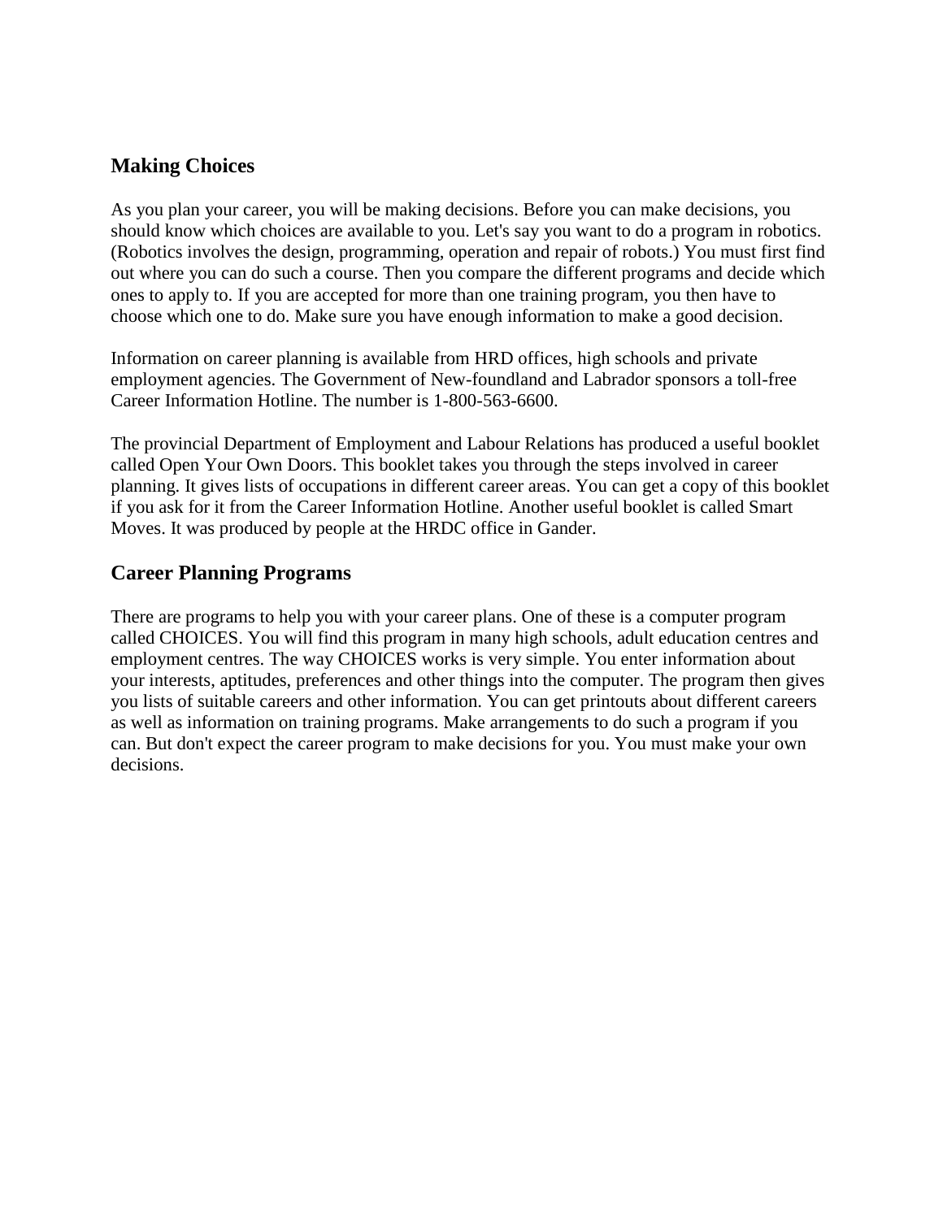## Making Choices

As you plan your career, you will be making decisions. Before you can make decisions, you should know which choices are available to you. Let's say you want to do a program in robotics. (Robotics involves the design, programming, operation and repair of robots.) You must first find out where you can do such a course. Then you compare the different programs and decide which ones to apply to. If you are accepted for more than one training program, you then have to choose which one to do. Make sure you have enough information to make a good decision.

Information on career planning is available from HRD offices, high schools and private employment agencies. The Government of New-foundland and Labrador sponsors a toll-free Career Information Hotline. The number is 1-800-563-6600.

The provincial Department of Employment and Labour Relations has produced a useful booklet called Open Your Own Doors. This booklet takes you through the steps involved in career planning. It gives lists of occupations in different career areas. You can get a copy of this booklet if you ask for it from the Career Information Hotline. Another useful booklet is called Smart Moves. It was produced by people at the HRDC office in Gander.

## Career Planning Programs

There are programs to help you with your career plans. One of these is a computer program called CHOICES. You will find this program in many high schools, adult education centres and employment centres. The way CHOICES works is very simple. You enter information about your interests, aptitudes, preferences and other things into the computer. The program then gives you lists of suitable careers and other information. You can get printouts about different careers as well as information on training programs. Make arrangements to do such a program if you can. But don't expect the career program to make decisions for you. You must make your own decisions.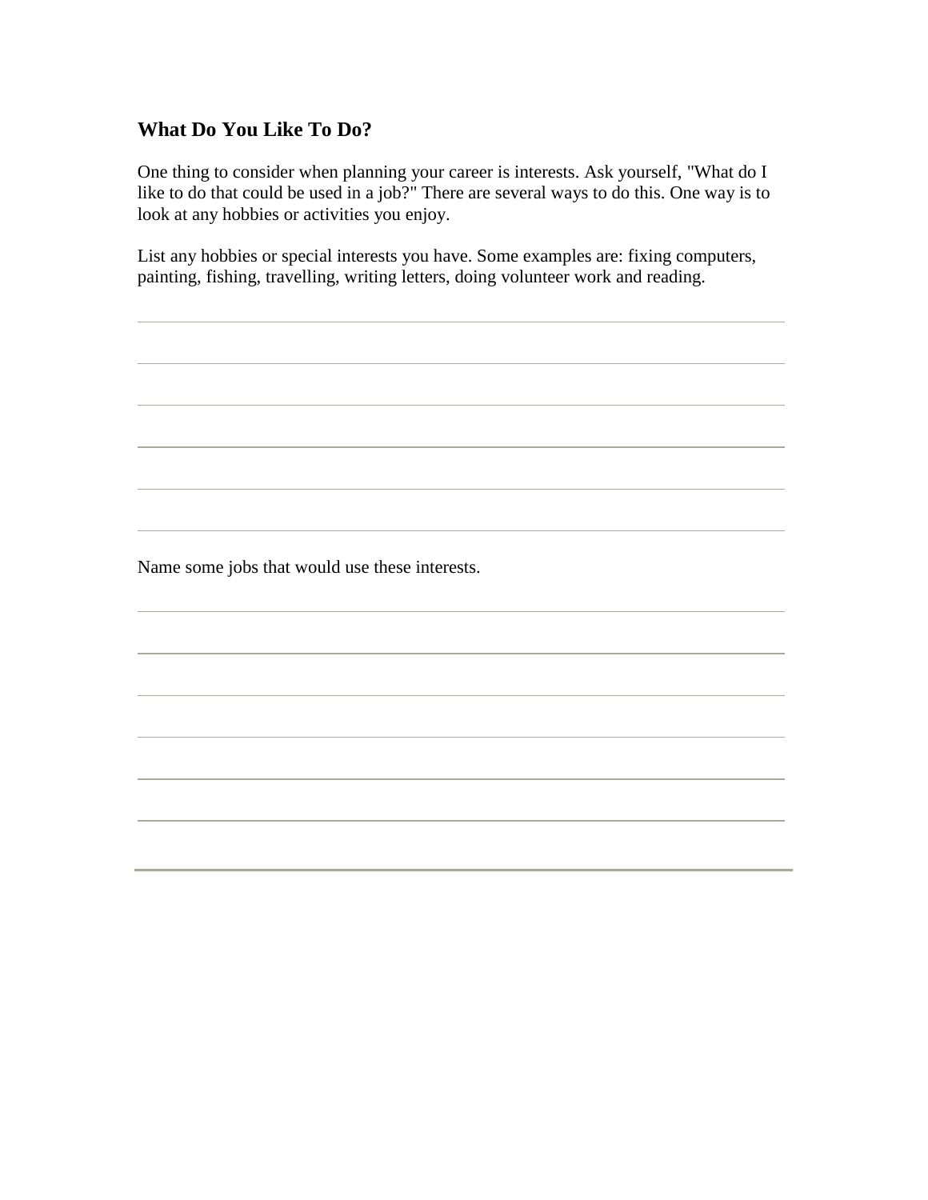## What Do You Like To Do?

One thing to consider when planning your career is interests. Ask yourself, "What do I like to do that could be used in a job?" There are several ways to do this. One way is to look at any hobbies or activities you enjoy.

List any hobbies or special interests you have. Some examples are: fixing computers, painting, fishing, travelling, writing letters, doing volunteer work and reading.

Name some jobs that would use these interests.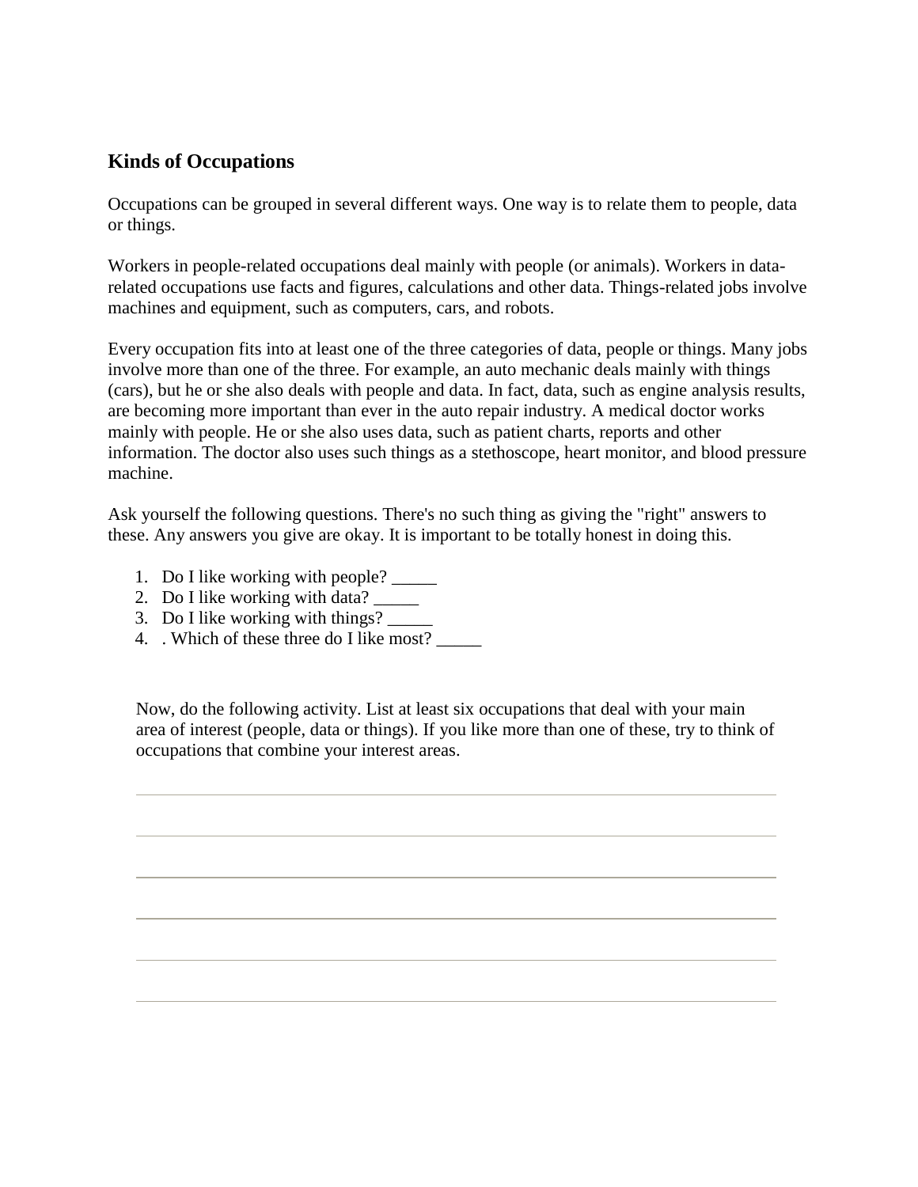## Kinds of Occupations

Occupations can be grouped in several different ways. One way is to relate them to people, data or things.

Workers in people-related occupations deal mainly with people (or animals). Workers in data-related occupations use facts and figures, calculations and other data. Things-related jobs involve machines and equipment, such as computers, cars, and robots.

Every occupation fits into at least one of the three categories of data, people or things. Many jobs involve more than one of the three. For example, an auto mechanic deals mainly with things (cars), but he or she also deals with people and data. In fact, data, such as engine analysis results, are becoming more important than ever in the auto repair industry. A medical doctor works mainly with people. He or she also uses data, such as patient charts, reports and other information. The doctor also uses such things as a stethoscope, heart monitor, and blood pressure machine.

Ask yourself the following questions. There's no such thing as giving the "right" answers to these. Any answers you give are okay. It is important to be totally honest in doing this.

1. Do I like working with people? _____
2. Do I like working with data? _____
3. Do I like working with things? _____
4. . Which of these three do I like most? _____

Now, do the following activity. List at least six occupations that deal with your main area of interest (people, data or things). If you like more than one of these, try to think of occupations that combine your interest areas.

______________________________

______________________________

______________________________

______________________________

______________________________

______________________________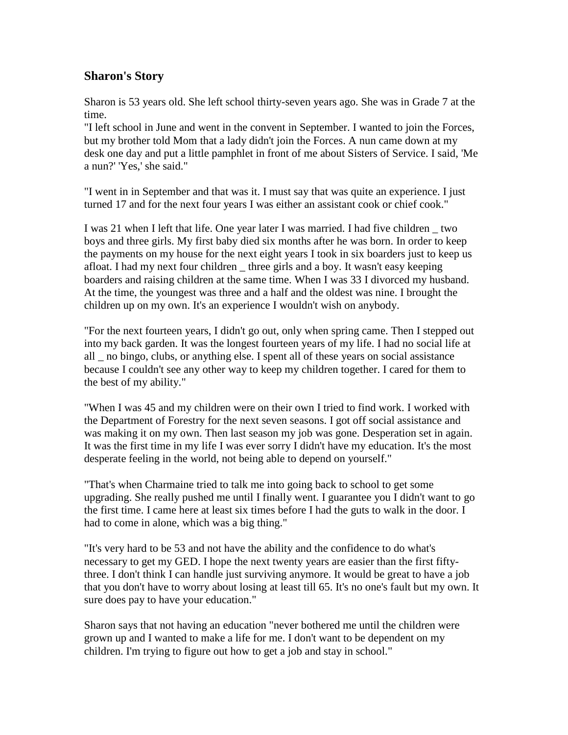## Sharon's Story

Sharon is 53 years old. She left school thirty-seven years ago. She was in Grade 7 at the time.

"I left school in June and went in the convent in September. I wanted to join the Forces, but my brother told Mom that a lady didn't join the Forces. A nun came down at my desk one day and put a little pamphlet in front of me about Sisters of Service. I said, 'Me a nun?' 'Yes,' she said."

"I went in in September and that was it. I must say that was quite an experience. I just turned 17 and for the next four years I was either an assistant cook or chief cook."

I was 21 when I left that life. One year later I was married. I had five children _ two boys and three girls. My first baby died six months after he was born. In order to keep the payments on my house for the next eight years I took in six boarders just to keep us afloat. I had my next four children _ three girls and a boy. It wasn't easy keeping boarders and raising children at the same time. When I was 33 I divorced my husband. At the time, the youngest was three and a half and the oldest was nine. I brought the children up on my own. It's an experience I wouldn't wish on anybody.

"For the next fourteen years, I didn't go out, only when spring came. Then I stepped out into my back garden. It was the longest fourteen years of my life. I had no social life at all _ no bingo, clubs, or anything else. I spent all of these years on social assistance because I couldn't see any other way to keep my children together. I cared for them to the best of my ability."

"When I was 45 and my children were on their own I tried to find work. I worked with the Department of Forestry for the next seven seasons. I got off social assistance and was making it on my own. Then last season my job was gone. Desperation set in again. It was the first time in my life I was ever sorry I didn't have my education. It's the most desperate feeling in the world, not being able to depend on yourself."

"That's when Charmaine tried to talk me into going back to school to get some upgrading. She really pushed me until I finally went. I guarantee you I didn't want to go the first time. I came here at least six times before I had the guts to walk in the door. I had to come in alone, which was a big thing."

"It's very hard to be 53 and not have the ability and the confidence to do what's necessary to get my GED. I hope the next twenty years are easier than the first fifty-three. I don't think I can handle just surviving anymore. It would be great to have a job that you don't have to worry about losing at least till 65. It's no one's fault but my own. It sure does pay to have your education."

Sharon says that not having an education "never bothered me until the children were grown up and I wanted to make a life for me. I don't want to be dependent on my children. I'm trying to figure out how to get a job and stay in school."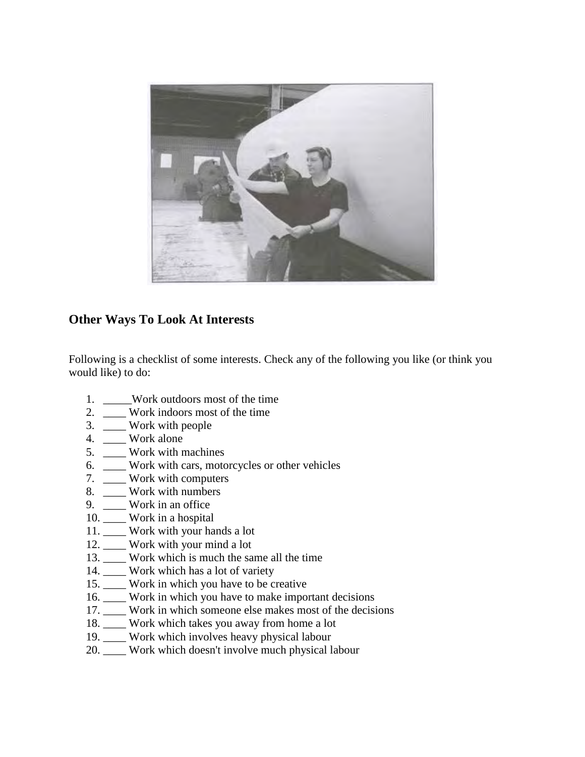## Other Ways To Look At Interests

Following is a checklist of some interests. Check any of the following you like (or think you would like) to do:

1. _____Work outdoors most of the time
2. ____ Work indoors most of the time
3. ____ Work with people
4. ____ Work alone
5. ____ Work with machines
6. ____ Work with cars, motorcycles or other vehicles
7. ____ Work with computers
8. ____ Work with numbers
9. ____ Work in an office
10. ____ Work in a hospital
11. ____ Work with your hands a lot
12. ____ Work with your mind a lot
13. ____ Work which is much the same all the time
14. ____ Work which has a lot of variety
15. ____ Work in which you have to be creative
16. ____ Work in which you have to make important decisions
17. ____ Work in which someone else makes most of the decisions
18. ____ Work which takes you away from home a lot
19. ____ Work which involves heavy physical labour
20. ____ Work which doesn't involve much physical labour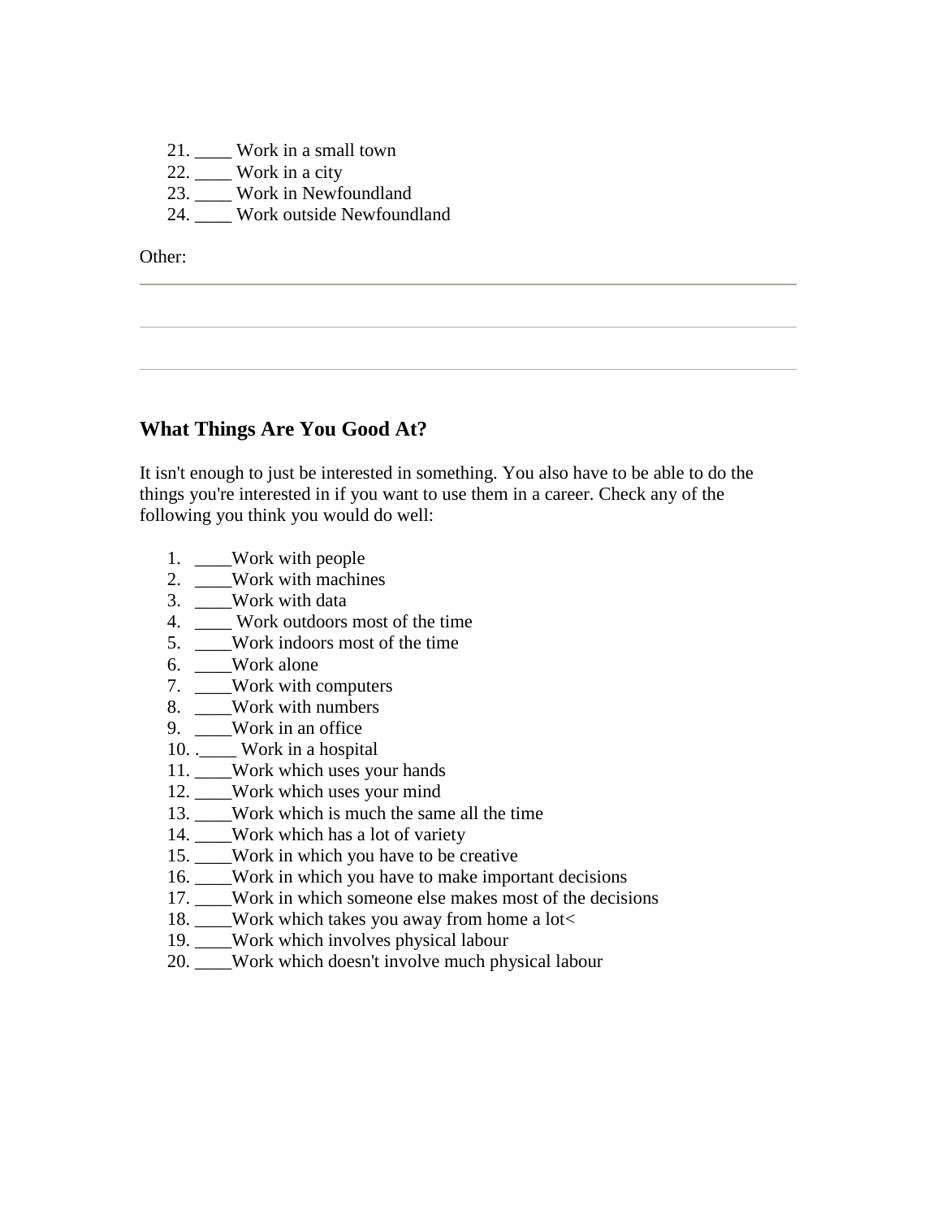21. ____ Work in a small town
22. ____ Work in a city
23. ____ Work in Newfoundland
24. ____ Work outside Newfoundland

Other:

---

---

---

## What Things Are You Good At?

It isn't enough to just be interested in something. You also have to be able to do the things you're interested in if you want to use them in a career. Check any of the following you think you would do well:

1. ____Work with people
2. ____Work with machines
3. ____Work with data
4. ____ Work outdoors most of the time
5. ____Work indoors most of the time
6. ____Work alone
7. ____Work with computers
8. ____Work with numbers
9. ____Work in an office
10. .____ Work in a hospital
11. ____Work which uses your hands
12. ____Work which uses your mind
13. ____Work which is much the same all the time
14. ____Work which has a lot of variety
15. ____Work in which you have to be creative
16. ____Work in which you have to make important decisions
17. ____Work in which someone else makes most of the decisions
18. ____Work which takes you away from home a lot<
19. ____Work which involves physical labour
20. ____Work which doesn't involve much physical labour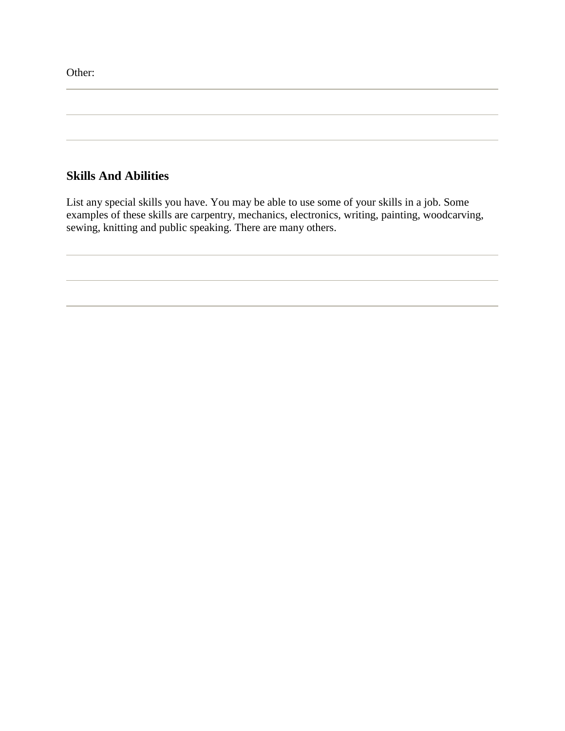Other:

---

---

---

## Skills And Abilities

List any special skills you have. You may be able to use some of your skills in a job. Some examples of these skills are carpentry, mechanics, electronics, writing, painting, woodcarving, sewing, knitting and public speaking. There are many others.

---

---

---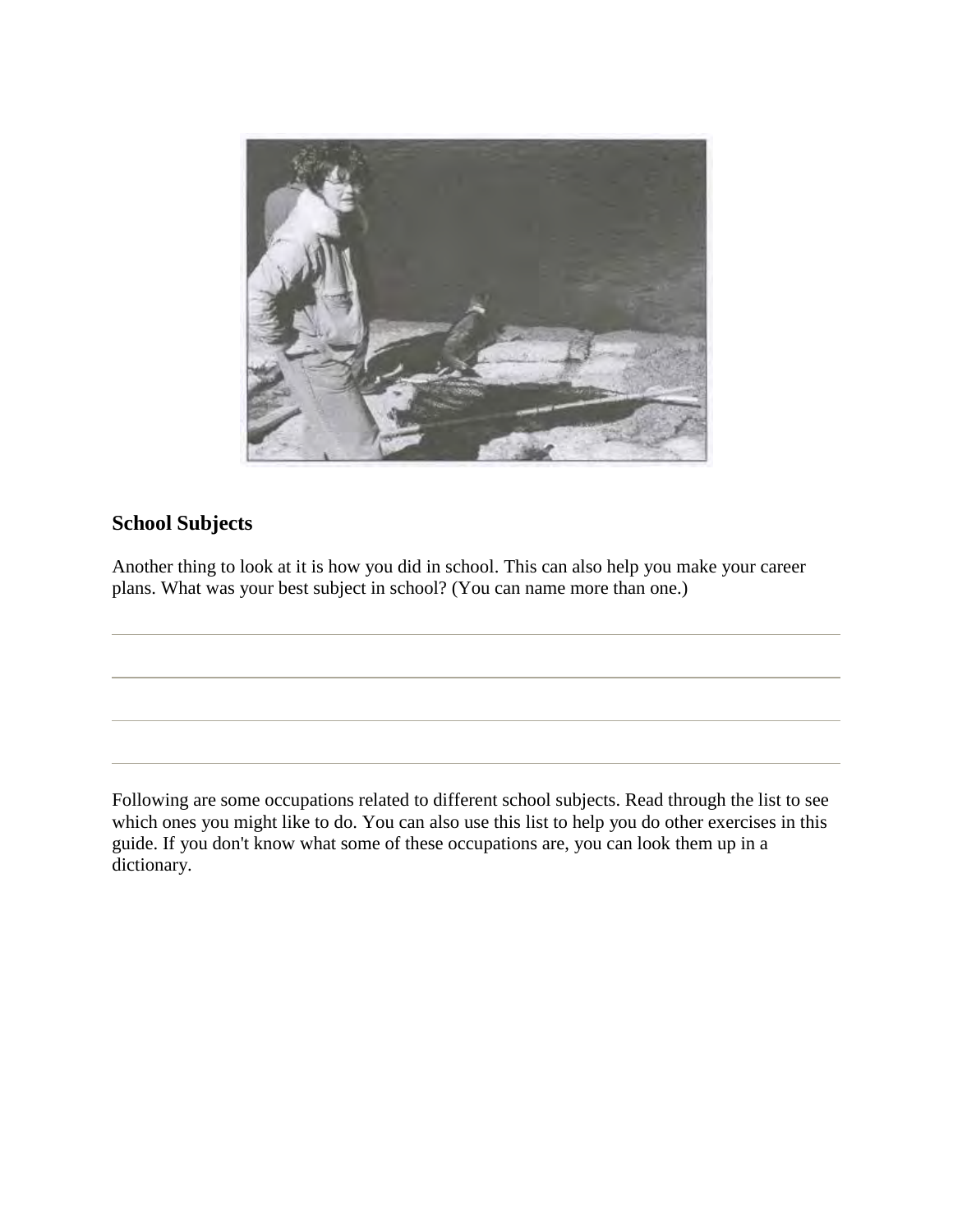## School Subjects

Another thing to look at it is how you did in school. This can also help you make your career plans. What was your best subject in school? (You can name more than one.)

Following are some occupations related to different school subjects. Read through the list to see which ones you might like to do. You can also use this list to help you do other exercises in this guide. If you don't know what some of these occupations are, you can look them up in a dictionary.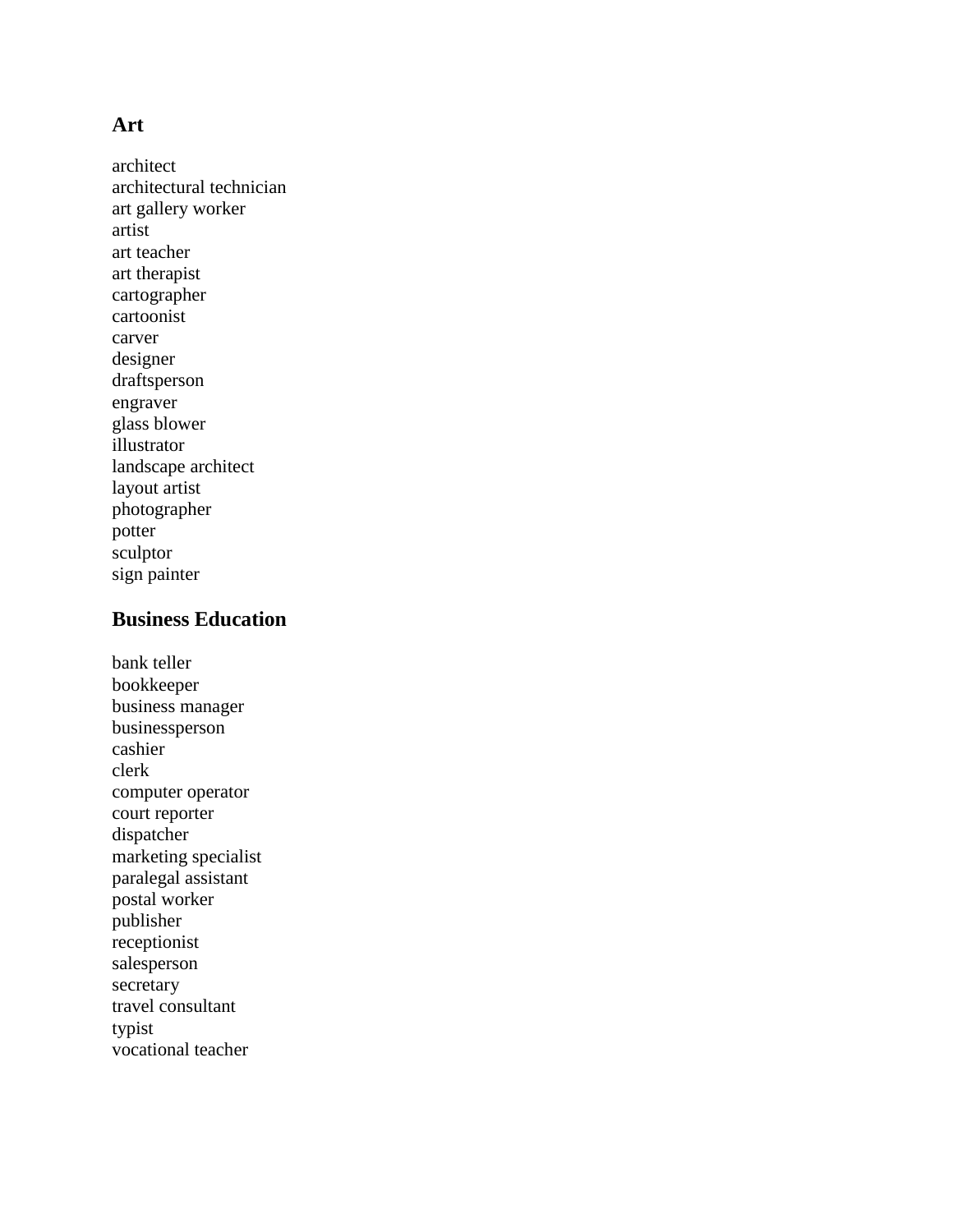## Art

architect
architectural technician
art gallery worker
artist
art teacher
art therapist
cartographer
cartoonist
carver
designer
draftsperson
engraver
glass blower
illustrator
landscape architect
layout artist
photographer
potter
sculptor
sign painter

## Business Education

bank teller
bookkeeper
business manager
businessperson
cashier
clerk
computer operator
court reporter
dispatcher
marketing specialist
paralegal assistant
postal worker
publisher
receptionist
salesperson
secretary
travel consultant
typist
vocational teacher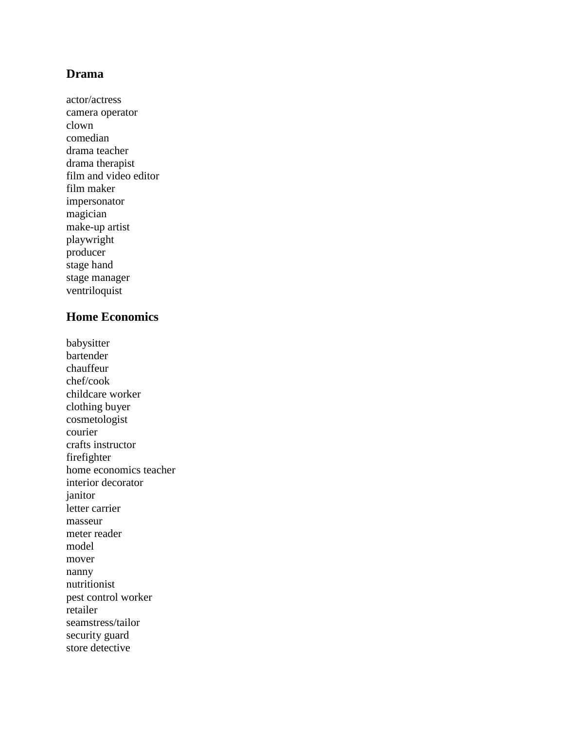## Drama

actor/actress
camera operator
clown
comedian
drama teacher
drama therapist
film and video editor
film maker
impersonator
magician
make-up artist
playwright
producer
stage hand
stage manager
ventriloquist

## Home Economics

babysitter
bartender
chauffeur
chef/cook
childcare worker
clothing buyer
cosmetologist
courier
crafts instructor
firefighter
home economics teacher
interior decorator
janitor
letter carrier
masseur
meter reader
model
mover
nanny
nutritionist
pest control worker
retailer
seamstress/tailor
security guard
store detective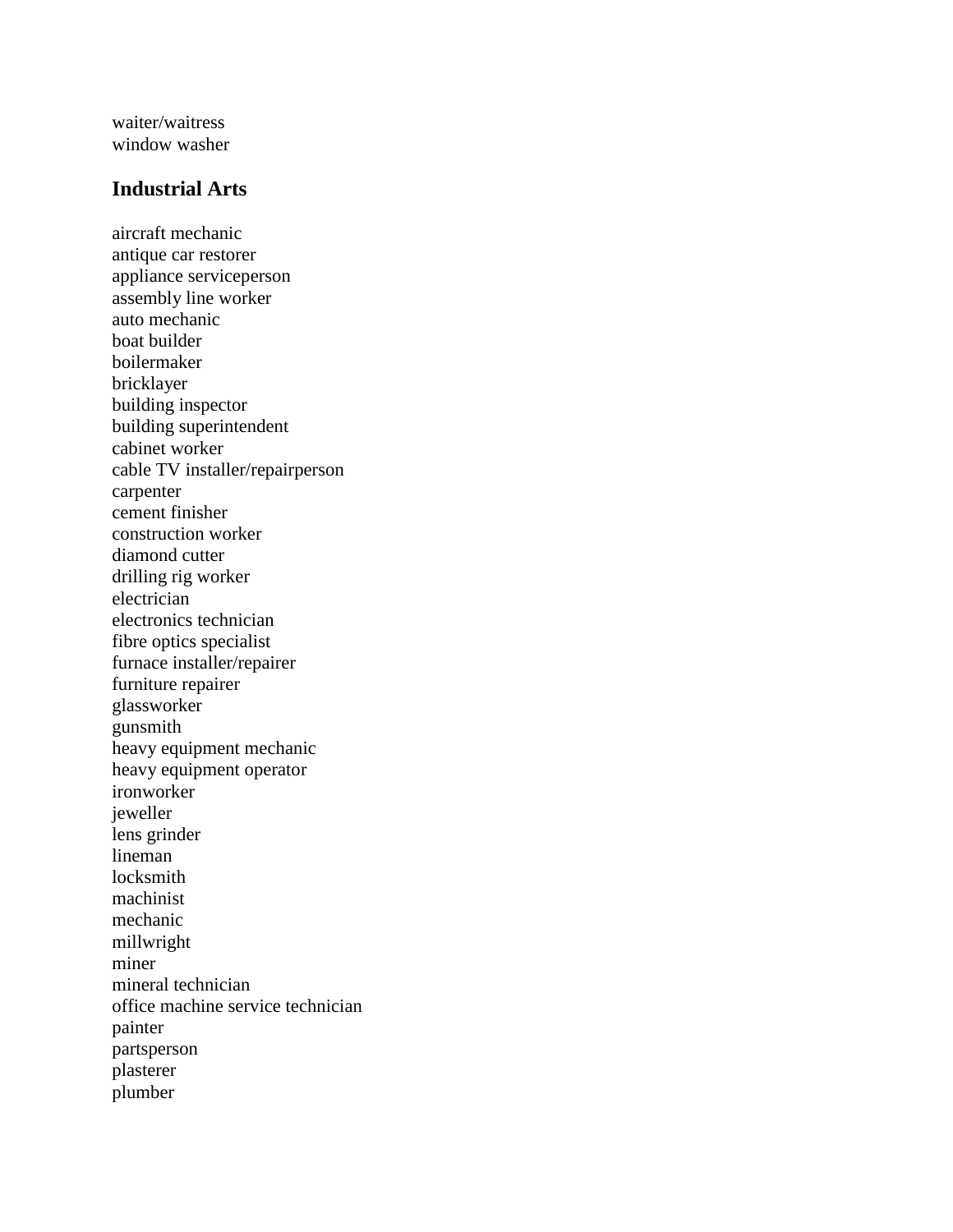waiter/waitress
window washer

## Industrial Arts

aircraft mechanic
antique car restorer
appliance serviceperson
assembly line worker
auto mechanic
boat builder
boilermaker
bricklayer
building inspector
building superintendent
cabinet worker
cable TV installer/repairperson
carpenter
cement finisher
construction worker
diamond cutter
drilling rig worker
electrician
electronics technician
fibre optics specialist
furnace installer/repairer
furniture repairer
glassworker
gunsmith
heavy equipment mechanic
heavy equipment operator
ironworker
jeweller
lens grinder
lineman
locksmith
machinist
mechanic
millwright
miner
mineral technician
office machine service technician
painter
partsperson
plasterer
plumber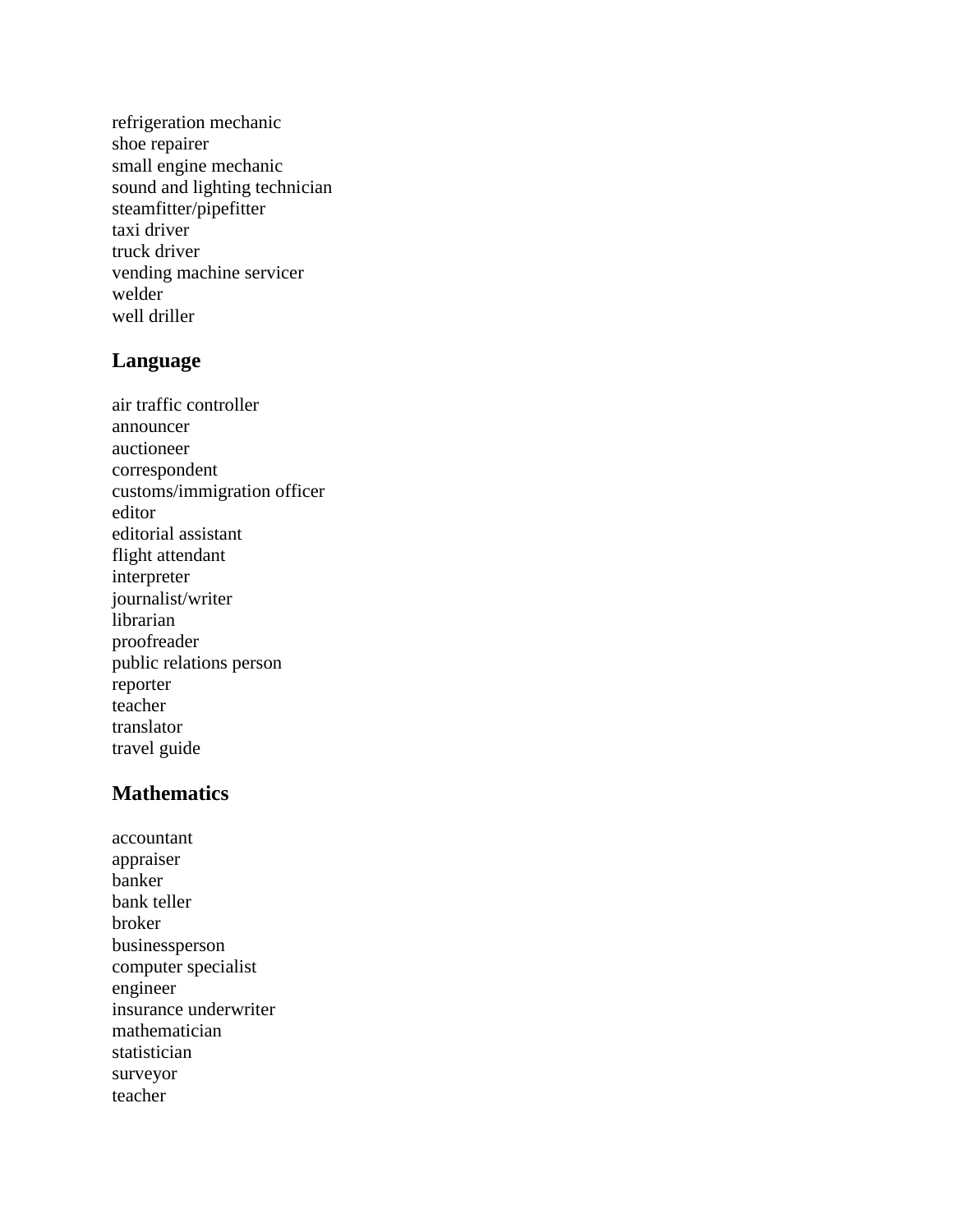refrigeration mechanic
shoe repairer
small engine mechanic
sound and lighting technician
steamfitter/pipefitter
taxi driver
truck driver
vending machine servicer
welder
well driller

## Language

air traffic controller
announcer
auctioneer
correspondent
customs/immigration officer
editor
editorial assistant
flight attendant
interpreter
journalist/writer
librarian
proofreader
public relations person
reporter
teacher
translator
travel guide

## Mathematics

accountant
appraiser
banker
bank teller
broker
businessperson
computer specialist
engineer
insurance underwriter
mathematician
statistician
surveyor
teacher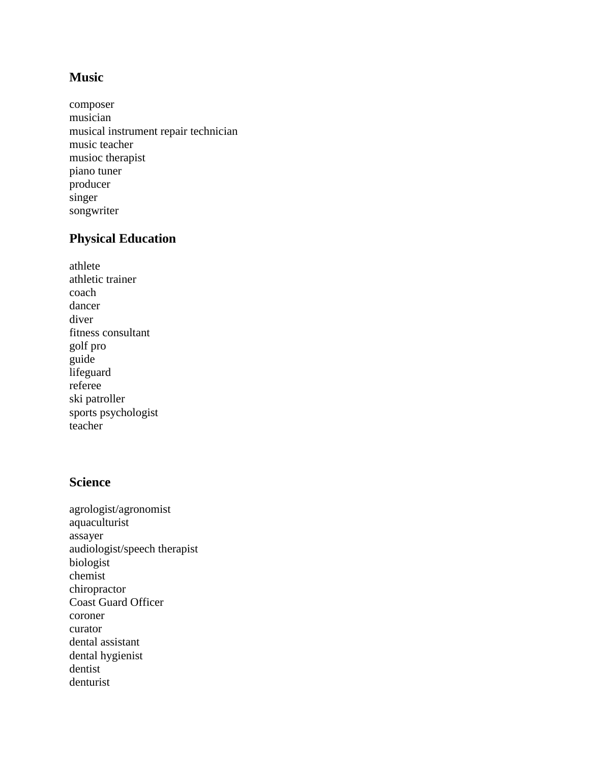## Music

composer
musician
musical instrument repair technician
music teacher
musioc therapist
piano tuner
producer
singer
songwriter

## Physical Education

athlete
athletic trainer
coach
dancer
diver
fitness consultant
golf pro
guide
lifeguard
referee
ski patroller
sports psychologist
teacher

## Science

agrologist/agronomist
aquaculturist
assayer
audiologist/speech therapist
biologist
chemist
chiropractor
Coast Guard Officer
coroner
curator
dental assistant
dental hygienist
dentist
denturist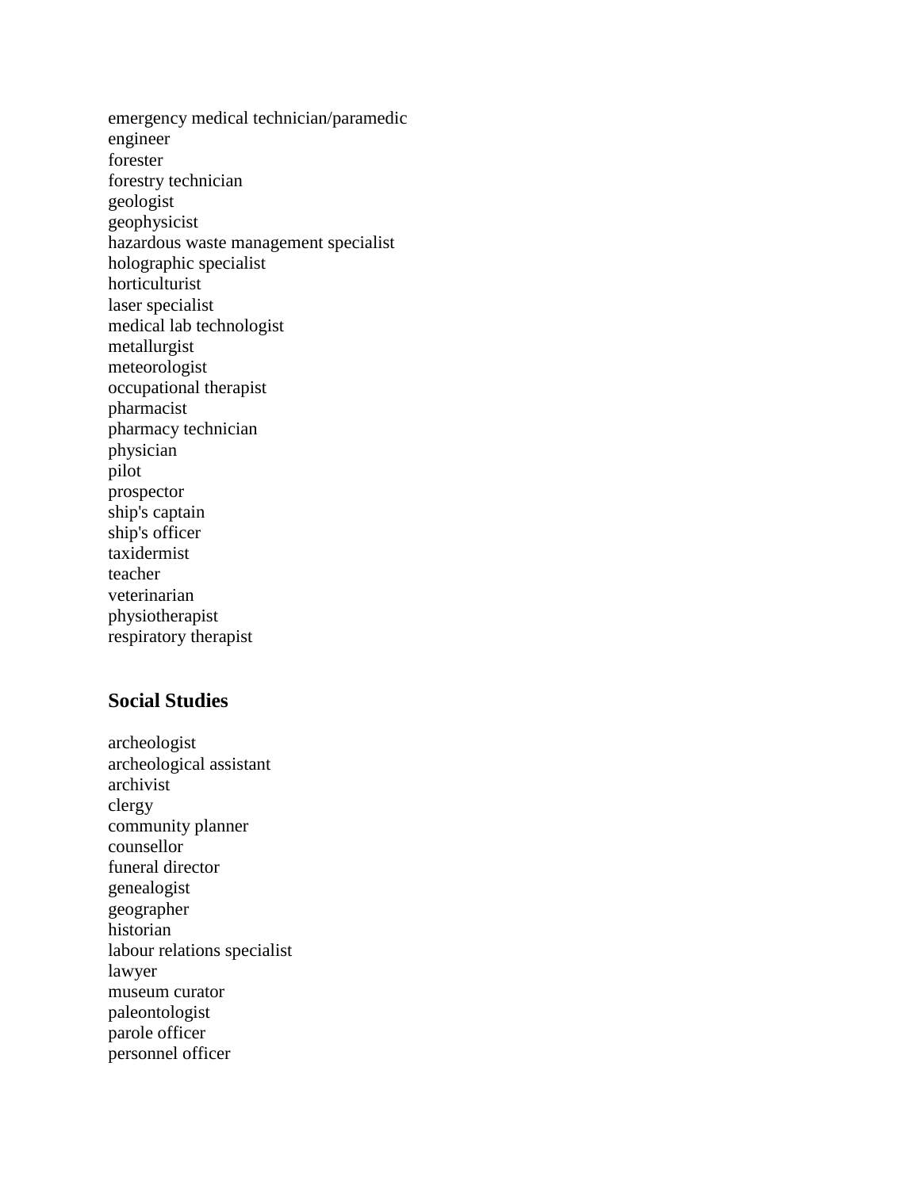emergency medical technician/paramedic
engineer
forester
forestry technician
geologist
geophysicist
hazardous waste management specialist
holographic specialist
horticulturist
laser specialist
medical lab technologist
metallurgist
meteorologist
occupational therapist
pharmacist
pharmacy technician
physician
pilot
prospector
ship's captain
ship's officer
taxidermist
teacher
veterinarian
physiotherapist
respiratory therapist

### Social Studies

archeologist
archeological assistant
archivist
clergy
community planner
counsellor
funeral director
genealogist
geographer
historian
labour relations specialist
lawyer
museum curator
paleontologist
parole officer
personnel officer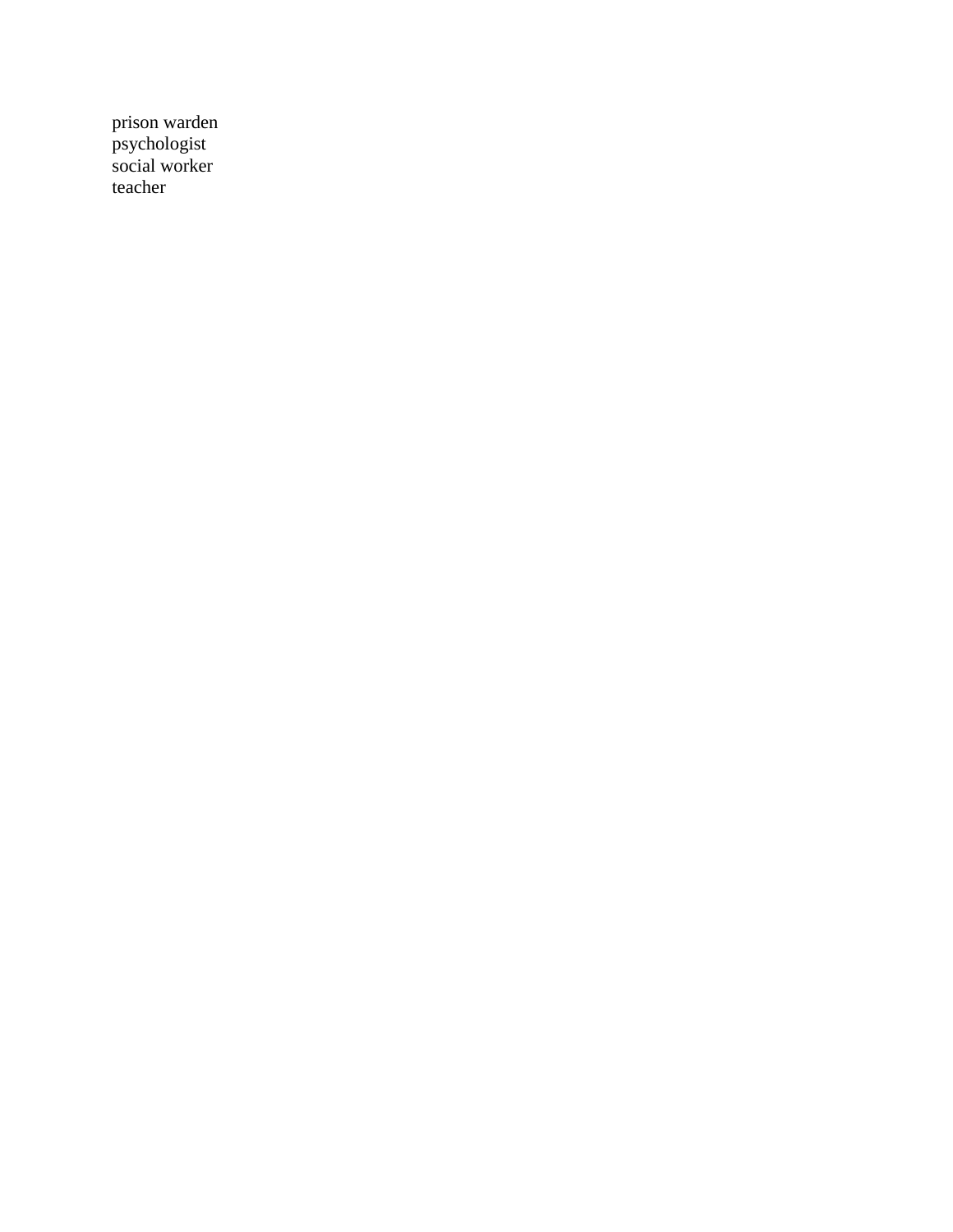prison warden
psychologist
social worker
teacher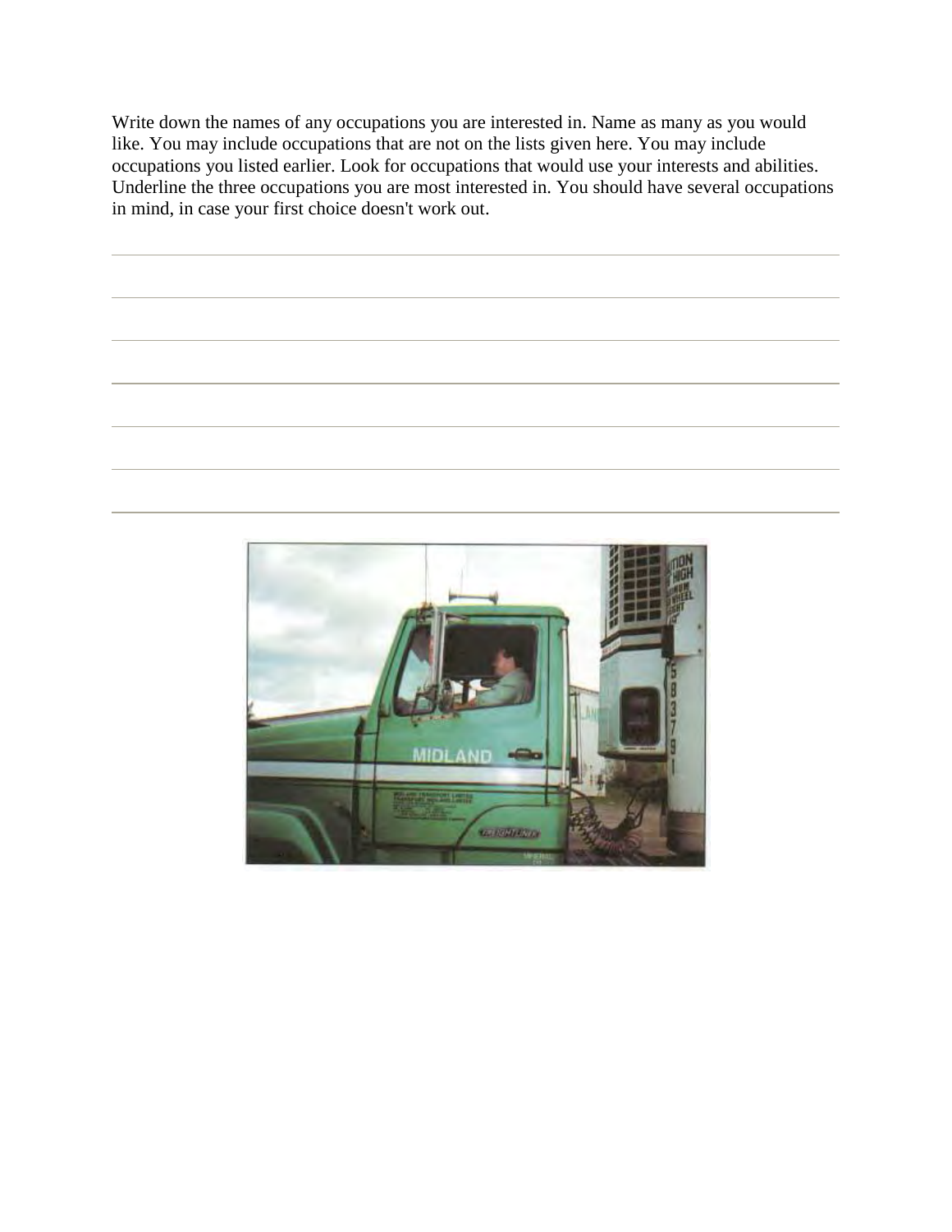Write down the names of any occupations you are interested in. Name as many as you would like. You may include occupations that are not on the lists given here. You may include occupations you listed earlier. Look for occupations that would use your interests and abilities. Underline the three occupations you are most interested in. You should have several occupations in mind, in case your first choice doesn't work out.

_______________________________________________

_______________________________________________

_______________________________________________

_______________________________________________

_______________________________________________

_______________________________________________

_______________________________________________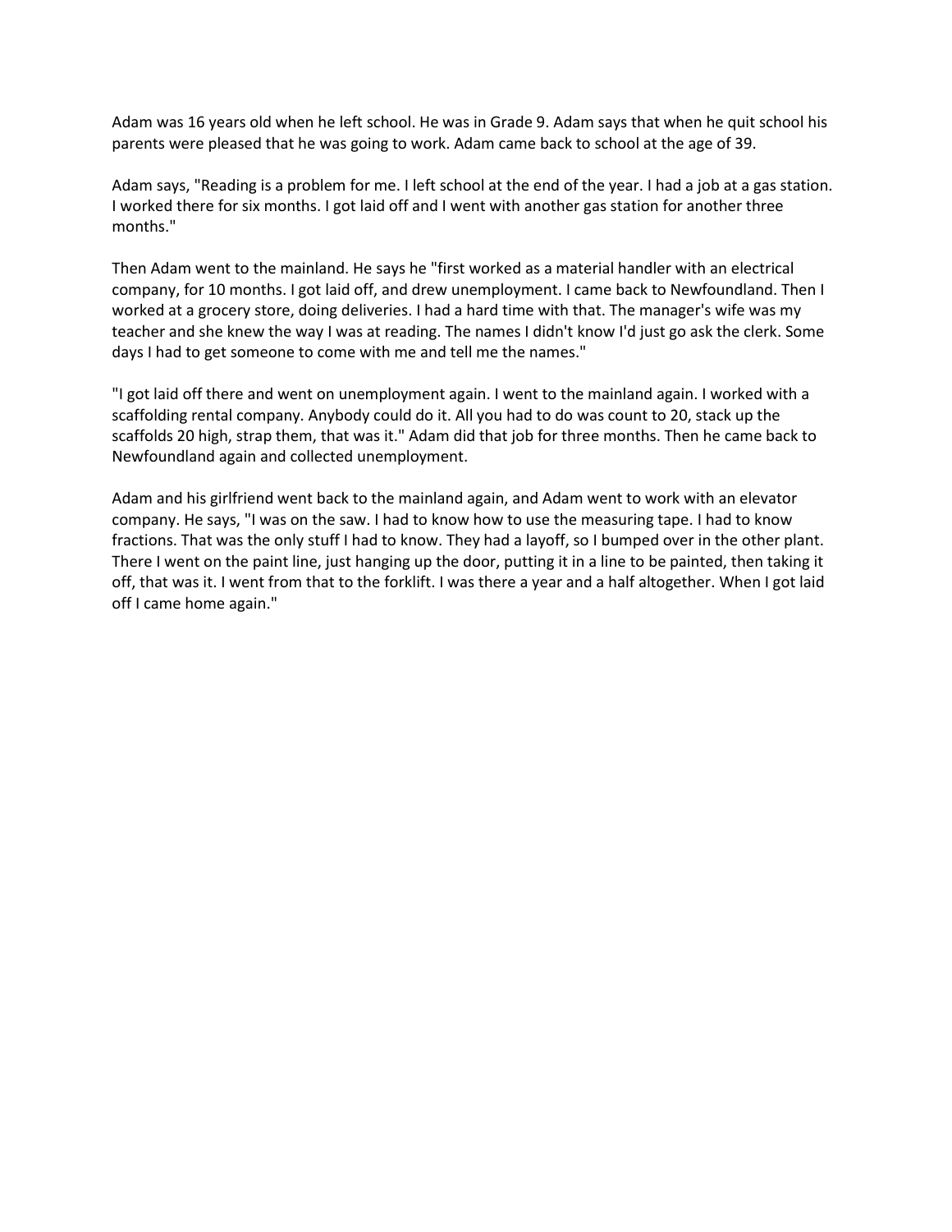Adam was 16 years old when he left school. He was in Grade 9. Adam says that when he quit school his parents were pleased that he was going to work. Adam came back to school at the age of 39.

Adam says, "Reading is a problem for me. I left school at the end of the year. I had a job at a gas station. I worked there for six months. I got laid off and I went with another gas station for another three months."

Then Adam went to the mainland. He says he "first worked as a material handler with an electrical company, for 10 months. I got laid off, and drew unemployment. I came back to Newfoundland. Then I worked at a grocery store, doing deliveries. I had a hard time with that. The manager's wife was my teacher and she knew the way I was at reading. The names I didn't know I'd just go ask the clerk. Some days I had to get someone to come with me and tell me the names."

"I got laid off there and went on unemployment again. I went to the mainland again. I worked with a scaffolding rental company. Anybody could do it. All you had to do was count to 20, stack up the scaffolds 20 high, strap them, that was it." Adam did that job for three months. Then he came back to Newfoundland again and collected unemployment.

Adam and his girlfriend went back to the mainland again, and Adam went to work with an elevator company. He says, "I was on the saw. I had to know how to use the measuring tape. I had to know fractions. That was the only stuff I had to know. They had a layoff, so I bumped over in the other plant. There I went on the paint line, just hanging up the door, putting it in a line to be painted, then taking it off, that was it. I went from that to the forklift. I was there a year and a half altogether. When I got laid off I came home again."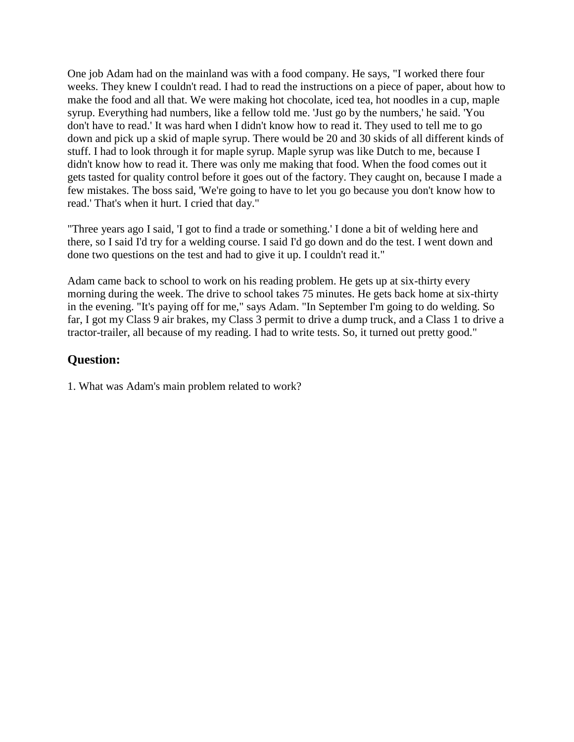One job Adam had on the mainland was with a food company. He says, "I worked there four weeks. They knew I couldn't read. I had to read the instructions on a piece of paper, about how to make the food and all that. We were making hot chocolate, iced tea, hot noodles in a cup, maple syrup. Everything had numbers, like a fellow told me. 'Just go by the numbers,' he said. 'You don't have to read.' It was hard when I didn't know how to read it. They used to tell me to go down and pick up a skid of maple syrup. There would be 20 and 30 skids of all different kinds of stuff. I had to look through it for maple syrup. Maple syrup was like Dutch to me, because I didn't know how to read it. There was only me making that food. When the food comes out it gets tasted for quality control before it goes out of the factory. They caught on, because I made a few mistakes. The boss said, 'We're going to have to let you go because you don't know how to read.' That's when it hurt. I cried that day."

"Three years ago I said, 'I got to find a trade or something.' I done a bit of welding here and there, so I said I'd try for a welding course. I said I'd go down and do the test. I went down and done two questions on the test and had to give it up. I couldn't read it."

Adam came back to school to work on his reading problem. He gets up at six-thirty every morning during the week. The drive to school takes 75 minutes. He gets back home at six-thirty in the evening. "It's paying off for me," says Adam. "In September I'm going to do welding. So far, I got my Class 9 air brakes, my Class 3 permit to drive a dump truck, and a Class 1 to drive a tractor-trailer, all because of my reading. I had to write tests. So, it turned out pretty good."

## Question:

1. What was Adam's main problem related to work?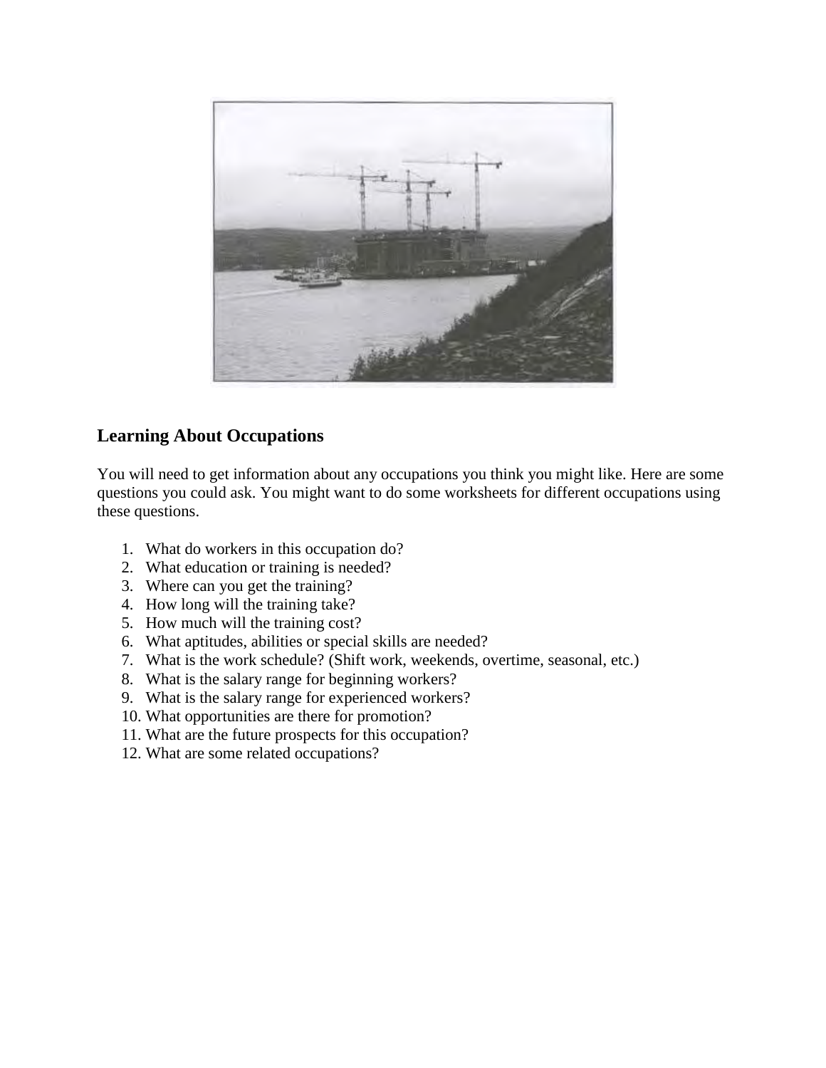## Learning About Occupations

You will need to get information about any occupations you think you might like. Here are some questions you could ask. You might want to do some worksheets for different occupations using these questions.

1. What do workers in this occupation do?
2. What education or training is needed?
3. Where can you get the training?
4. How long will the training take?
5. How much will the training cost?
6. What aptitudes, abilities or special skills are needed?
7. What is the work schedule? (Shift work, weekends, overtime, seasonal, etc.)
8. What is the salary range for beginning workers?
9. What is the salary range for experienced workers?
10. What opportunities are there for promotion?
11. What are the future prospects for this occupation?
12. What are some related occupations?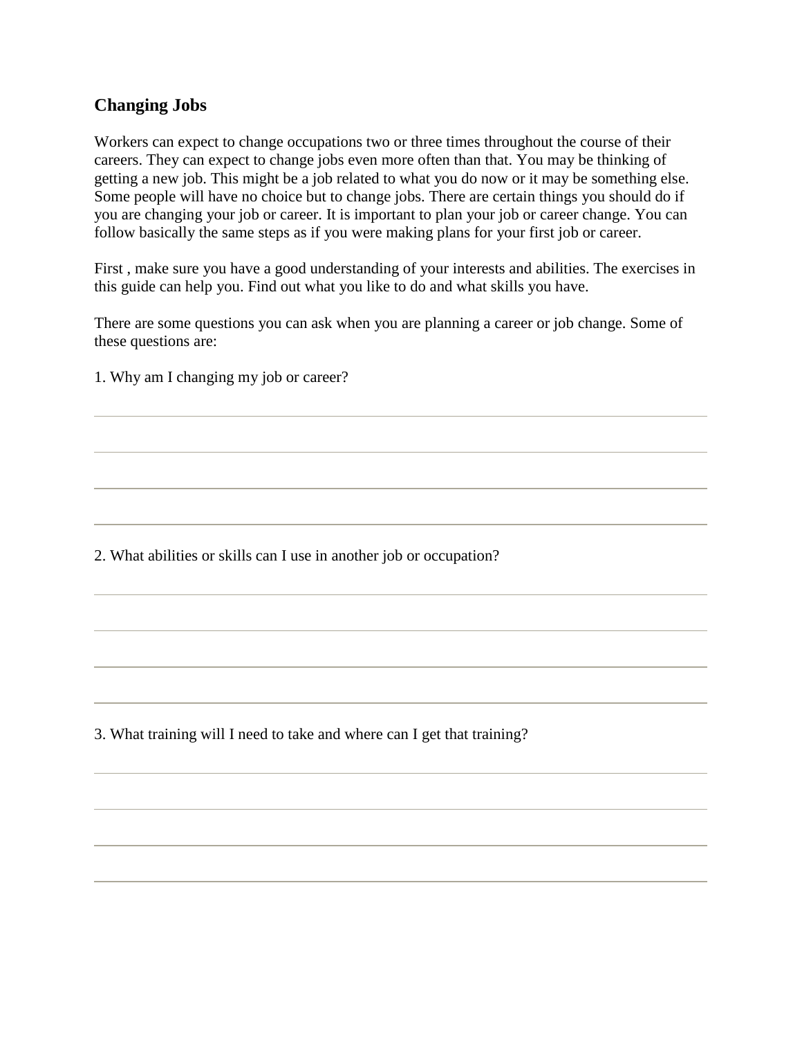## Changing Jobs

Workers can expect to change occupations two or three times throughout the course of their careers. They can expect to change jobs even more often than that. You may be thinking of getting a new job. This might be a job related to what you do now or it may be something else. Some people will have no choice but to change jobs. There are certain things you should do if you are changing your job or career. It is important to plan your job or career change. You can follow basically the same steps as if you were making plans for your first job or career.

First , make sure you have a good understanding of your interests and abilities. The exercises in this guide can help you. Find out what you like to do and what skills you have.

There are some questions you can ask when you are planning a career or job change. Some of these questions are:

1. Why am I changing my job or career?

\_\_\_\_\_\_\_\_\_\_\_\_\_\_\_\_\_\_\_\_\_\_\_\_\_\_\_\_\_\_\_\_\_\_\_\_\_\_\_\_

\_\_\_\_\_\_\_\_\_\_\_\_\_\_\_\_\_\_\_\_\_\_\_\_\_\_\_\_\_\_\_\_\_\_\_\_\_\_\_\_

\_\_\_\_\_\_\_\_\_\_\_\_\_\_\_\_\_\_\_\_\_\_\_\_\_\_\_\_\_\_\_\_\_\_\_\_\_\_\_\_

\_\_\_\_\_\_\_\_\_\_\_\_\_\_\_\_\_\_\_\_\_\_\_\_\_\_\_\_\_\_\_\_\_\_\_\_\_\_\_\_

2. What abilities or skills can I use in another job or occupation?

\_\_\_\_\_\_\_\_\_\_\_\_\_\_\_\_\_\_\_\_\_\_\_\_\_\_\_\_\_\_\_\_\_\_\_\_\_\_\_\_

\_\_\_\_\_\_\_\_\_\_\_\_\_\_\_\_\_\_\_\_\_\_\_\_\_\_\_\_\_\_\_\_\_\_\_\_\_\_\_\_

\_\_\_\_\_\_\_\_\_\_\_\_\_\_\_\_\_\_\_\_\_\_\_\_\_\_\_\_\_\_\_\_\_\_\_\_\_\_\_\_

\_\_\_\_\_\_\_\_\_\_\_\_\_\_\_\_\_\_\_\_\_\_\_\_\_\_\_\_\_\_\_\_\_\_\_\_\_\_\_\_

3. What training will I need to take and where can I get that training?

\_\_\_\_\_\_\_\_\_\_\_\_\_\_\_\_\_\_\_\_\_\_\_\_\_\_\_\_\_\_\_\_\_\_\_\_\_\_\_\_

\_\_\_\_\_\_\_\_\_\_\_\_\_\_\_\_\_\_\_\_\_\_\_\_\_\_\_\_\_\_\_\_\_\_\_\_\_\_\_\_

\_\_\_\_\_\_\_\_\_\_\_\_\_\_\_\_\_\_\_\_\_\_\_\_\_\_\_\_\_\_\_\_\_\_\_\_\_\_\_\_

\_\_\_\_\_\_\_\_\_\_\_\_\_\_\_\_\_\_\_\_\_\_\_\_\_\_\_\_\_\_\_\_\_\_\_\_\_\_\_\_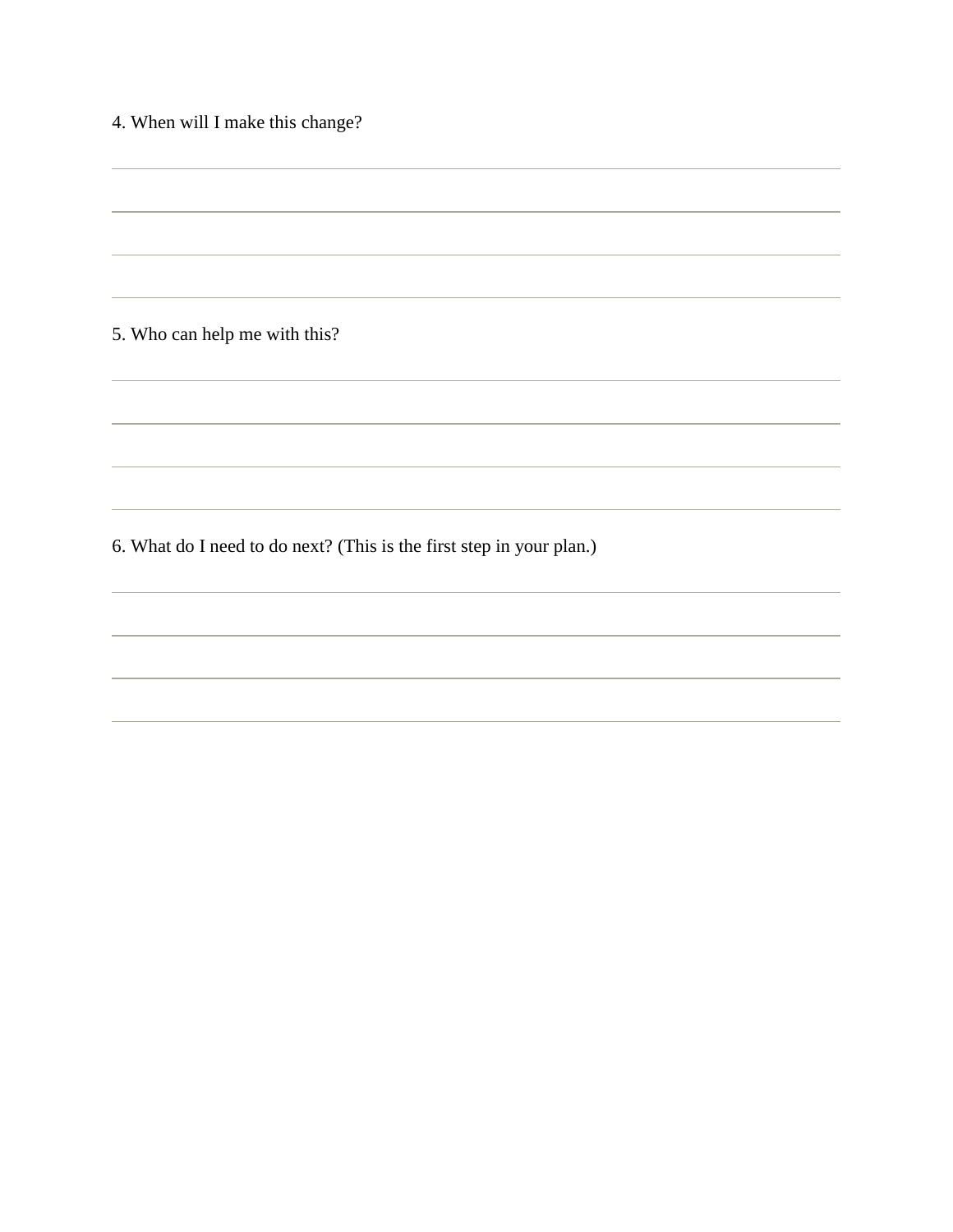4. When will I make this change?

5. Who can help me with this?

6. What do I need to do next? (This is the first step in your plan.)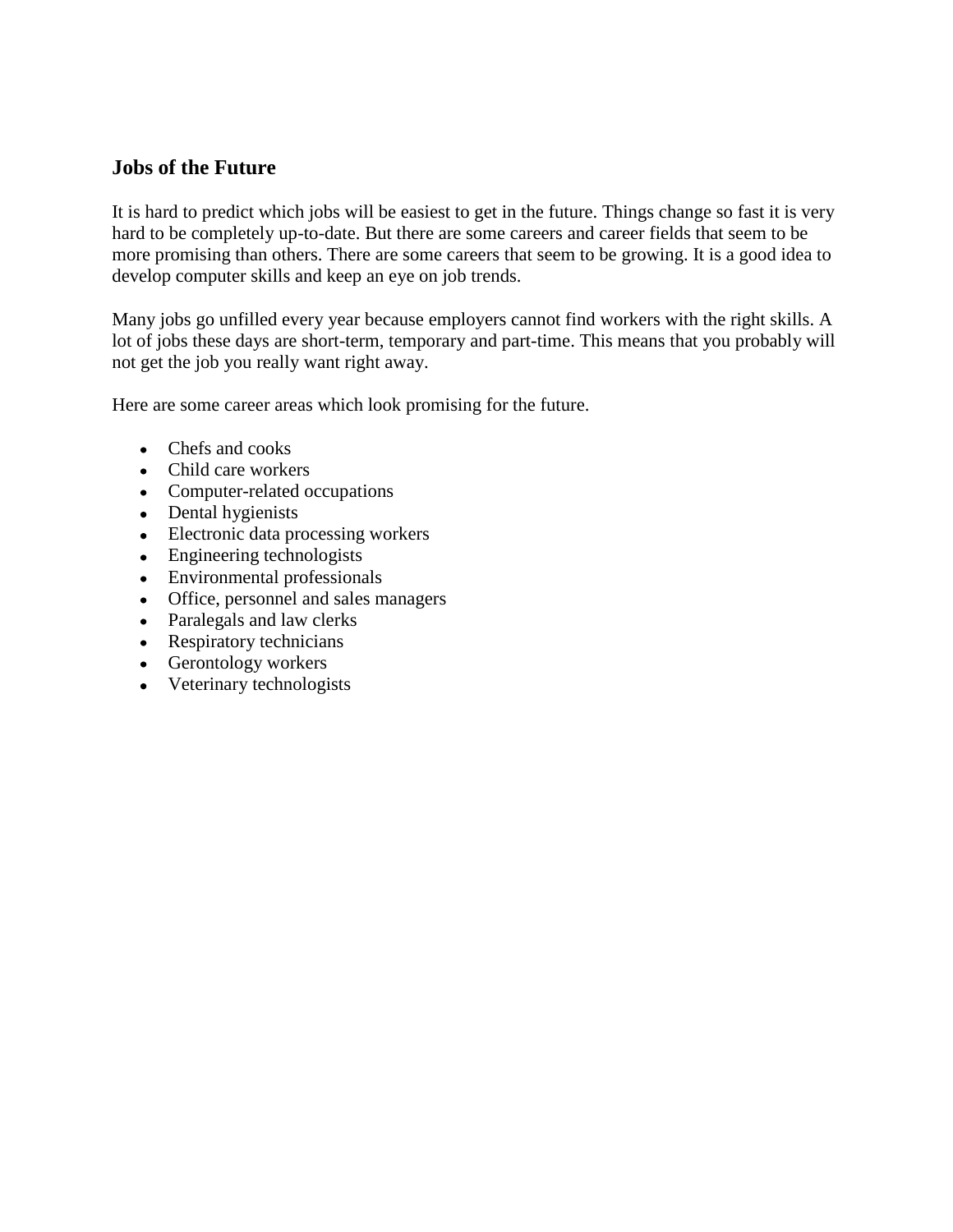## Jobs of the Future

It is hard to predict which jobs will be easiest to get in the future. Things change so fast it is very hard to be completely up-to-date. But there are some careers and career fields that seem to be more promising than others. There are some careers that seem to be growing. It is a good idea to develop computer skills and keep an eye on job trends.

Many jobs go unfilled every year because employers cannot find workers with the right skills. A lot of jobs these days are short-term, temporary and part-time. This means that you probably will not get the job you really want right away.

Here are some career areas which look promising for the future.

- Chefs and cooks
- Child care workers
- Computer-related occupations
- Dental hygienists
- Electronic data processing workers
- Engineering technologists
- Environmental professionals
- Office, personnel and sales managers
- Paralegals and law clerks
- Respiratory technicians
- Gerontology workers
- Veterinary technologists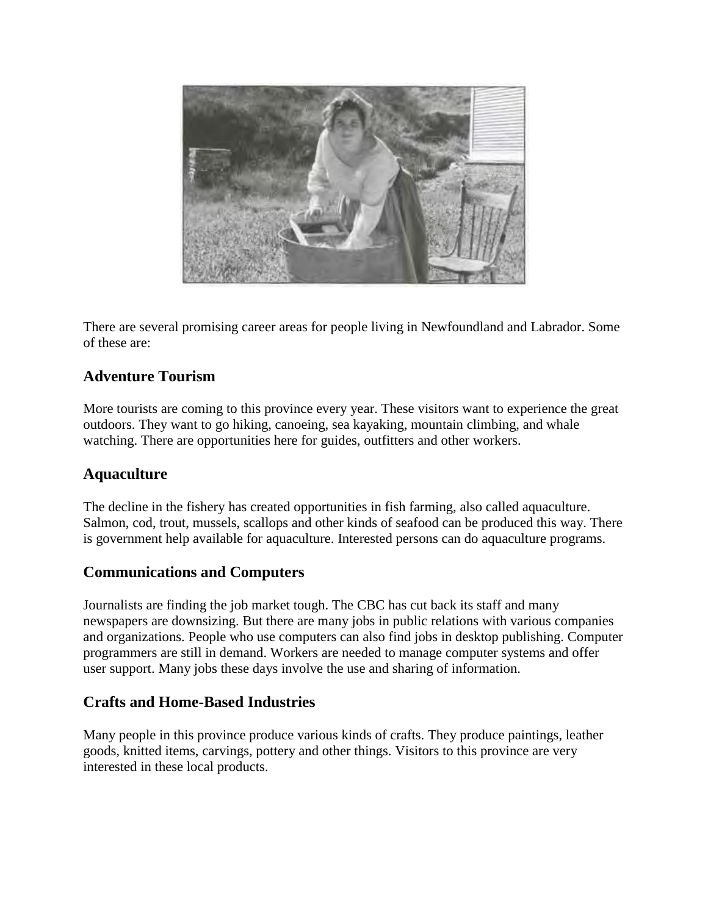There are several promising career areas for people living in Newfoundland and Labrador. Some of these are:

## Adventure Tourism

More tourists are coming to this province every year. These visitors want to experience the great outdoors. They want to go hiking, canoeing, sea kayaking, mountain climbing, and whale watching. There are opportunities here for guides, outfitters and other workers.

## Aquaculture

The decline in the fishery has created opportunities in fish farming, also called aquaculture. Salmon, cod, trout, mussels, scallops and other kinds of seafood can be produced this way. There is government help available for aquaculture. Interested persons can do aquaculture programs.

## Communications and Computers

Journalists are finding the job market tough. The CBC has cut back its staff and many newspapers are downsizing. But there are many jobs in public relations with various companies and organizations. People who use computers can also find jobs in desktop publishing. Computer programmers are still in demand. Workers are needed to manage computer systems and offer user support. Many jobs these days involve the use and sharing of information.

## Crafts and Home-Based Industries

Many people in this province produce various kinds of crafts. They produce paintings, leather goods, knitted items, carvings, pottery and other things. Visitors to this province are very interested in these local products.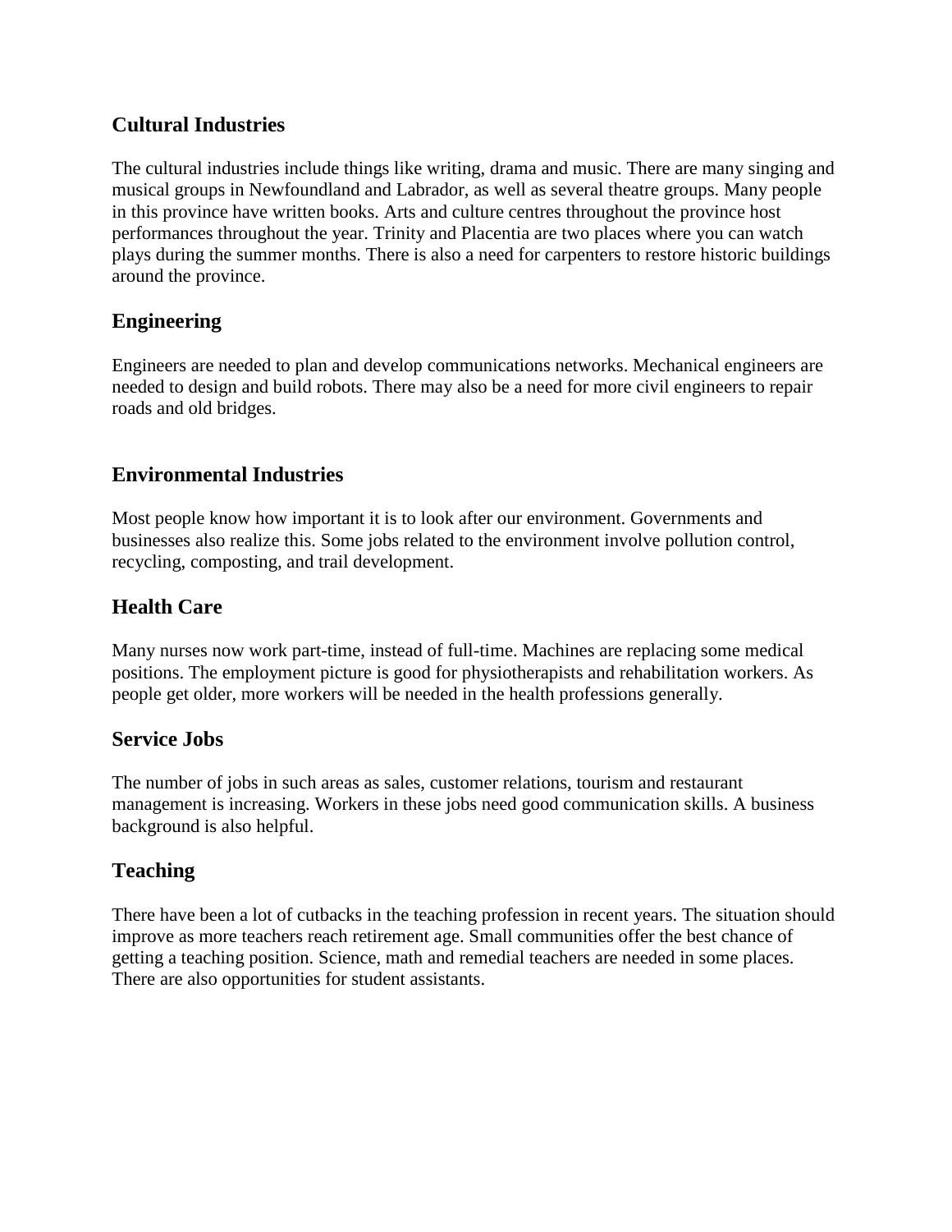## Cultural Industries

The cultural industries include things like writing, drama and music. There are many singing and musical groups in Newfoundland and Labrador, as well as several theatre groups. Many people in this province have written books. Arts and culture centres throughout the province host performances throughout the year. Trinity and Placentia are two places where you can watch plays during the summer months. There is also a need for carpenters to restore historic buildings around the province.

## Engineering

Engineers are needed to plan and develop communications networks. Mechanical engineers are needed to design and build robots. There may also be a need for more civil engineers to repair roads and old bridges.

## Environmental Industries

Most people know how important it is to look after our environment. Governments and businesses also realize this. Some jobs related to the environment involve pollution control, recycling, composting, and trail development.

## Health Care

Many nurses now work part-time, instead of full-time. Machines are replacing some medical positions. The employment picture is good for physiotherapists and rehabilitation workers. As people get older, more workers will be needed in the health professions generally.

## Service Jobs

The number of jobs in such areas as sales, customer relations, tourism and restaurant management is increasing. Workers in these jobs need good communication skills. A business background is also helpful.

## Teaching

There have been a lot of cutbacks in the teaching profession in recent years. The situation should improve as more teachers reach retirement age. Small communities offer the best chance of getting a teaching position. Science, math and remedial teachers are needed in some places. There are also opportunities for student assistants.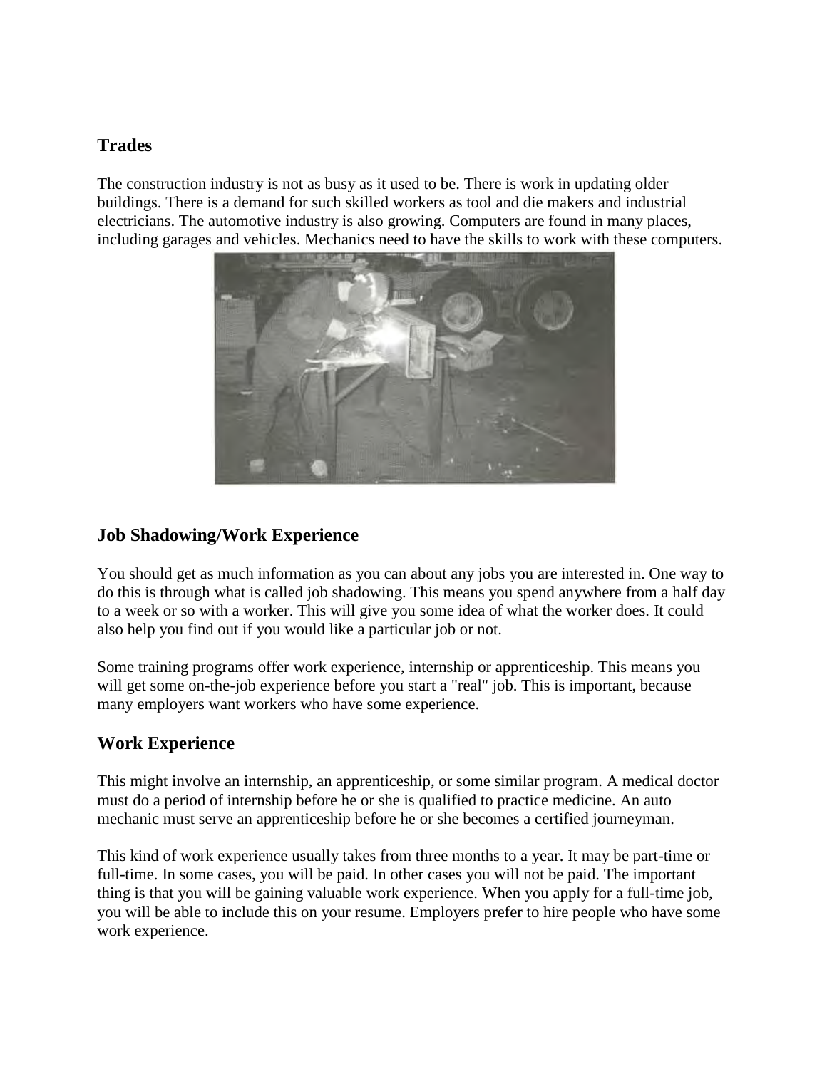## Trades

The construction industry is not as busy as it used to be. There is work in updating older buildings. There is a demand for such skilled workers as tool and die makers and industrial electricians. The automotive industry is also growing. Computers are found in many places, including garages and vehicles. Mechanics need to have the skills to work with these computers.

## Job Shadowing/Work Experience

You should get as much information as you can about any jobs you are interested in. One way to do this is through what is called job shadowing. This means you spend anywhere from a half day to a week or so with a worker. This will give you some idea of what the worker does. It could also help you find out if you would like a particular job or not.

Some training programs offer work experience, internship or apprenticeship. This means you will get some on-the-job experience before you start a "real" job. This is important, because many employers want workers who have some experience.

## Work Experience

This might involve an internship, an apprenticeship, or some similar program. A medical doctor must do a period of internship before he or she is qualified to practice medicine. An auto mechanic must serve an apprenticeship before he or she becomes a certified journeyman.

This kind of work experience usually takes from three months to a year. It may be part-time or full-time. In some cases, you will be paid. In other cases you will not be paid. The important thing is that you will be gaining valuable work experience. When you apply for a full-time job, you will be able to include this on your resume. Employers prefer to hire people who have some work experience.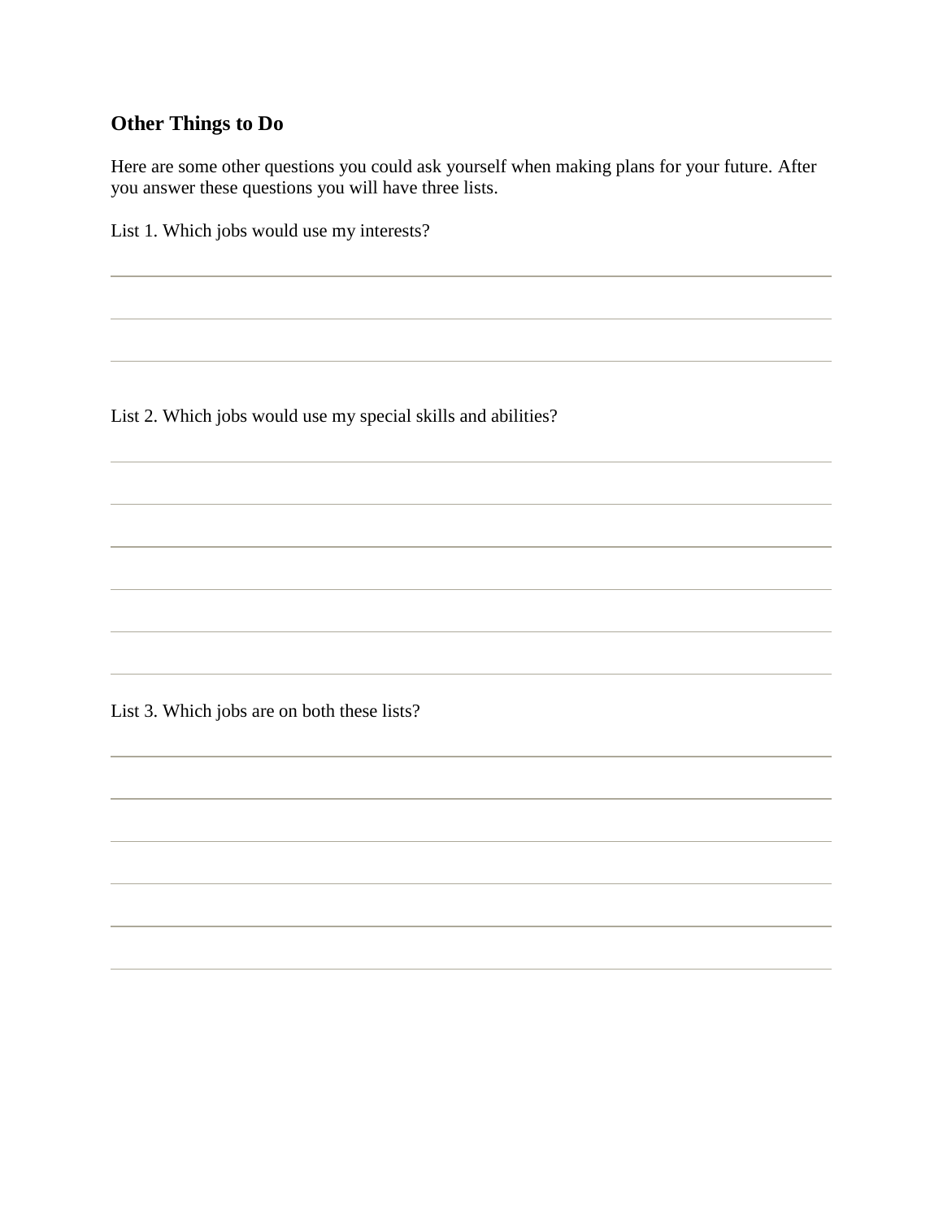## Other Things to Do

Here are some other questions you could ask yourself when making plans for your future. After you answer these questions you will have three lists.

List 1. Which jobs would use my interests?

___

___

___

List 2. Which jobs would use my special skills and abilities?

___

___

___

___

___

___

List 3. Which jobs are on both these lists?

___

___

___

___

___

___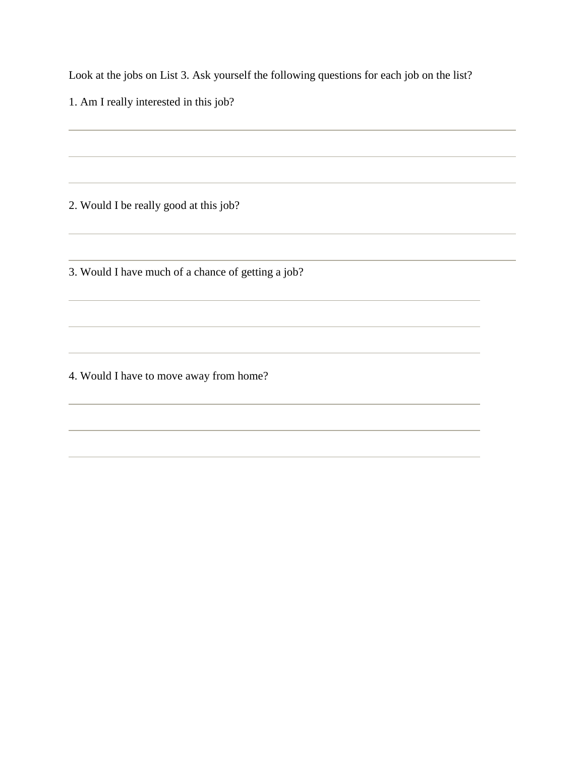Look at the jobs on List 3. Ask yourself the following questions for each job on the list?

1. Am I really interested in this job?

2. Would I be really good at this job?

3. Would I have much of a chance of getting a job?

4. Would I have to move away from home?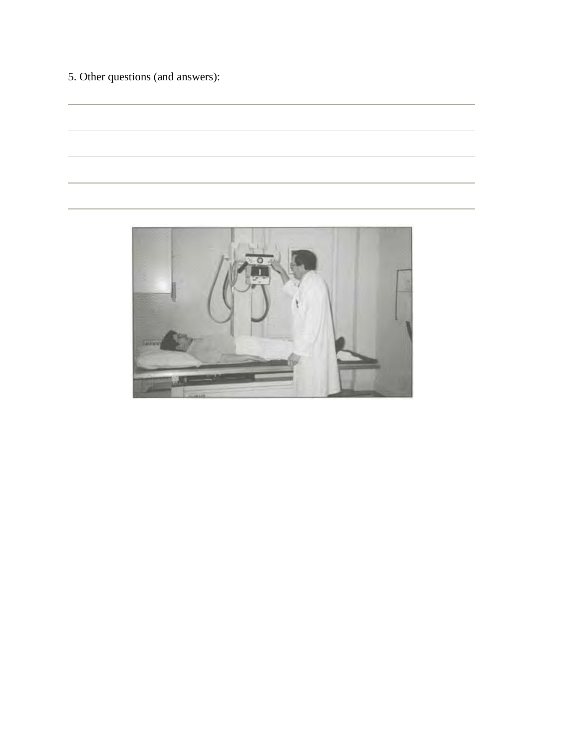5. Other questions (and answers):

---

---

---

---

---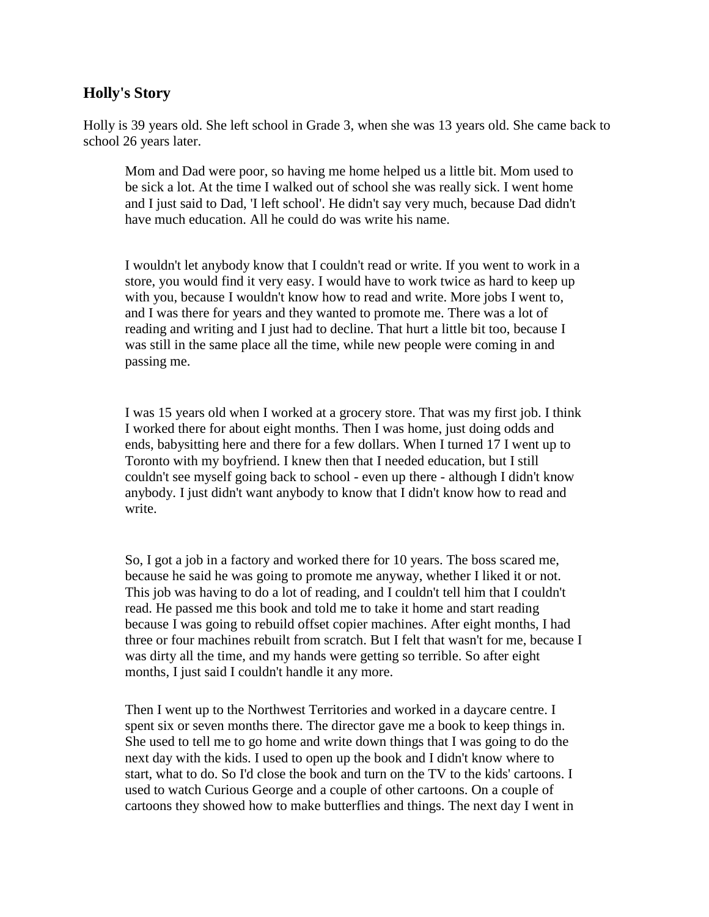## Holly's Story

Holly is 39 years old. She left school in Grade 3, when she was 13 years old. She came back to school 26 years later.

> Mom and Dad were poor, so having me home helped us a little bit. Mom used to be sick a lot. At the time I walked out of school she was really sick. I went home and I just said to Dad, 'I left school'. He didn't say very much, because Dad didn't have much education. All he could do was write his name.
>
> I wouldn't let anybody know that I couldn't read or write. If you went to work in a store, you would find it very easy. I would have to work twice as hard to keep up with you, because I wouldn't know how to read and write. More jobs I went to, and I was there for years and they wanted to promote me. There was a lot of reading and writing and I just had to decline. That hurt a little bit too, because I was still in the same place all the time, while new people were coming in and passing me.
>
> I was 15 years old when I worked at a grocery store. That was my first job. I think I worked there for about eight months. Then I was home, just doing odds and ends, babysitting here and there for a few dollars. When I turned 17 I went up to Toronto with my boyfriend. I knew then that I needed education, but I still couldn't see myself going back to school - even up there - although I didn't know anybody. I just didn't want anybody to know that I didn't know how to read and write.
>
> So, I got a job in a factory and worked there for 10 years. The boss scared me, because he said he was going to promote me anyway, whether I liked it or not. This job was having to do a lot of reading, and I couldn't tell him that I couldn't read. He passed me this book and told me to take it home and start reading because I was going to rebuild offset copier machines. After eight months, I had three or four machines rebuilt from scratch. But I felt that wasn't for me, because I was dirty all the time, and my hands were getting so terrible. So after eight months, I just said I couldn't handle it any more.
>
> Then I went up to the Northwest Territories and worked in a daycare centre. I spent six or seven months there. The director gave me a book to keep things in. She used to tell me to go home and write down things that I was going to do the next day with the kids. I used to open up the book and I didn't know where to start, what to do. So I'd close the book and turn on the TV to the kids' cartoons. I used to watch Curious George and a couple of other cartoons. On a couple of cartoons they showed how to make butterflies and things. The next day I went in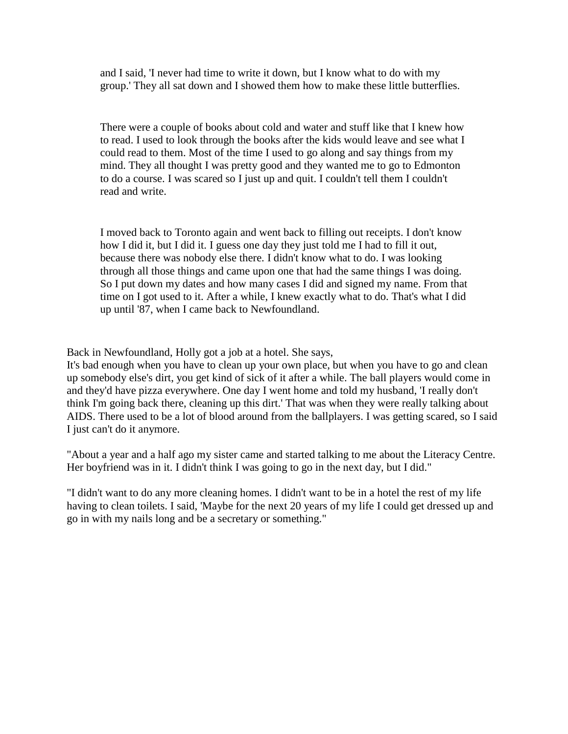> and I said, 'I never had time to write it down, but I know what to do with my group.' They all sat down and I showed them how to make these little butterflies.
>
> There were a couple of books about cold and water and stuff like that I knew how to read. I used to look through the books after the kids would leave and see what I could read to them. Most of the time I used to go along and say things from my mind. They all thought I was pretty good and they wanted me to go to Edmonton to do a course. I was scared so I just up and quit. I couldn't tell them I couldn't read and write.
>
> I moved back to Toronto again and went back to filling out receipts. I don't know how I did it, but I did it. I guess one day they just told me I had to fill it out, because there was nobody else there. I didn't know what to do. I was looking through all those things and came upon one that had the same things I was doing. So I put down my dates and how many cases I did and signed my name. From that time on I got used to it. After a while, I knew exactly what to do. That's what I did up until '87, when I came back to Newfoundland.

Back in Newfoundland, Holly got a job at a hotel. She says,
It's bad enough when you have to clean up your own place, but when you have to go and clean up somebody else's dirt, you get kind of sick of it after a while. The ball players would come in and they'd have pizza everywhere. One day I went home and told my husband, 'I really don't think I'm going back there, cleaning up this dirt.' That was when they were really talking about AIDS. There used to be a lot of blood around from the ballplayers. I was getting scared, so I said I just can't do it anymore.

"About a year and a half ago my sister came and started talking to me about the Literacy Centre. Her boyfriend was in it. I didn't think I was going to go in the next day, but I did."

"I didn't want to do any more cleaning homes. I didn't want to be in a hotel the rest of my life having to clean toilets. I said, 'Maybe for the next 20 years of my life I could get dressed up and go in with my nails long and be a secretary or something."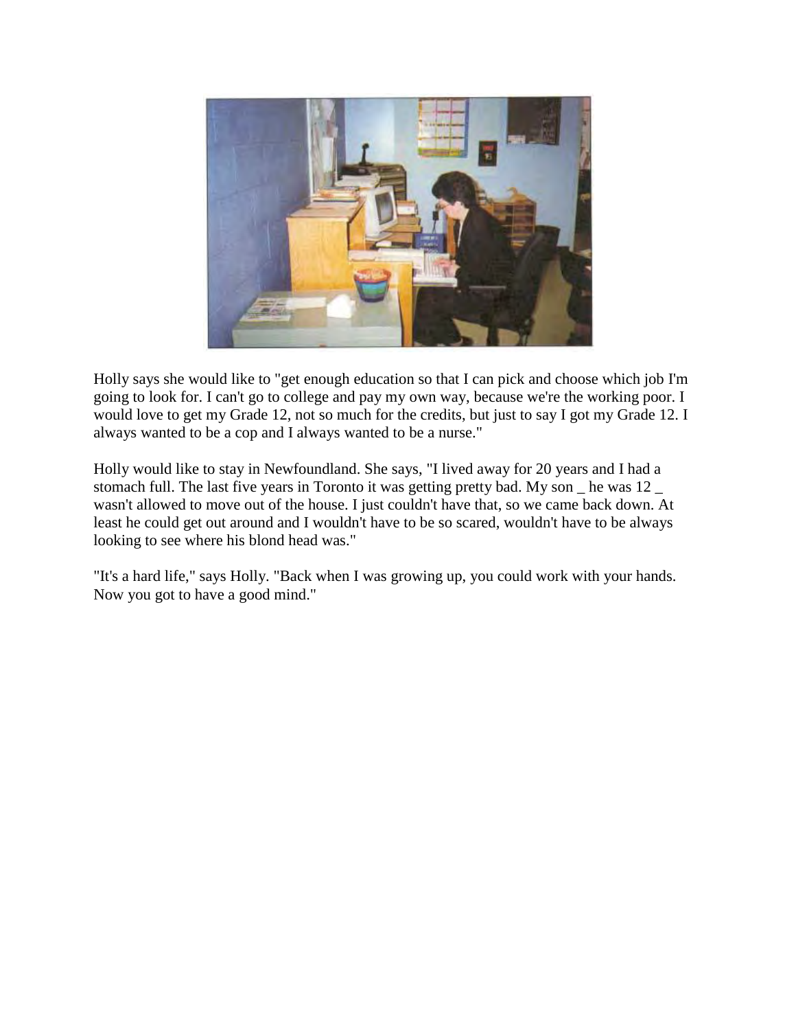Holly says she would like to "get enough education so that I can pick and choose which job I'm going to look for. I can't go to college and pay my own way, because we're the working poor. I would love to get my Grade 12, not so much for the credits, but just to say I got my Grade 12. I always wanted to be a cop and I always wanted to be a nurse."

Holly would like to stay in Newfoundland. She says, "I lived away for 20 years and I had a stomach full. The last five years in Toronto it was getting pretty bad. My son _ he was 12 _ wasn't allowed to move out of the house. I just couldn't have that, so we came back down. At least he could get out around and I wouldn't have to be so scared, wouldn't have to be always looking to see where his blond head was."

"It's a hard life," says Holly. "Back when I was growing up, you could work with your hands. Now you got to have a good mind."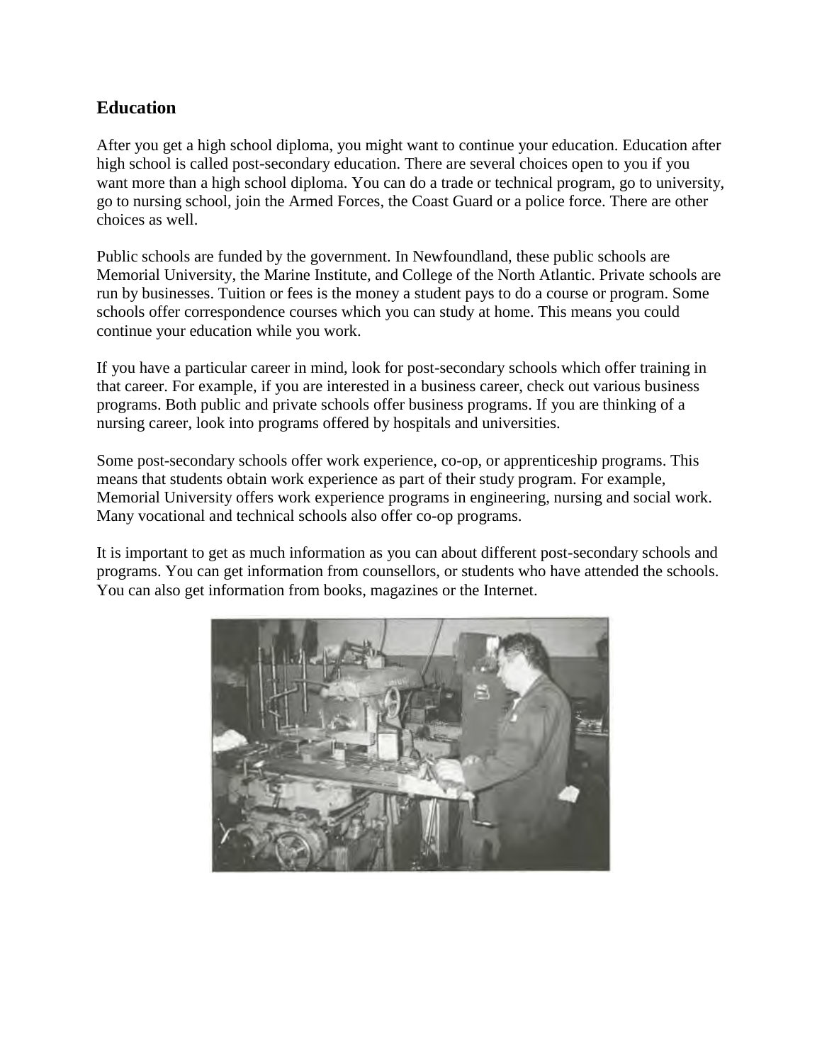## Education

After you get a high school diploma, you might want to continue your education. Education after high school is called post-secondary education. There are several choices open to you if you want more than a high school diploma. You can do a trade or technical program, go to university, go to nursing school, join the Armed Forces, the Coast Guard or a police force. There are other choices as well.

Public schools are funded by the government. In Newfoundland, these public schools are Memorial University, the Marine Institute, and College of the North Atlantic. Private schools are run by businesses. Tuition or fees is the money a student pays to do a course or program. Some schools offer correspondence courses which you can study at home. This means you could continue your education while you work.

If you have a particular career in mind, look for post-secondary schools which offer training in that career. For example, if you are interested in a business career, check out various business programs. Both public and private schools offer business programs. If you are thinking of a nursing career, look into programs offered by hospitals and universities.

Some post-secondary schools offer work experience, co-op, or apprenticeship programs. This means that students obtain work experience as part of their study program. For example, Memorial University offers work experience programs in engineering, nursing and social work. Many vocational and technical schools also offer co-op programs.

It is important to get as much information as you can about different post-secondary schools and programs. You can get information from counsellors, or students who have attended the schools. You can also get information from books, magazines or the Internet.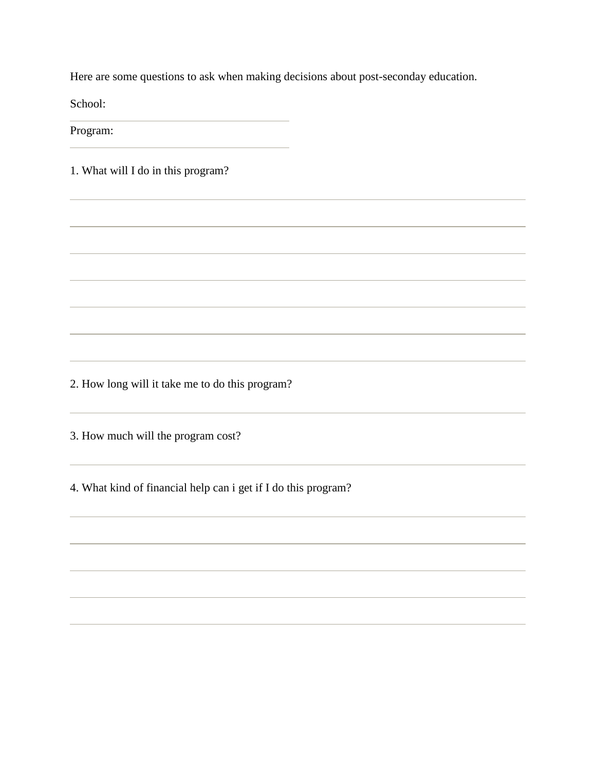Here are some questions to ask when making decisions about post-seconday education.

School:

Program:

1. What will I do in this program?

2. How long will it take me to do this program?

3. How much will the program cost?

4. What kind of financial help can i get if I do this program?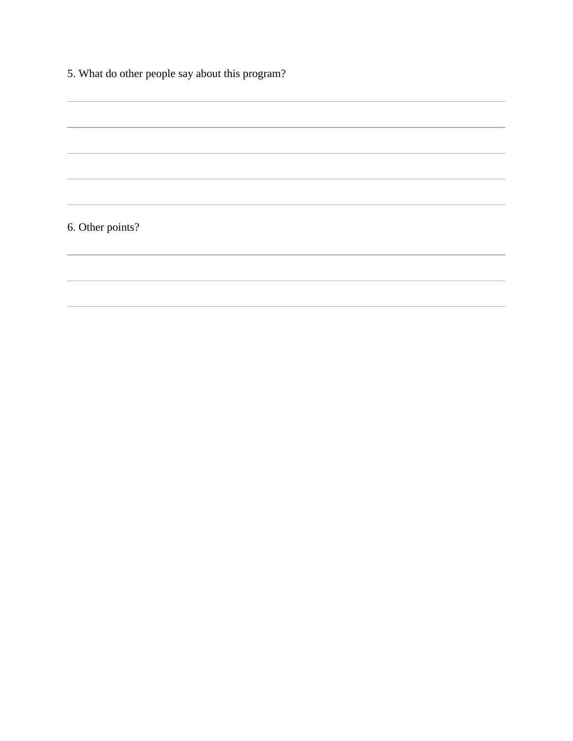5. What do other people say about this program?

6. Other points?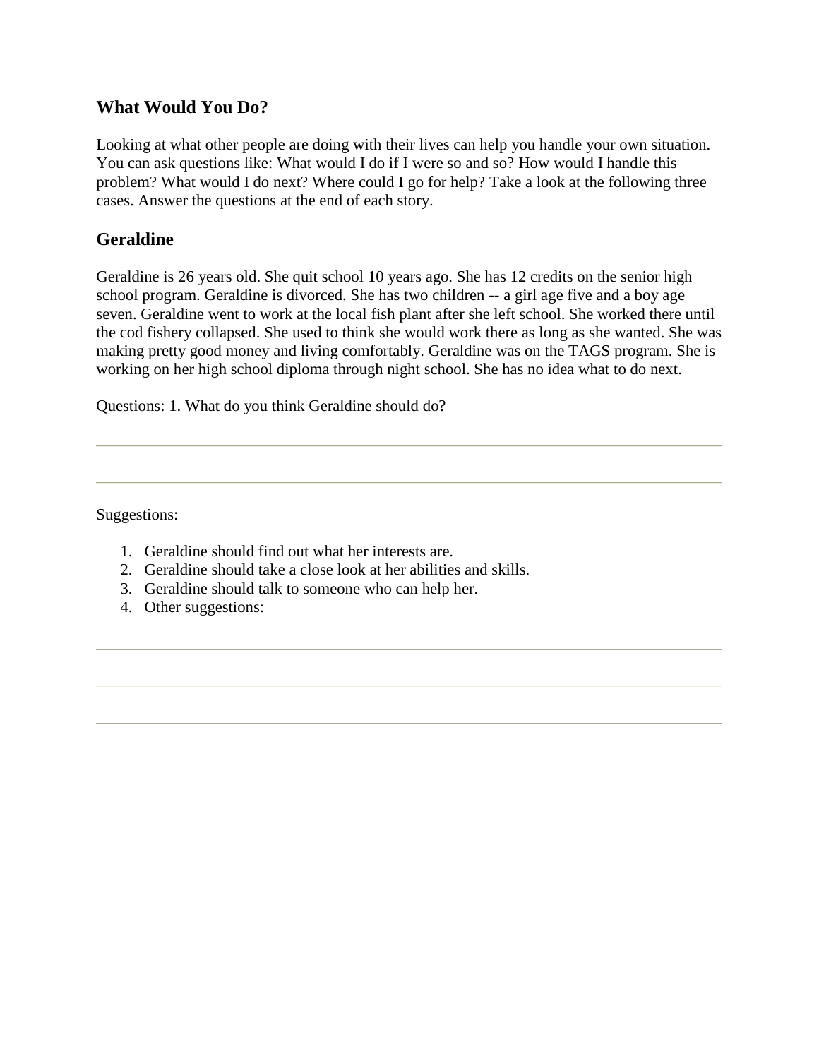## What Would You Do?

Looking at what other people are doing with their lives can help you handle your own situation. You can ask questions like: What would I do if I were so and so? How would I handle this problem? What would I do next? Where could I go for help? Take a look at the following three cases. Answer the questions at the end of each story.

## Geraldine

Geraldine is 26 years old. She quit school 10 years ago. She has 12 credits on the senior high school program. Geraldine is divorced. She has two children -- a girl age five and a boy age seven. Geraldine went to work at the local fish plant after she left school. She worked there until the cod fishery collapsed. She used to think she would work there as long as she wanted. She was making pretty good money and living comfortably. Geraldine was on the TAGS program. She is working on her high school diploma through night school. She has no idea what to do next.

Questions: 1. What do you think Geraldine should do?

---

---

Suggestions:

1. Geraldine should find out what her interests are.
2. Geraldine should take a close look at her abilities and skills.
3. Geraldine should talk to someone who can help her.
4. Other suggestions:

---

---

---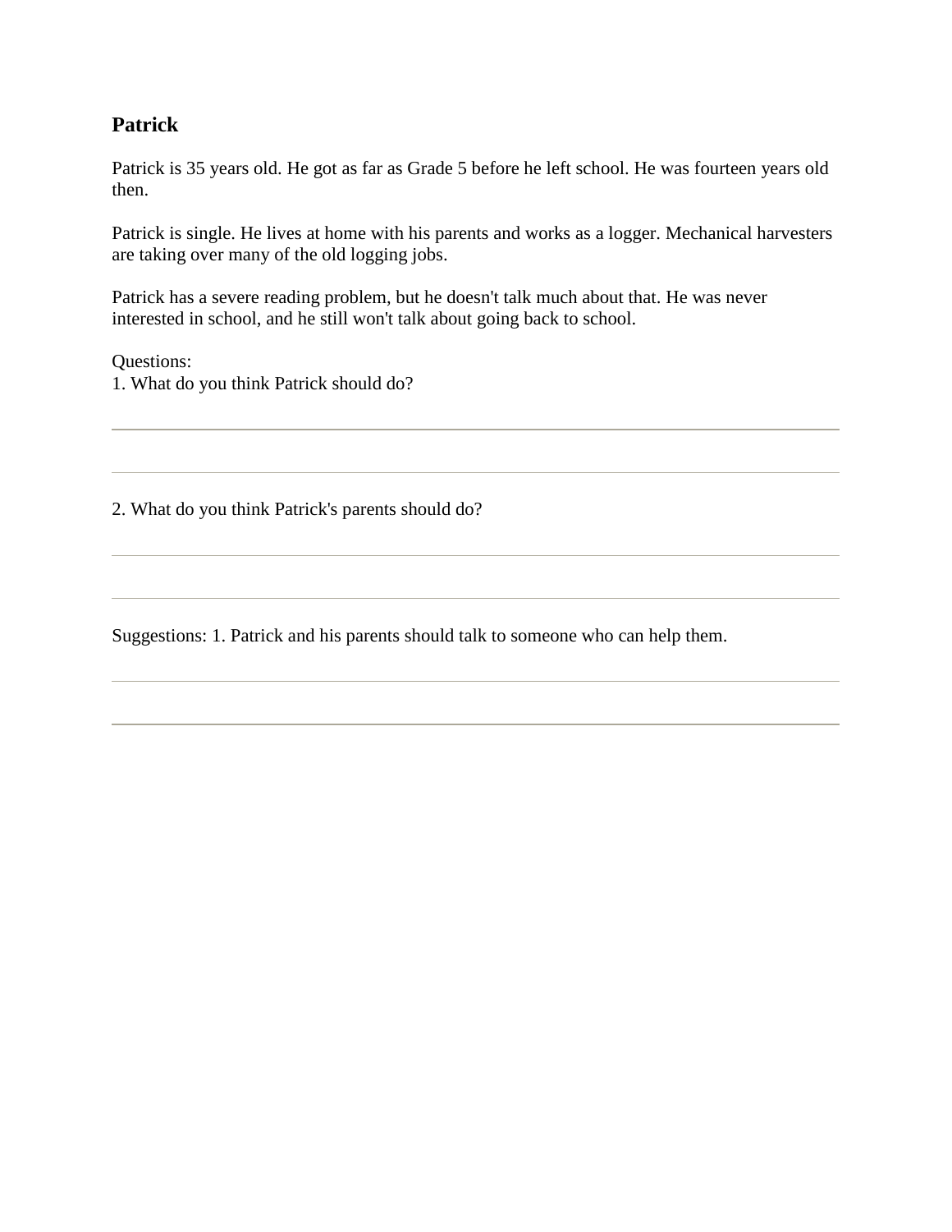## Patrick

Patrick is 35 years old. He got as far as Grade 5 before he left school. He was fourteen years old then.

Patrick is single. He lives at home with his parents and works as a logger. Mechanical harvesters are taking over many of the old logging jobs.

Patrick has a severe reading problem, but he doesn't talk much about that. He was never interested in school, and he still won't talk about going back to school.

Questions:
1. What do you think Patrick should do?

---

---

2. What do you think Patrick's parents should do?

---

---

Suggestions: 1. Patrick and his parents should talk to someone who can help them.

---

---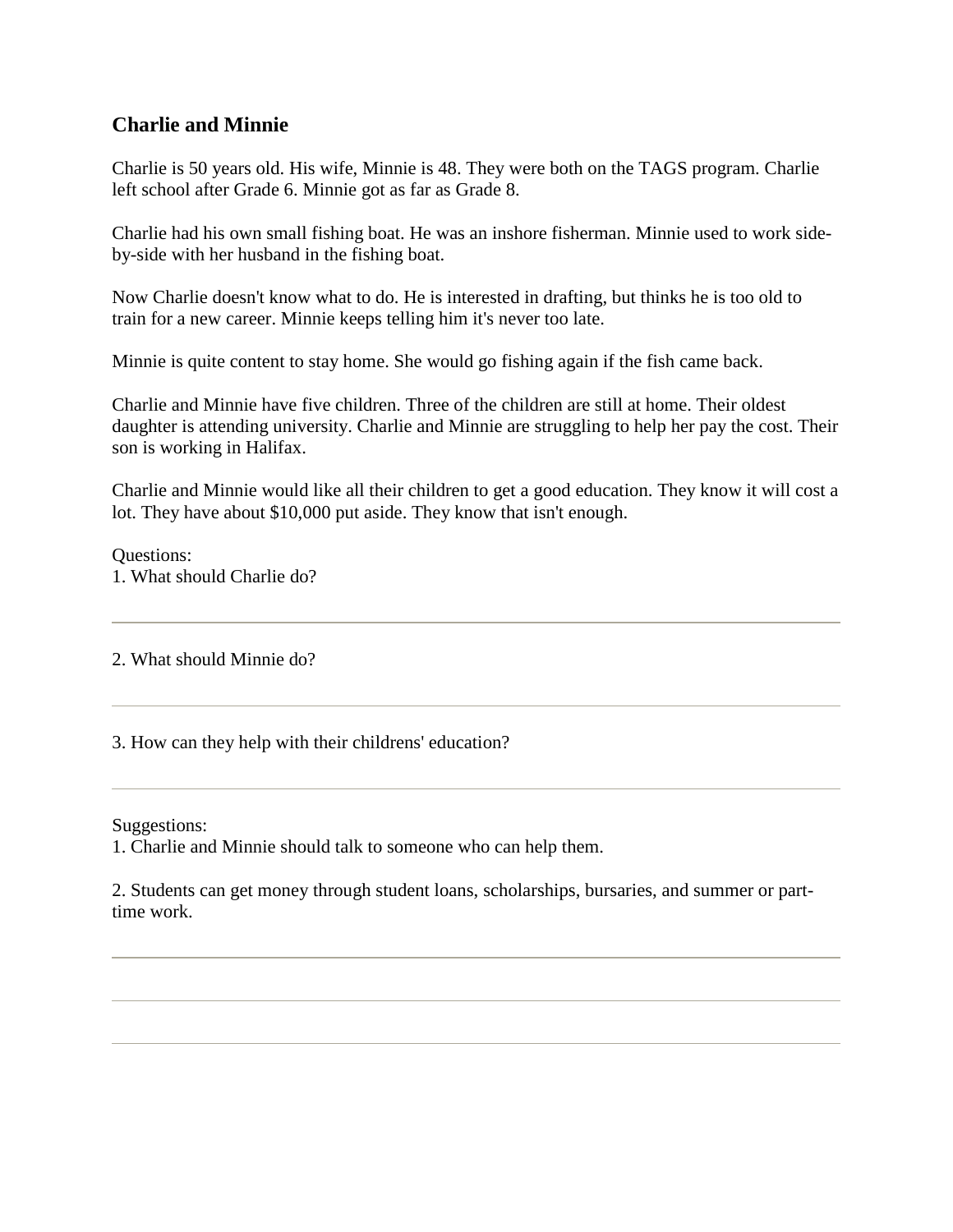## Charlie and Minnie

Charlie is 50 years old. His wife, Minnie is 48. They were both on the TAGS program. Charlie left school after Grade 6. Minnie got as far as Grade 8.

Charlie had his own small fishing boat. He was an inshore fisherman. Minnie used to work side-by-side with her husband in the fishing boat.

Now Charlie doesn't know what to do. He is interested in drafting, but thinks he is too old to train for a new career. Minnie keeps telling him it's never too late.

Minnie is quite content to stay home. She would go fishing again if the fish came back.

Charlie and Minnie have five children. Three of the children are still at home. Their oldest daughter is attending university. Charlie and Minnie are struggling to help her pay the cost. Their son is working in Halifax.

Charlie and Minnie would like all their children to get a good education. They know it will cost a lot. They have about $10,000 put aside. They know that isn't enough.

Questions:
1. What should Charlie do?

---

2. What should Minnie do?

---

3. How can they help with their childrens' education?

---

Suggestions:
1. Charlie and Minnie should talk to someone who can help them.

2. Students can get money through student loans, scholarships, bursaries, and summer or part-time work.

---

---

---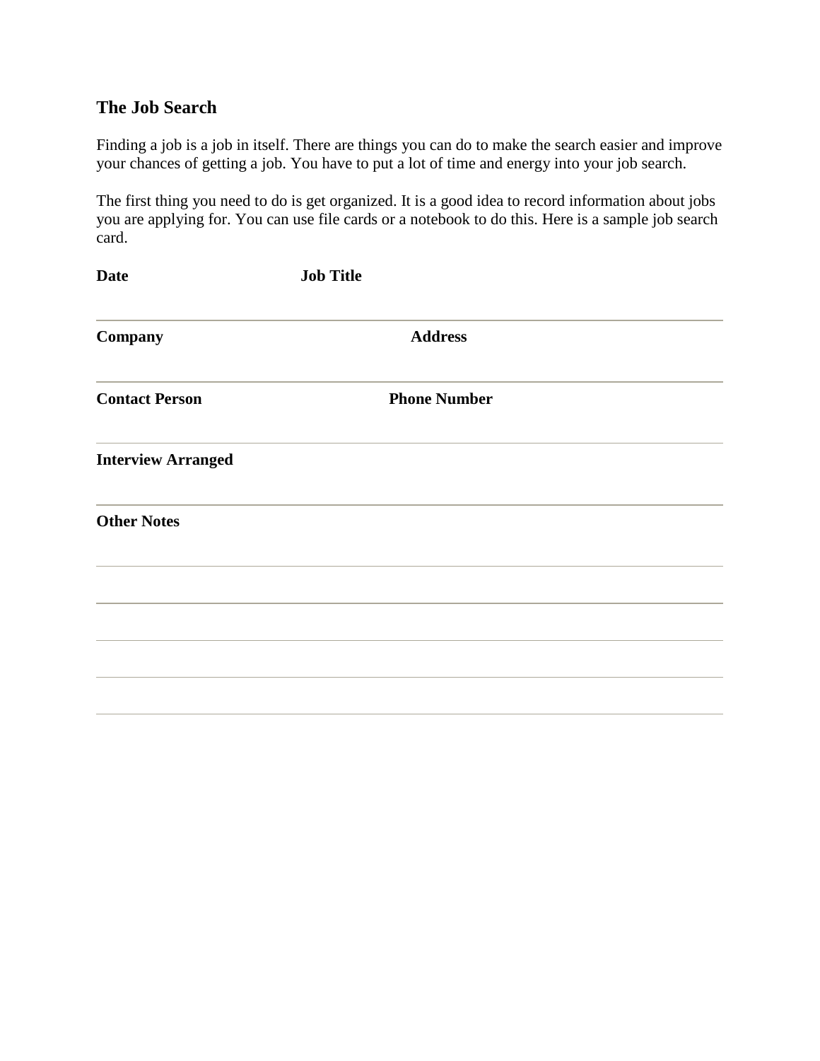## The Job Search

Finding a job is a job in itself. There are things you can do to make the search easier and improve your chances of getting a job. You have to put a lot of time and energy into your job search.

The first thing you need to do is get organized. It is a good idea to record information about jobs you are applying for. You can use file cards or a notebook to do this. Here is a sample job search card.

**Date** **Job Title**

---

**Company** **Address**

---

**Contact Person** **Phone Number**

---

**Interview Arranged**

---

**Other Notes**

---

---

---

---

---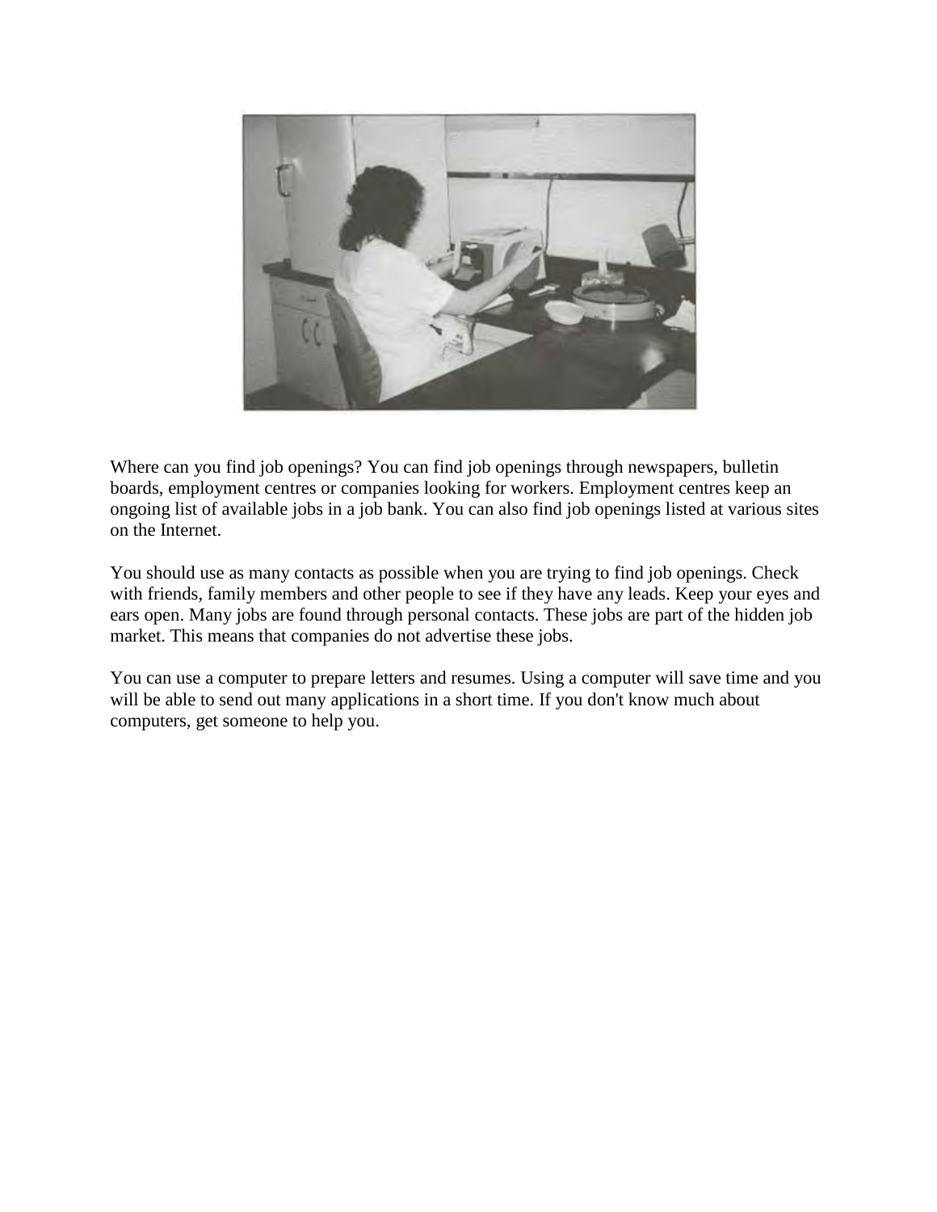Where can you find job openings? You can find job openings through newspapers, bulletin boards, employment centres or companies looking for workers. Employment centres keep an ongoing list of available jobs in a job bank. You can also find job openings listed at various sites on the Internet.

You should use as many contacts as possible when you are trying to find job openings. Check with friends, family members and other people to see if they have any leads. Keep your eyes and ears open. Many jobs are found through personal contacts. These jobs are part of the hidden job market. This means that companies do not advertise these jobs.

You can use a computer to prepare letters and resumes. Using a computer will save time and you will be able to send out many applications in a short time. If you don't know much about computers, get someone to help you.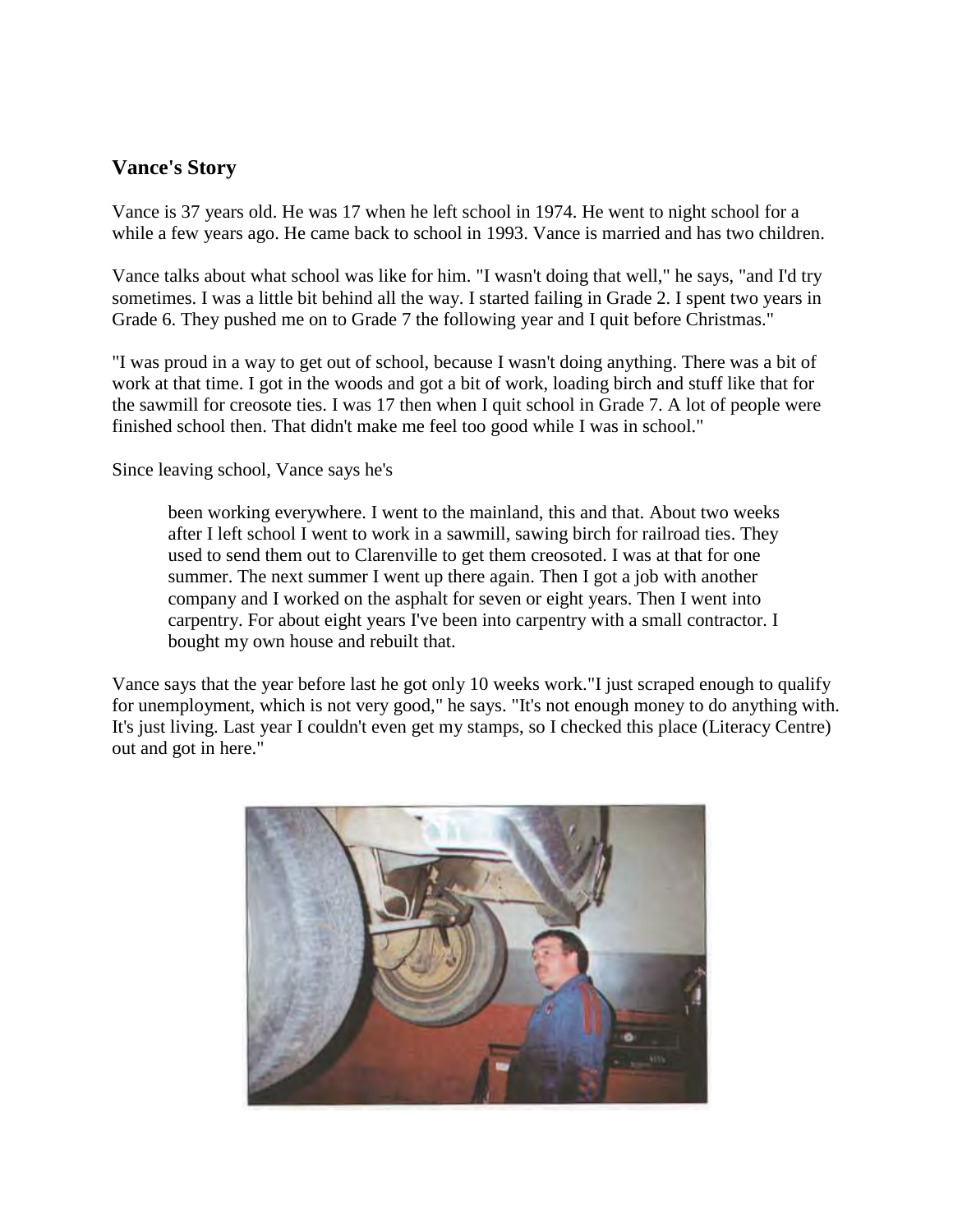## Vance's Story

Vance is 37 years old. He was 17 when he left school in 1974. He went to night school for a while a few years ago. He came back to school in 1993. Vance is married and has two children.

Vance talks about what school was like for him. "I wasn't doing that well," he says, "and I'd try sometimes. I was a little bit behind all the way. I started failing in Grade 2. I spent two years in Grade 6. They pushed me on to Grade 7 the following year and I quit before Christmas."

"I was proud in a way to get out of school, because I wasn't doing anything. There was a bit of work at that time. I got in the woods and got a bit of work, loading birch and stuff like that for the sawmill for creosote ties. I was 17 then when I quit school in Grade 7. A lot of people were finished school then. That didn't make me feel too good while I was in school."

Since leaving school, Vance says he's

> been working everywhere. I went to the mainland, this and that. About two weeks after I left school I went to work in a sawmill, sawing birch for railroad ties. They used to send them out to Clarenville to get them creosoted. I was at that for one summer. The next summer I went up there again. Then I got a job with another company and I worked on the asphalt for seven or eight years. Then I went into carpentry. For about eight years I've been into carpentry with a small contractor. I bought my own house and rebuilt that.

Vance says that the year before last he got only 10 weeks work."I just scraped enough to qualify for unemployment, which is not very good," he says. "It's not enough money to do anything with. It's just living. Last year I couldn't even get my stamps, so I checked this place (Literacy Centre) out and got in here."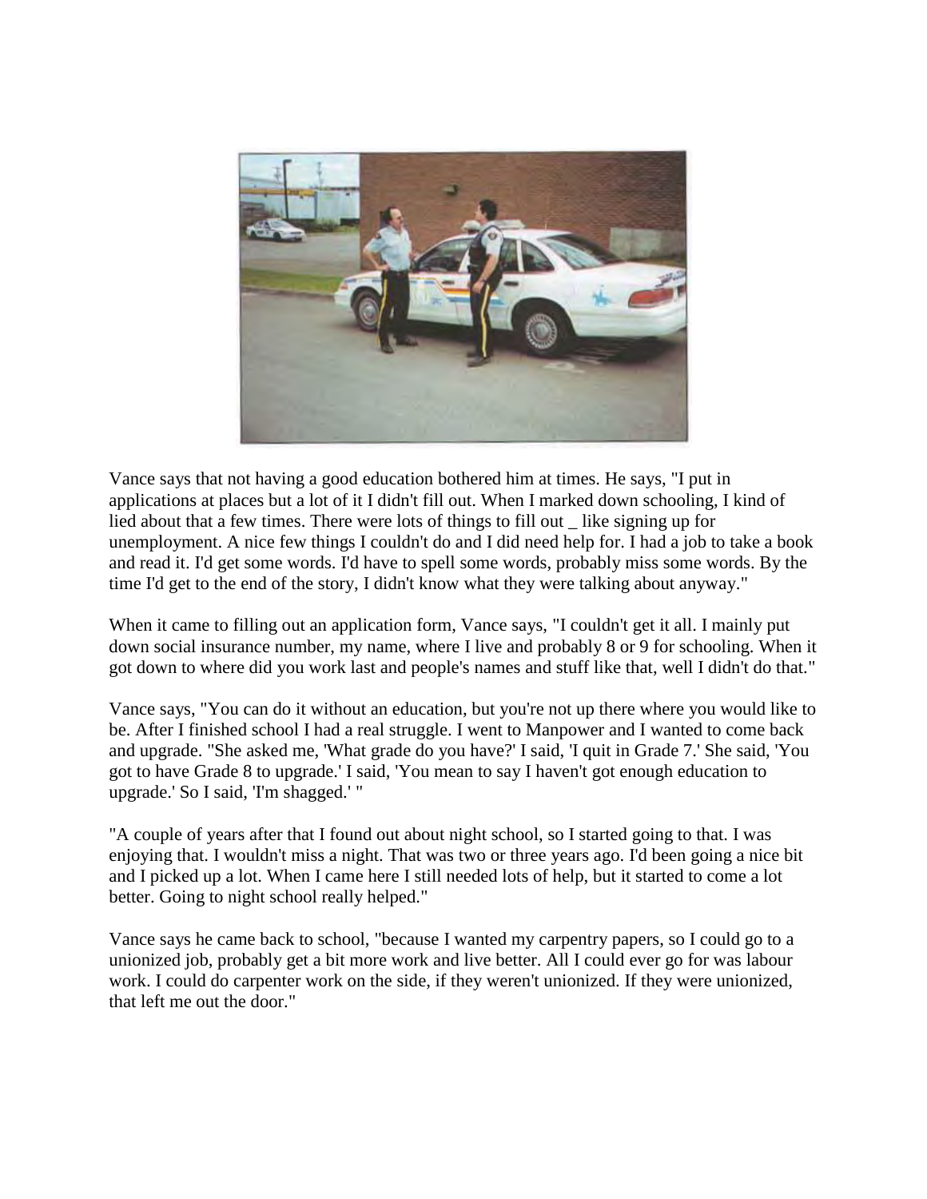Vance says that not having a good education bothered him at times. He says, "I put in applications at places but a lot of it I didn't fill out. When I marked down schooling, I kind of lied about that a few times. There were lots of things to fill out _ like signing up for unemployment. A nice few things I couldn't do and I did need help for. I had a job to take a book and read it. I'd get some words. I'd have to spell some words, probably miss some words. By the time I'd get to the end of the story, I didn't know what they were talking about anyway."

When it came to filling out an application form, Vance says, "I couldn't get it all. I mainly put down social insurance number, my name, where I live and probably 8 or 9 for schooling. When it got down to where did you work last and people's names and stuff like that, well I didn't do that."

Vance says, "You can do it without an education, but you're not up there where you would like to be. After I finished school I had a real struggle. I went to Manpower and I wanted to come back and upgrade. "She asked me, 'What grade do you have?' I said, 'I quit in Grade 7.' She said, 'You got to have Grade 8 to upgrade.' I said, 'You mean to say I haven't got enough education to upgrade.' So I said, 'I'm shagged.' "

"A couple of years after that I found out about night school, so I started going to that. I was enjoying that. I wouldn't miss a night. That was two or three years ago. I'd been going a nice bit and I picked up a lot. When I came here I still needed lots of help, but it started to come a lot better. Going to night school really helped."

Vance says he came back to school, "because I wanted my carpentry papers, so I could go to a unionized job, probably get a bit more work and live better. All I could ever go for was labour work. I could do carpenter work on the side, if they weren't unionized. If they were unionized, that left me out the door."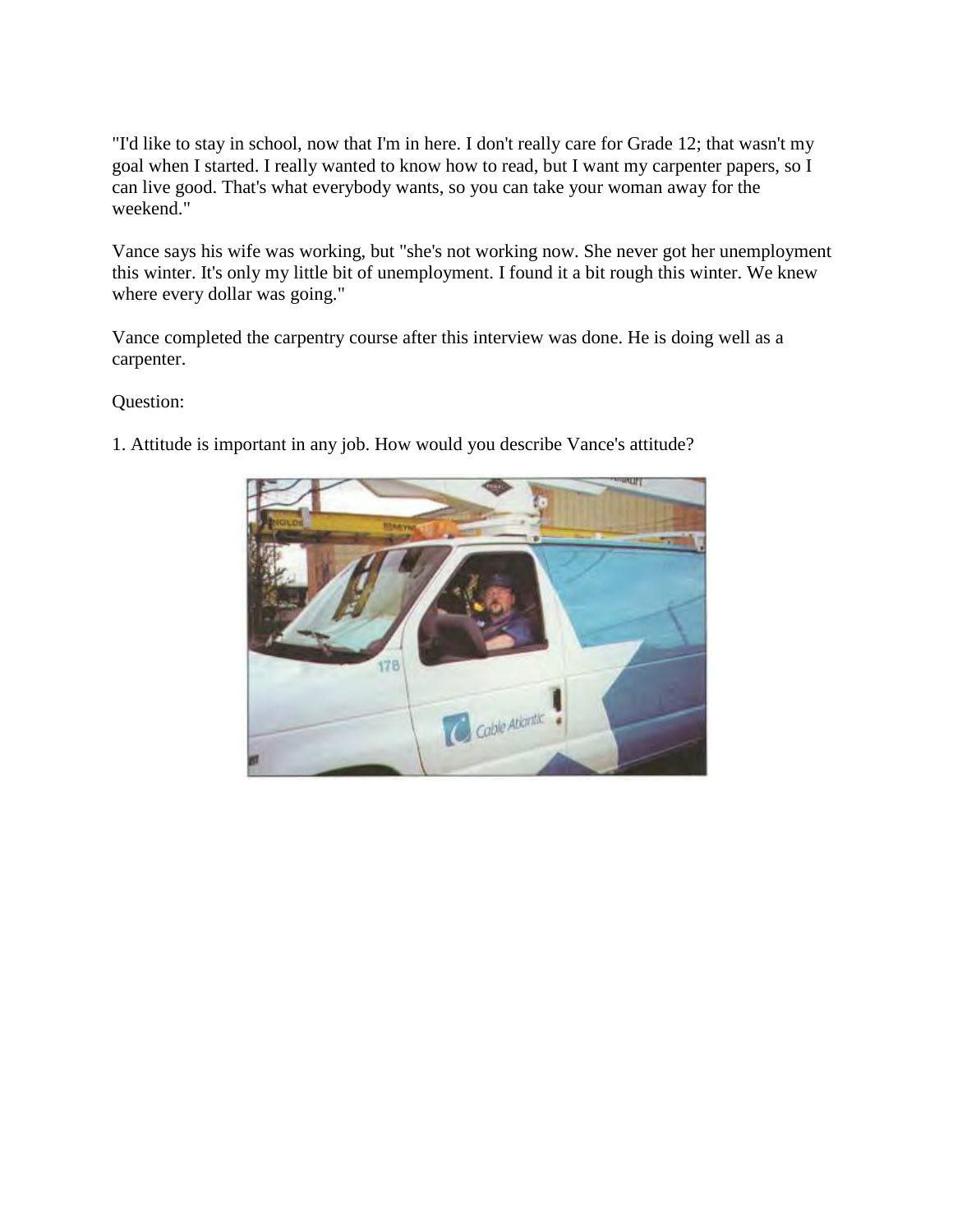"I'd like to stay in school, now that I'm in here. I don't really care for Grade 12; that wasn't my goal when I started. I really wanted to know how to read, but I want my carpenter papers, so I can live good. That's what everybody wants, so you can take your woman away for the weekend."

Vance says his wife was working, but "she's not working now. She never got her unemployment this winter. It's only my little bit of unemployment. I found it a bit rough this winter. We knew where every dollar was going."

Vance completed the carpentry course after this interview was done. He is doing well as a carpenter.

Question:

1. Attitude is important in any job. How would you describe Vance's attitude?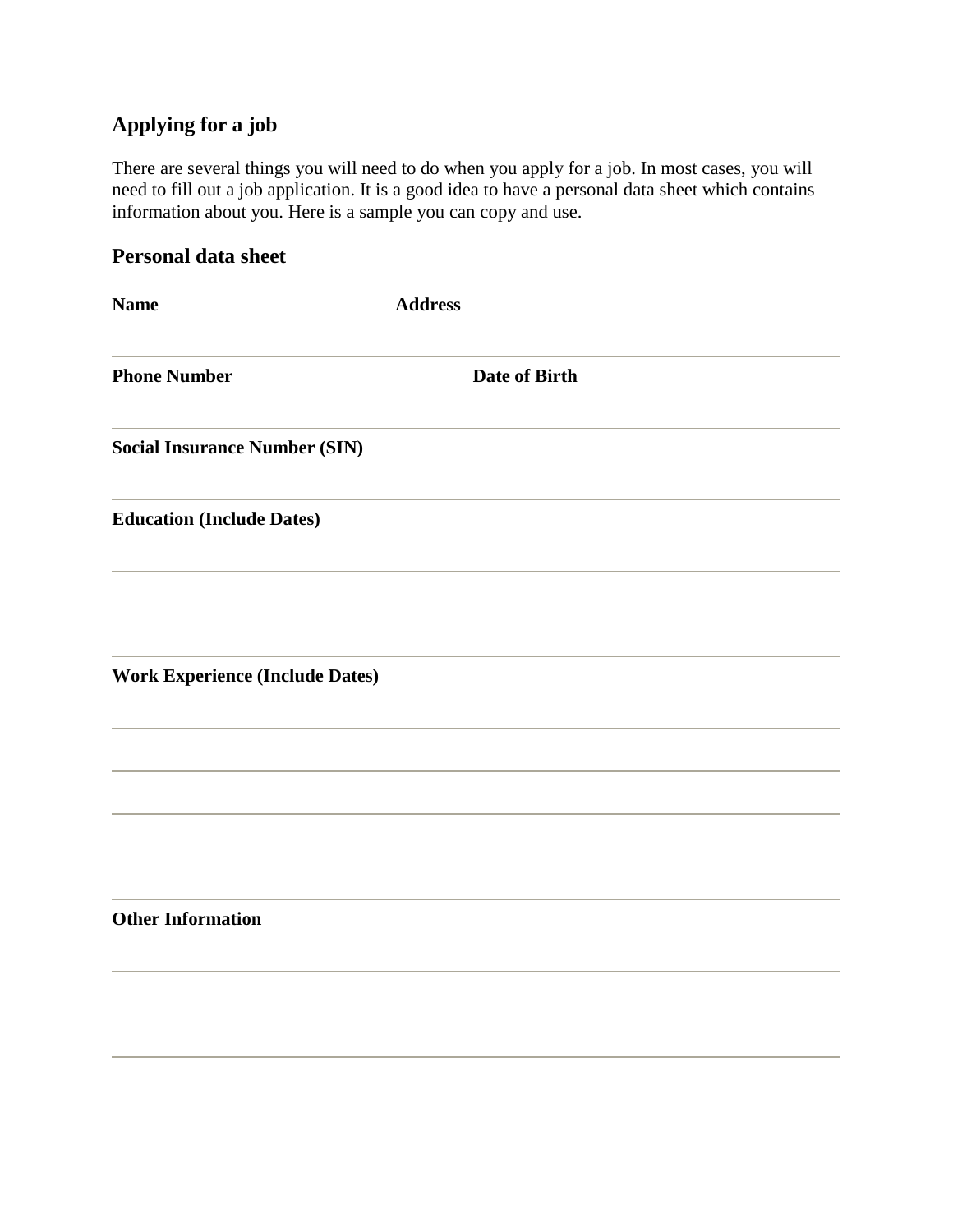## Applying for a job

There are several things you will need to do when you apply for a job. In most cases, you will need to fill out a job application. It is a good idea to have a personal data sheet which contains information about you. Here is a sample you can copy and use.

## Personal data sheet

**Name** **Address**

---

**Phone Number** **Date of Birth**

---

**Social Insurance Number (SIN)**

---

**Education (Include Dates)**

---

---

---

**Work Experience (Include Dates)**

---

---

---

---

---

**Other Information**

---

---

---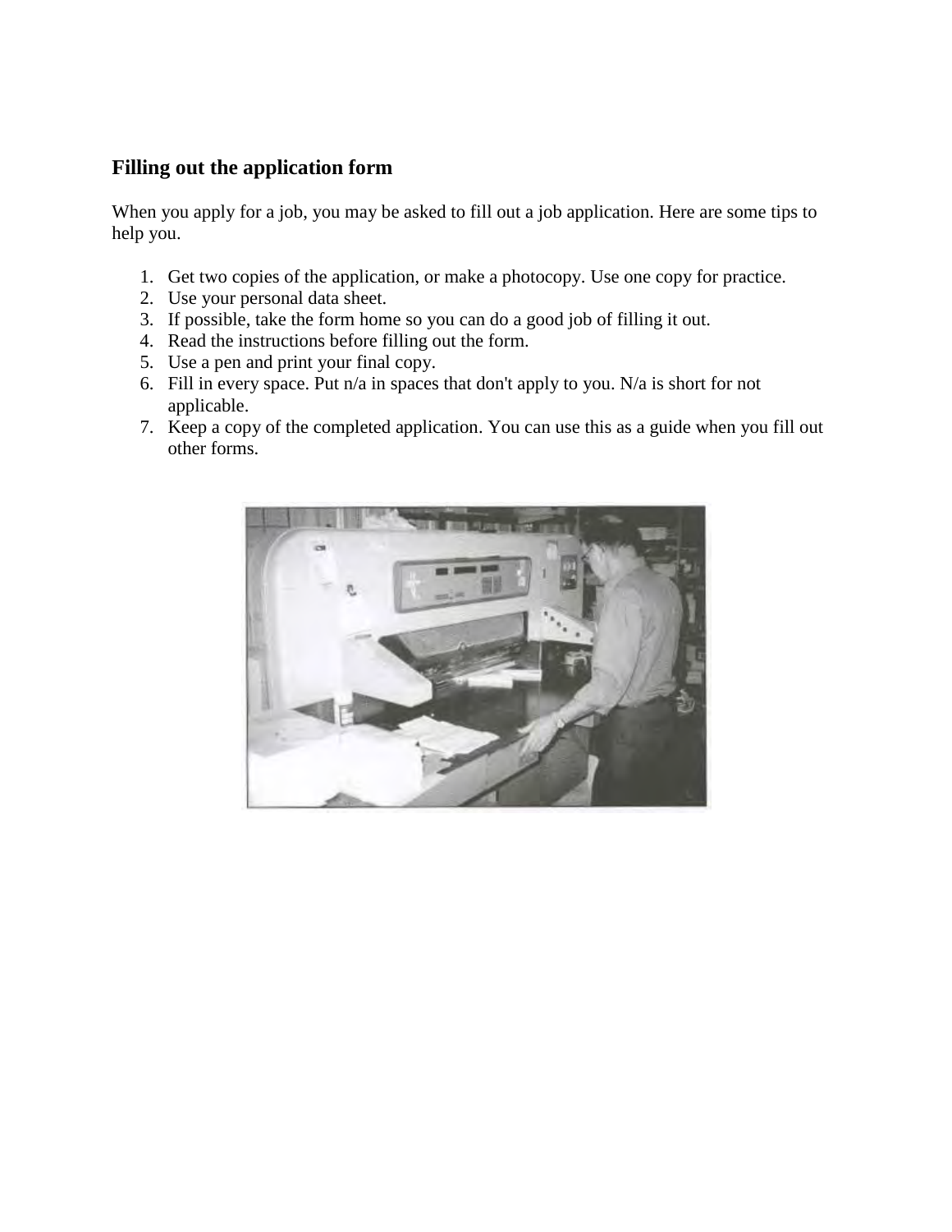## Filling out the application form

When you apply for a job, you may be asked to fill out a job application. Here are some tips to help you.

1. Get two copies of the application, or make a photocopy. Use one copy for practice.
2. Use your personal data sheet.
3. If possible, take the form home so you can do a good job of filling it out.
4. Read the instructions before filling out the form.
5. Use a pen and print your final copy.
6. Fill in every space. Put n/a in spaces that don't apply to you. N/a is short for not applicable.
7. Keep a copy of the completed application. You can use this as a guide when you fill out other forms.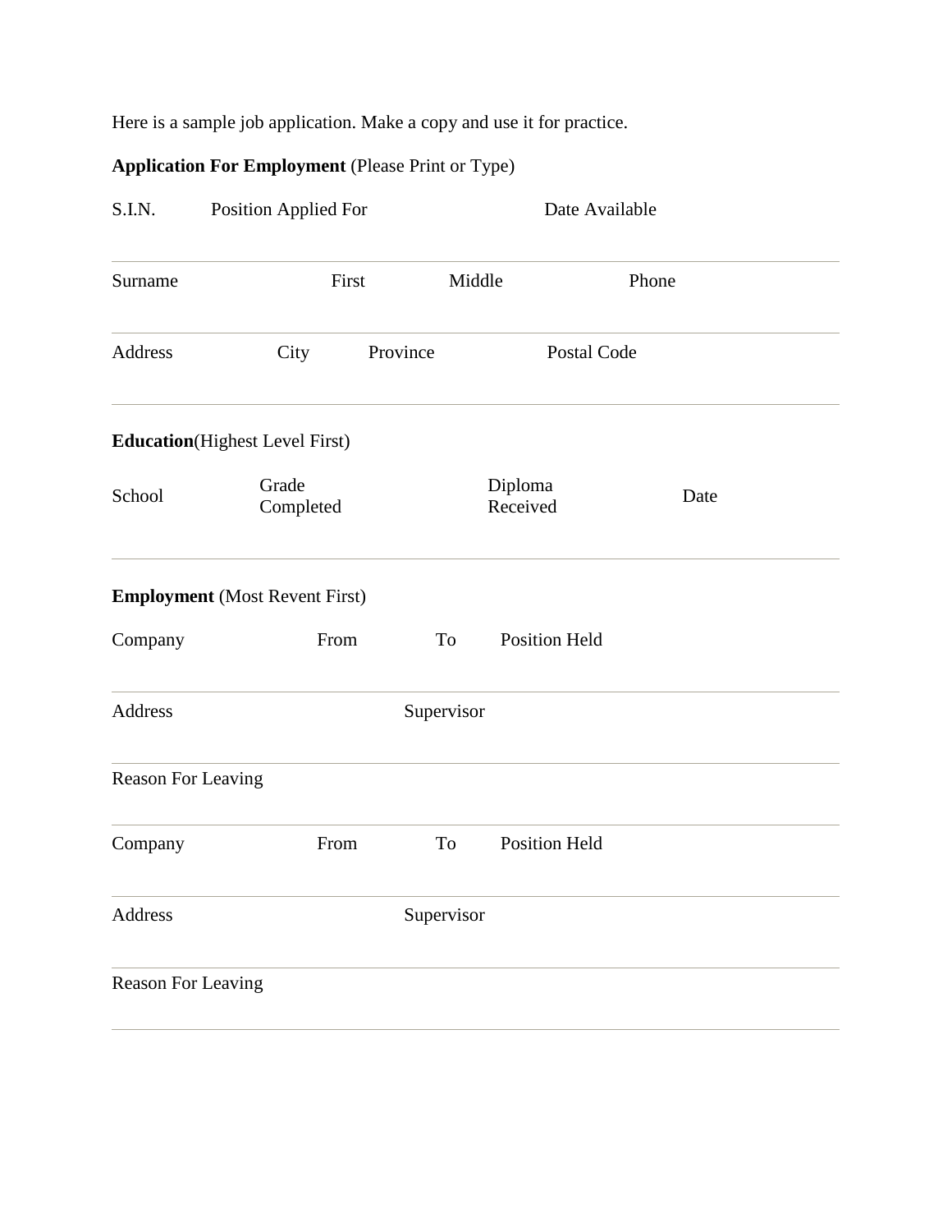Here is a sample job application. Make a copy and use it for practice.

**Application For Employment** (Please Print or Type)

| S.I.N. | Position Applied For | | Date Available |
|---|---|---|---|
| | | | |

| Surname | First | Middle | Phone |
|---|---|---|---|
| | | | |

| Address | City | Province | Postal Code |
|---|---|---|---|
| | | | |

**Education**(Highest Level First)

| School | Grade Completed | Diploma Received | Date |
|---|---|---|---|
| | | | |

**Employment** (Most Revent First)

| Company | From | To | Position Held |
|---|---|---|---|
| | | | |

| Address | Supervisor |
|---|---|
| | |

| Reason For Leaving |
|---|
| |

| Company | From | To | Position Held |
|---|---|---|---|
| | | | |

| Address | Supervisor |
|---|---|
| | |

| Reason For Leaving |
|---|
| |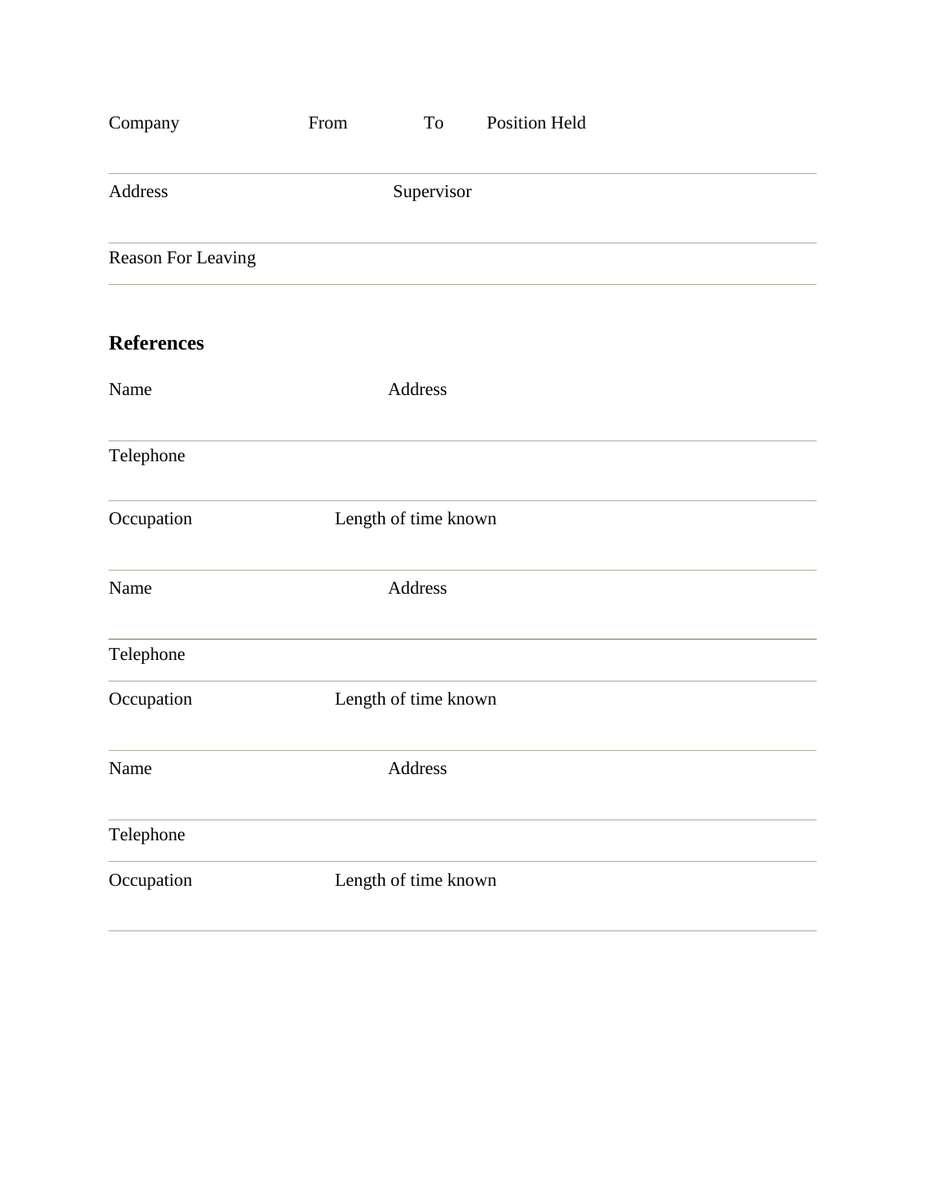| Company | From | To | Position Held |
|---|---|---|---|
| Address | Supervisor | | |
| Reason For Leaving | | | |

## References

| Name | Address |
|---|---|
| Telephone | |
| Occupation | Length of time known |
| Name | Address |
| Telephone | |
| Occupation | Length of time known |
| Name | Address |
| Telephone | |
| Occupation | Length of time known |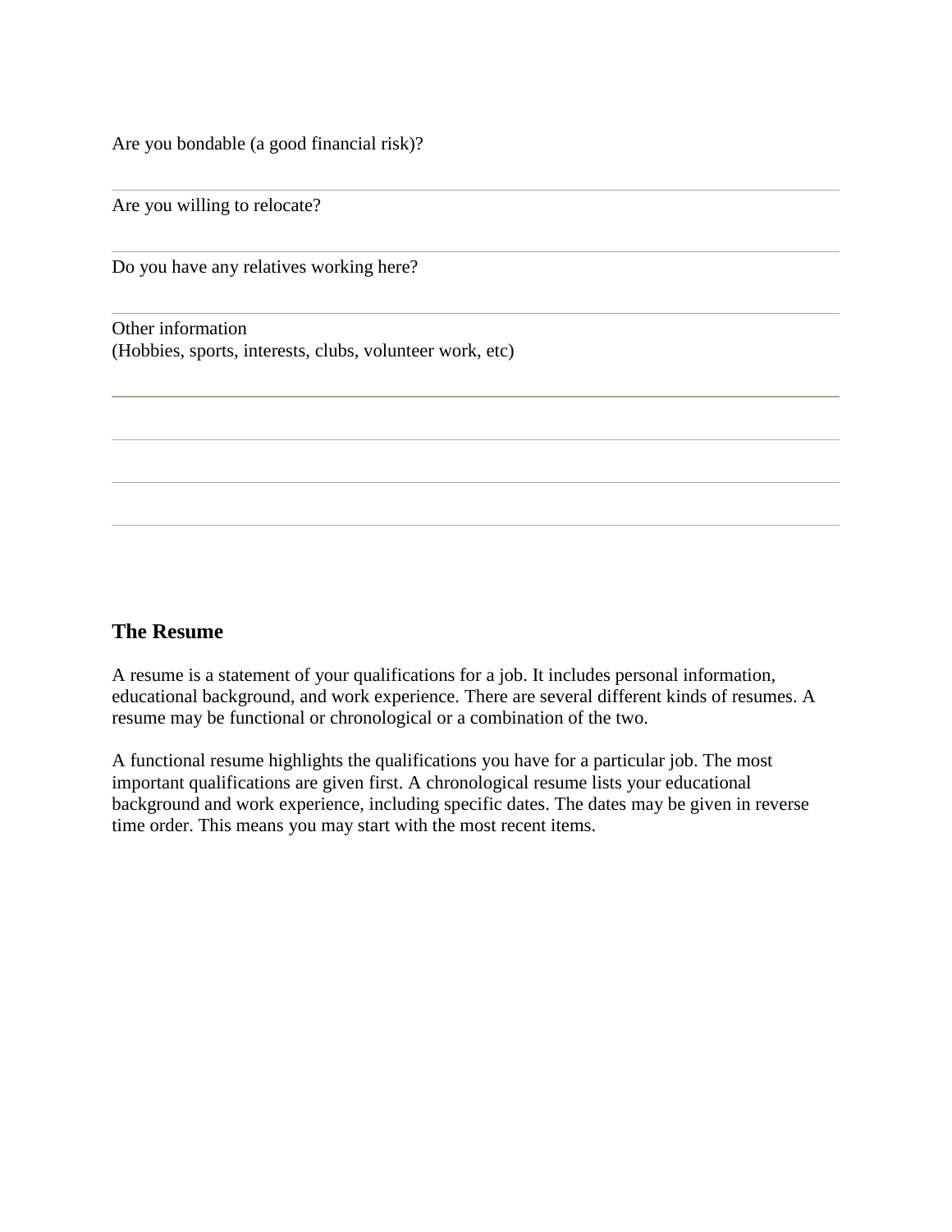Are you bondable (a good financial risk)?

---

Are you willing to relocate?

---

Do you have any relatives working here?

---

Other information
(Hobbies, sports, interests, clubs, volunteer work, etc)

---

---

---

---

## The Resume

A resume is a statement of your qualifications for a job. It includes personal information, educational background, and work experience. There are several different kinds of resumes. A resume may be functional or chronological or a combination of the two.

A functional resume highlights the qualifications you have for a particular job. The most important qualifications are given first. A chronological resume lists your educational background and work experience, including specific dates. The dates may be given in reverse time order. This means you may start with the most recent items.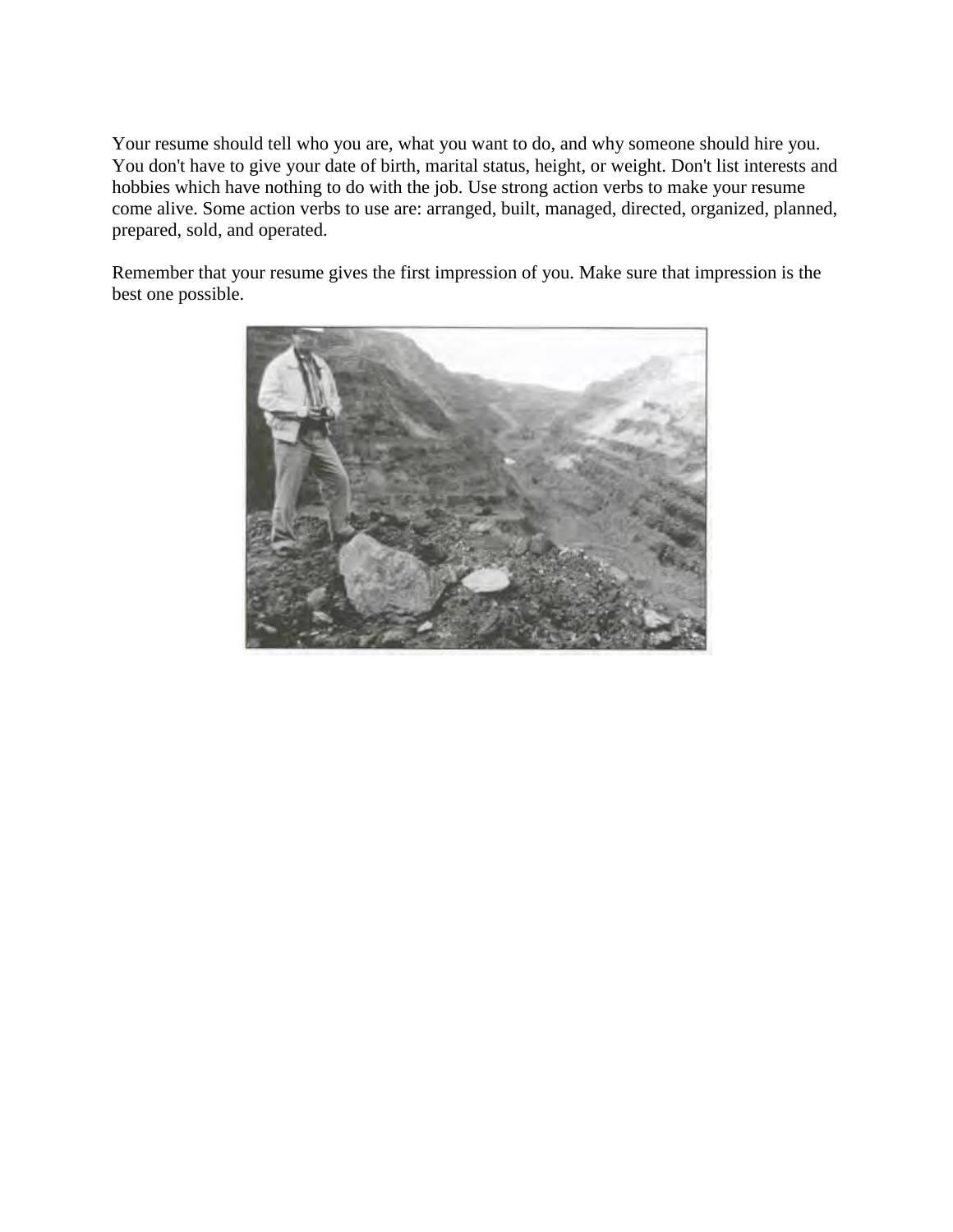Your resume should tell who you are, what you want to do, and why someone should hire you. You don't have to give your date of birth, marital status, height, or weight. Don't list interests and hobbies which have nothing to do with the job. Use strong action verbs to make your resume come alive. Some action verbs to use are: arranged, built, managed, directed, organized, planned, prepared, sold, and operated.

Remember that your resume gives the first impression of you. Make sure that impression is the best one possible.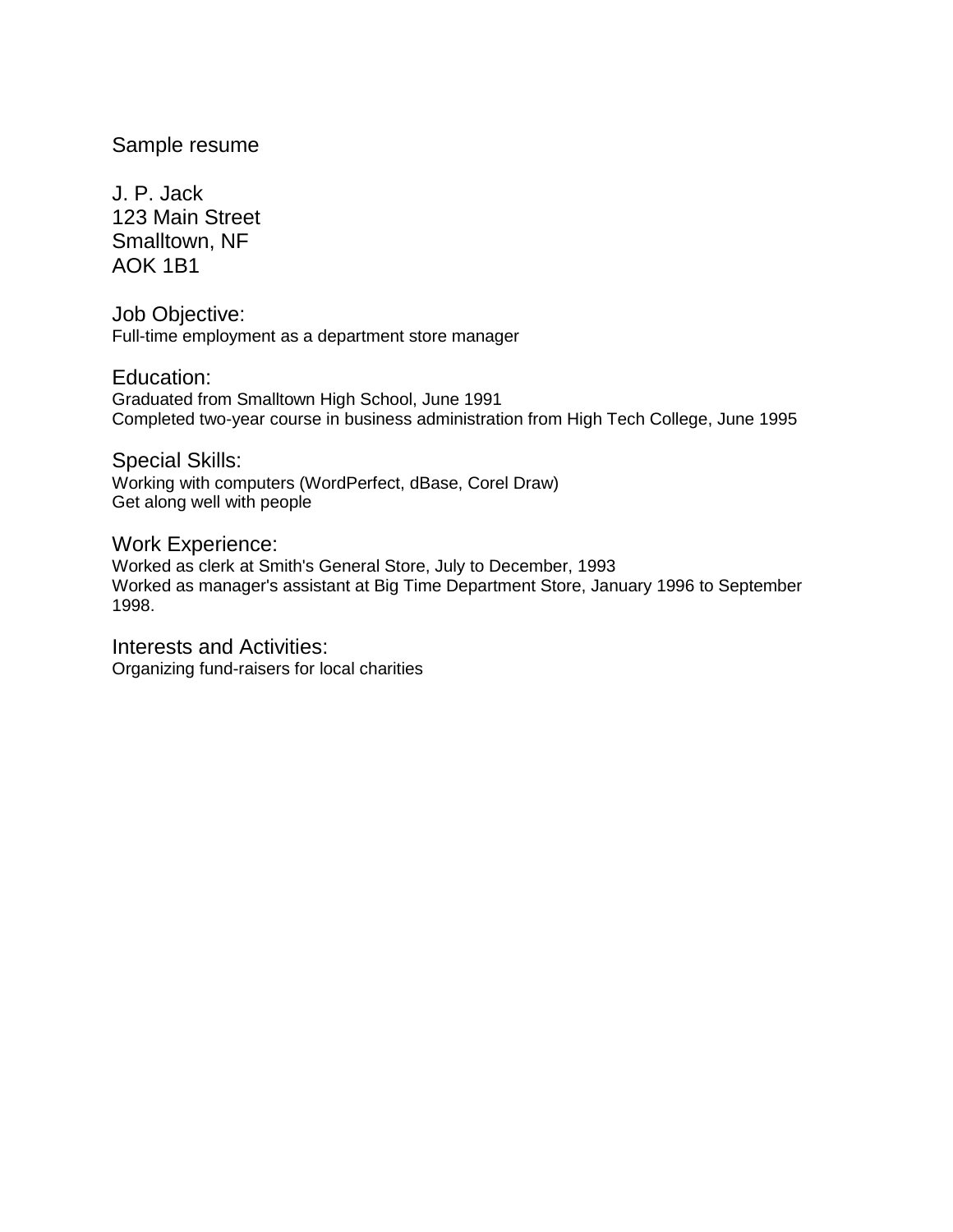Sample resume

J. P. Jack
123 Main Street
Smalltown, NF
AOK 1B1

## Job Objective:

Full-time employment as a department store manager

## Education:

Graduated from Smalltown High School, June 1991
Completed two-year course in business administration from High Tech College, June 1995

## Special Skills:

Working with computers (WordPerfect, dBase, Corel Draw)
Get along well with people

## Work Experience:

Worked as clerk at Smith's General Store, July to December, 1993
Worked as manager's assistant at Big Time Department Store, January 1996 to September 1998.

## Interests and Activities:

Organizing fund-raisers for local charities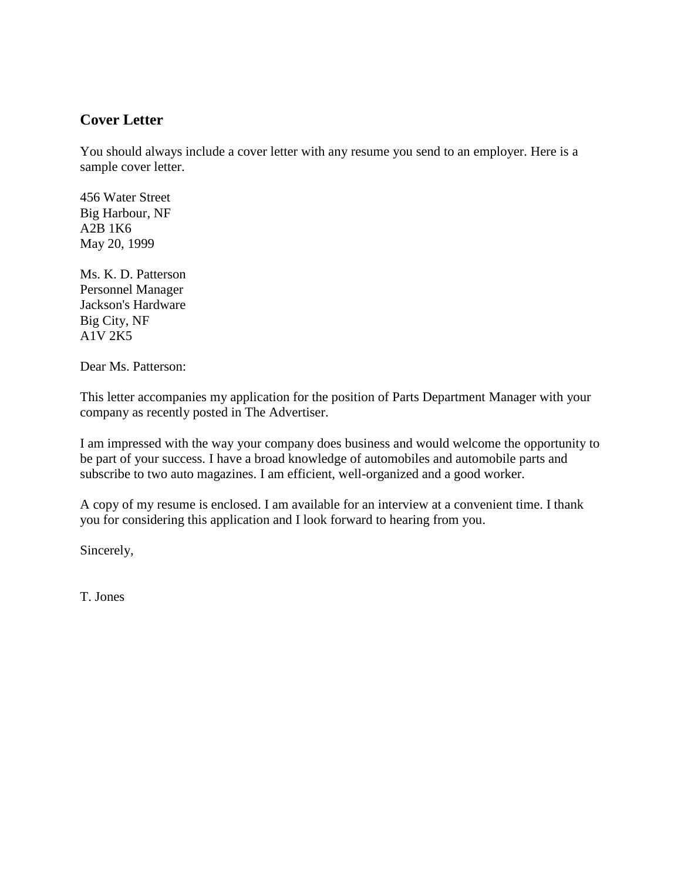## Cover Letter

You should always include a cover letter with any resume you send to an employer. Here is a sample cover letter.

456 Water Street  
Big Harbour, NF  
A2B 1K6  
May 20, 1999

Ms. K. D. Patterson  
Personnel Manager  
Jackson's Hardware  
Big City, NF  
A1V 2K5

Dear Ms. Patterson:

This letter accompanies my application for the position of Parts Department Manager with your company as recently posted in The Advertiser.

I am impressed with the way your company does business and would welcome the opportunity to be part of your success. I have a broad knowledge of automobiles and automobile parts and subscribe to two auto magazines. I am efficient, well-organized and a good worker.

A copy of my resume is enclosed. I am available for an interview at a convenient time. I thank you for considering this application and I look forward to hearing from you.

Sincerely,

T. Jones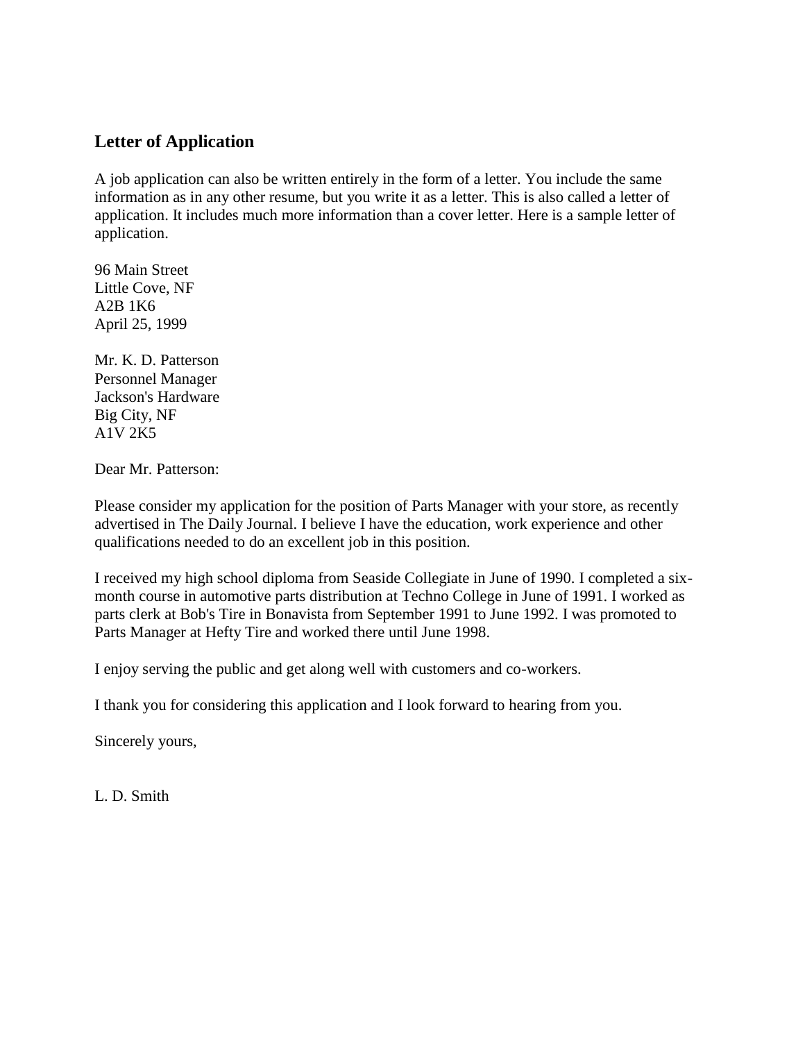## Letter of Application

A job application can also be written entirely in the form of a letter. You include the same information as in any other resume, but you write it as a letter. This is also called a letter of application. It includes much more information than a cover letter. Here is a sample letter of application.

96 Main Street  
Little Cove, NF  
A2B 1K6  
April 25, 1999

Mr. K. D. Patterson  
Personnel Manager  
Jackson's Hardware  
Big City, NF  
A1V 2K5

Dear Mr. Patterson:

Please consider my application for the position of Parts Manager with your store, as recently advertised in The Daily Journal. I believe I have the education, work experience and other qualifications needed to do an excellent job in this position.

I received my high school diploma from Seaside Collegiate in June of 1990. I completed a six-month course in automotive parts distribution at Techno College in June of 1991. I worked as parts clerk at Bob's Tire in Bonavista from September 1991 to June 1992. I was promoted to Parts Manager at Hefty Tire and worked there until June 1998.

I enjoy serving the public and get along well with customers and co-workers.

I thank you for considering this application and I look forward to hearing from you.

Sincerely yours,

L. D. Smith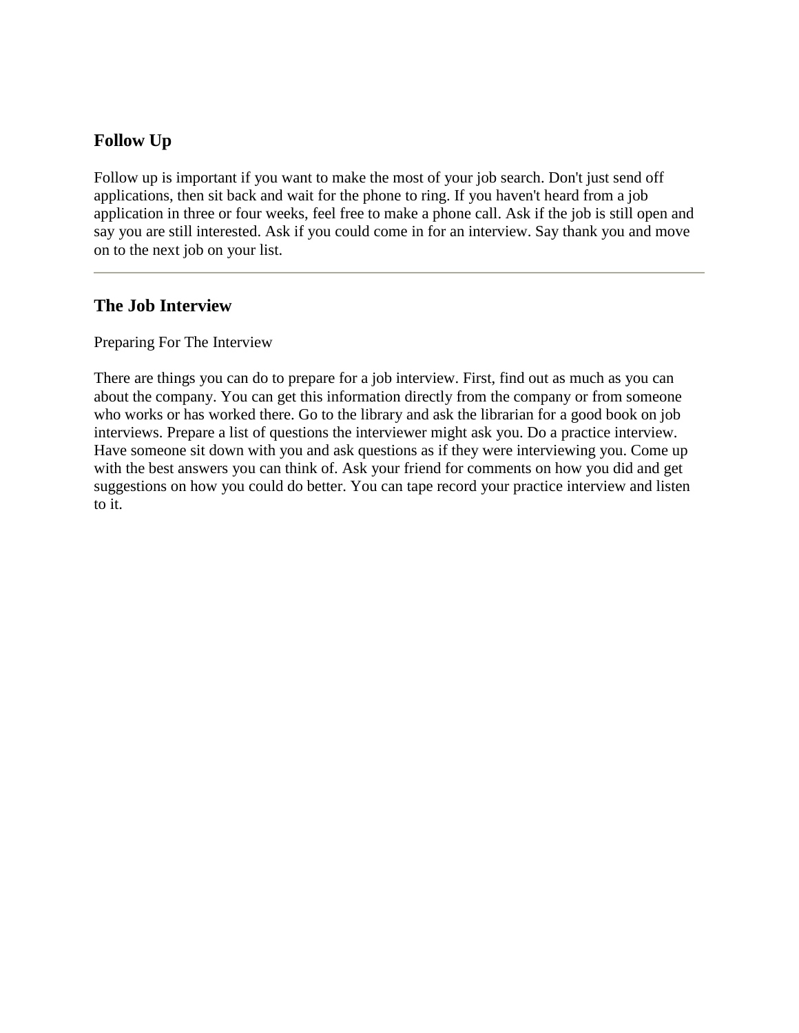## Follow Up

Follow up is important if you want to make the most of your job search. Don't just send off applications, then sit back and wait for the phone to ring. If you haven't heard from a job application in three or four weeks, feel free to make a phone call. Ask if the job is still open and say you are still interested. Ask if you could come in for an interview. Say thank you and move on to the next job on your list.

---

## The Job Interview

Preparing For The Interview

There are things you can do to prepare for a job interview. First, find out as much as you can about the company. You can get this information directly from the company or from someone who works or has worked there. Go to the library and ask the librarian for a good book on job interviews. Prepare a list of questions the interviewer might ask you. Do a practice interview. Have someone sit down with you and ask questions as if they were interviewing you. Come up with the best answers you can think of. Ask your friend for comments on how you did and get suggestions on how you could do better. You can tape record your practice interview and listen to it.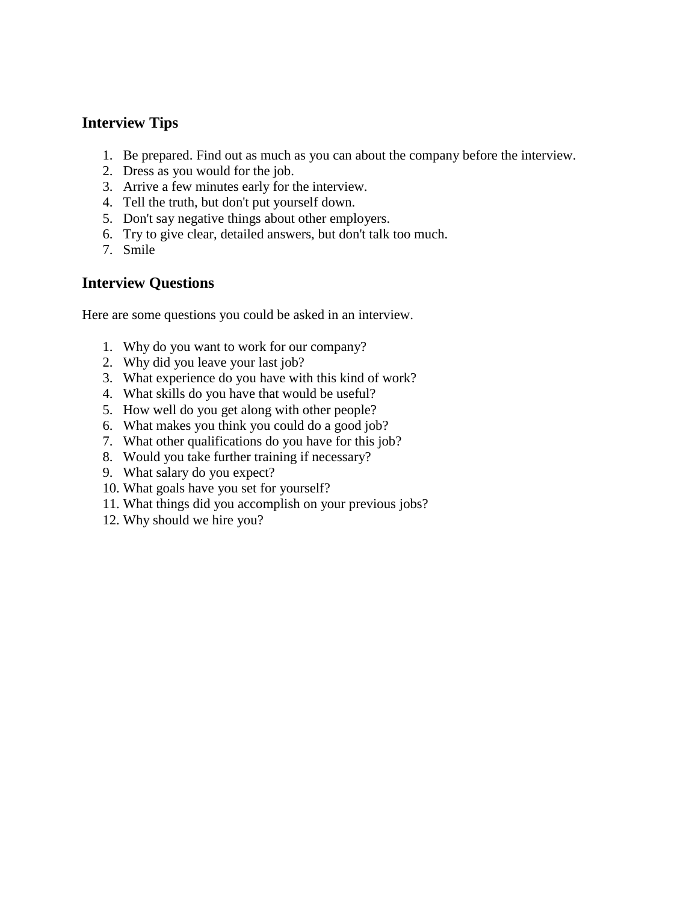## Interview Tips

1. Be prepared. Find out as much as you can about the company before the interview.
2. Dress as you would for the job.
3. Arrive a few minutes early for the interview.
4. Tell the truth, but don't put yourself down.
5. Don't say negative things about other employers.
6. Try to give clear, detailed answers, but don't talk too much.
7. Smile

## Interview Questions

Here are some questions you could be asked in an interview.

1. Why do you want to work for our company?
2. Why did you leave your last job?
3. What experience do you have with this kind of work?
4. What skills do you have that would be useful?
5. How well do you get along with other people?
6. What makes you think you could do a good job?
7. What other qualifications do you have for this job?
8. Would you take further training if necessary?
9. What salary do you expect?
10. What goals have you set for yourself?
11. What things did you accomplish on your previous jobs?
12. Why should we hire you?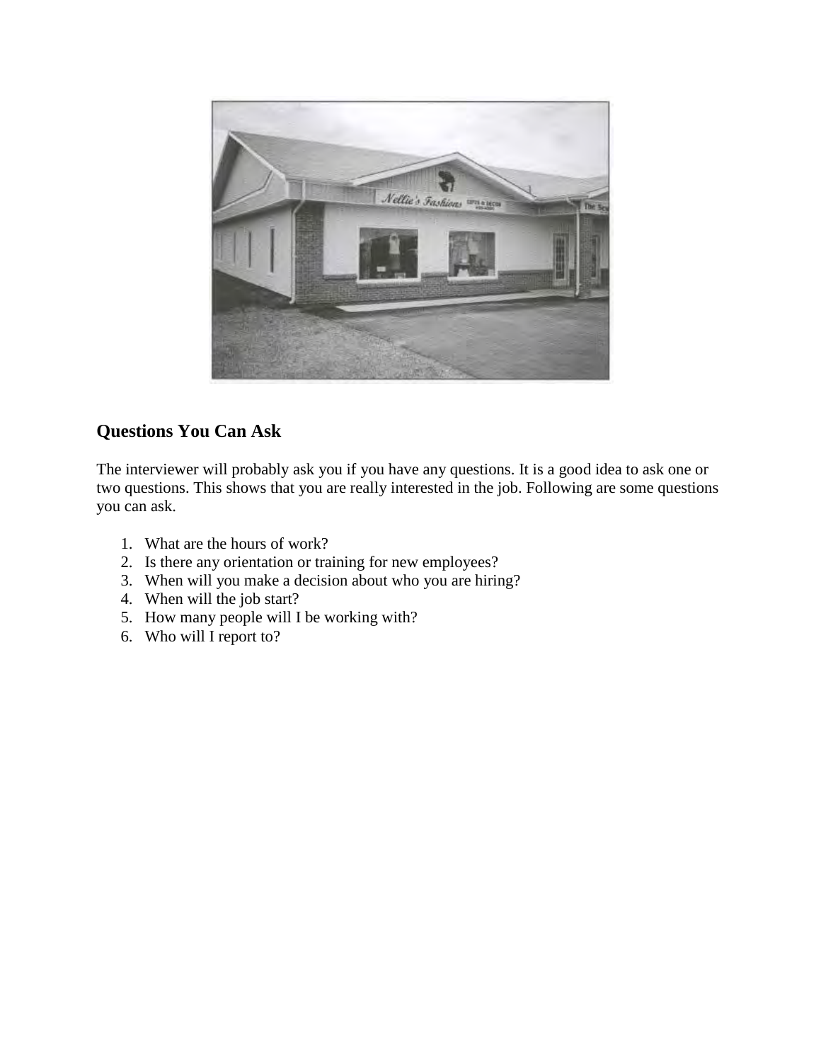## Questions You Can Ask

The interviewer will probably ask you if you have any questions. It is a good idea to ask one or two questions. This shows that you are really interested in the job. Following are some questions you can ask.

1. What are the hours of work?
2. Is there any orientation or training for new employees?
3. When will you make a decision about who you are hiring?
4. When will the job start?
5. How many people will I be working with?
6. Who will I report to?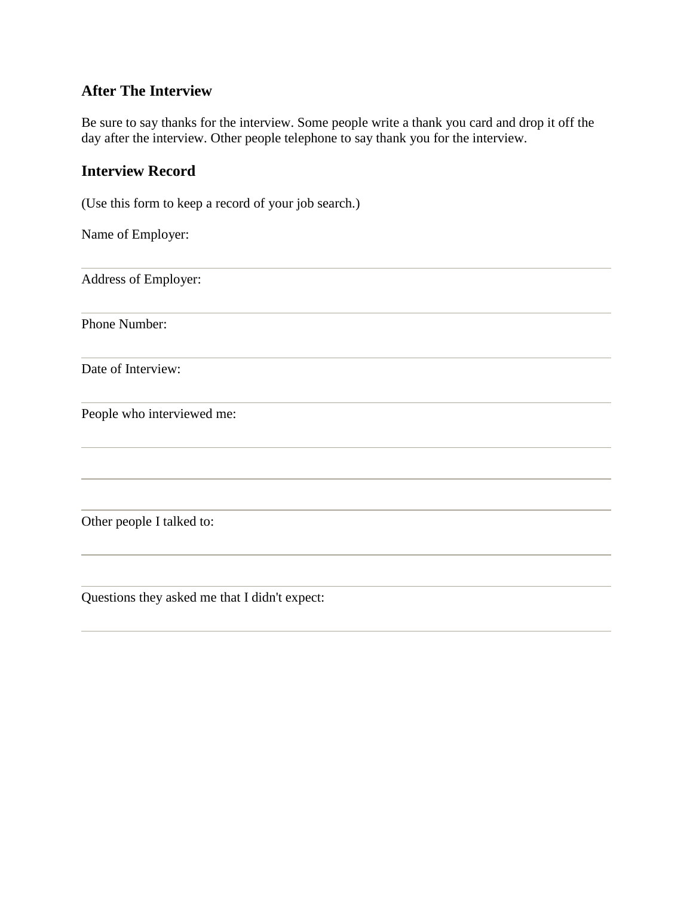## After The Interview

Be sure to say thanks for the interview. Some people write a thank you card and drop it off the day after the interview. Other people telephone to say thank you for the interview.

## Interview Record

(Use this form to keep a record of your job search.)

Name of Employer:

---

Address of Employer:

---

Phone Number:

---

Date of Interview:

---

People who interviewed me:

---

---

---

Other people I talked to:

---

---

Questions they asked me that I didn't expect:

---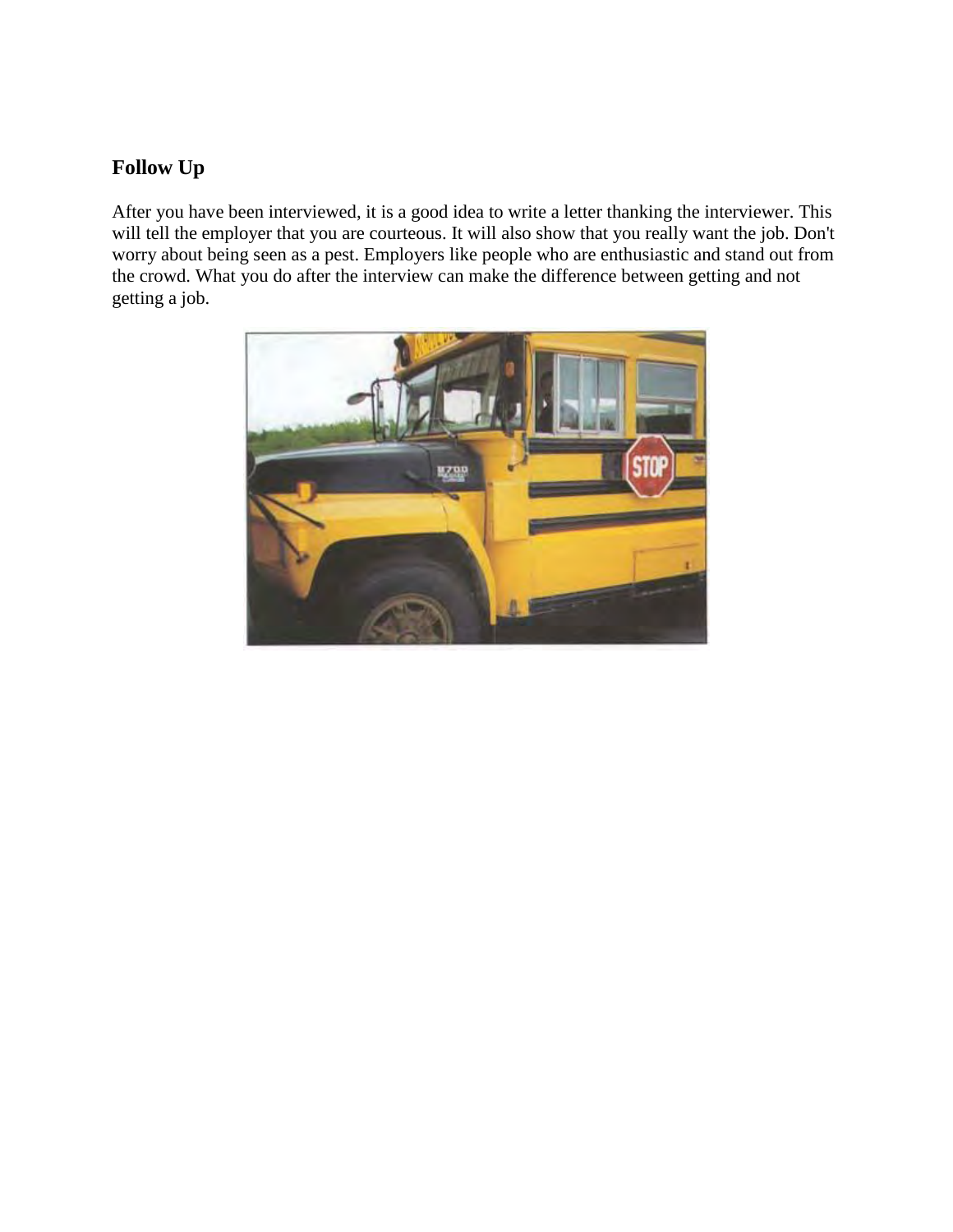## Follow Up

After you have been interviewed, it is a good idea to write a letter thanking the interviewer. This will tell the employer that you are courteous. It will also show that you really want the job. Don't worry about being seen as a pest. Employers like people who are enthusiastic and stand out from the crowd. What you do after the interview can make the difference between getting and not getting a job.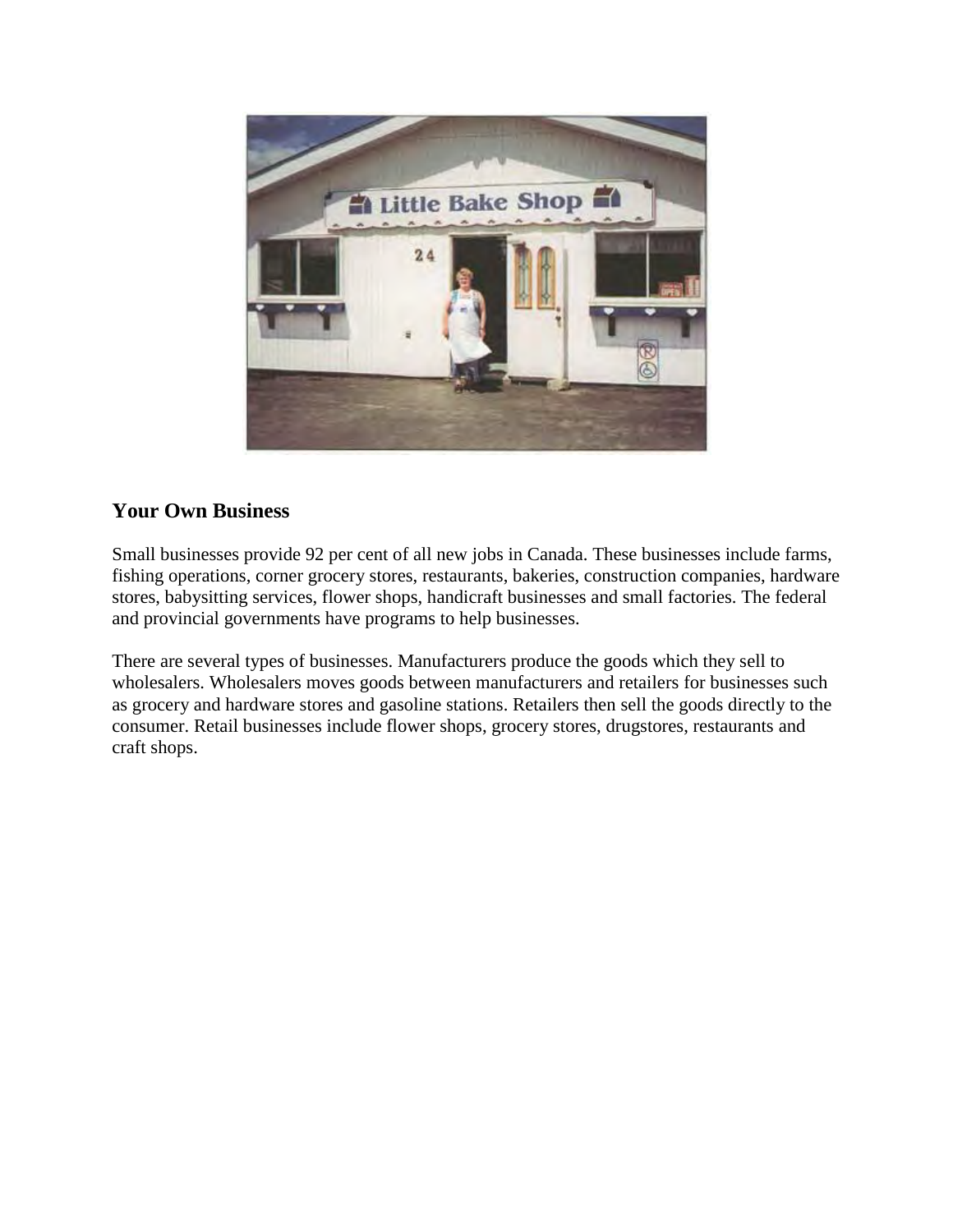## Your Own Business

Small businesses provide 92 per cent of all new jobs in Canada. These businesses include farms, fishing operations, corner grocery stores, restaurants, bakeries, construction companies, hardware stores, babysitting services, flower shops, handicraft businesses and small factories. The federal and provincial governments have programs to help businesses.

There are several types of businesses. Manufacturers produce the goods which they sell to wholesalers. Wholesalers moves goods between manufacturers and retailers for businesses such as grocery and hardware stores and gasoline stations. Retailers then sell the goods directly to the consumer. Retail businesses include flower shops, grocery stores, drugstores, restaurants and craft shops.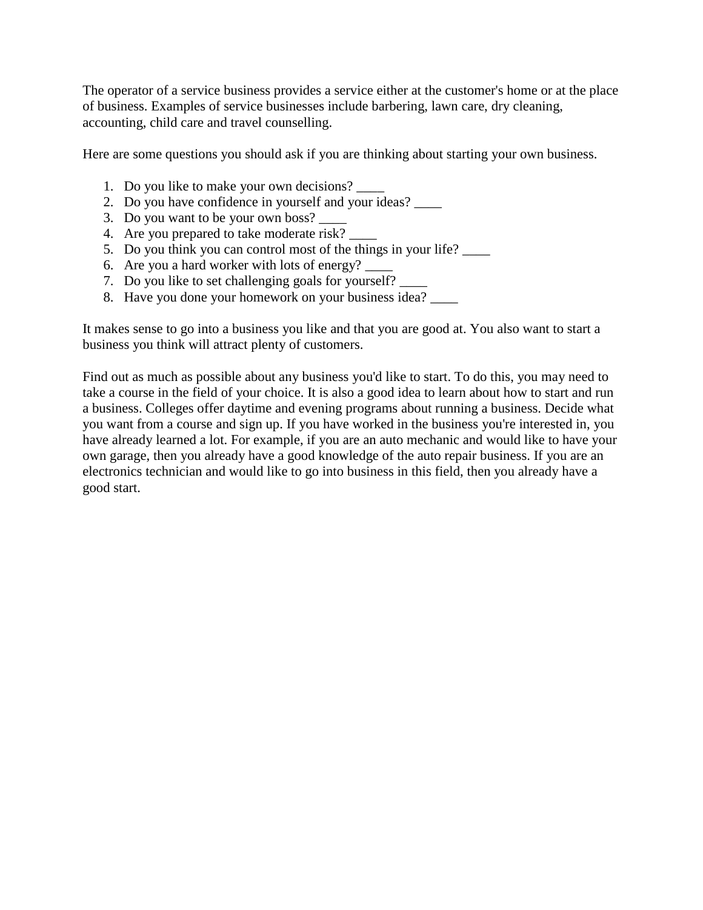The operator of a service business provides a service either at the customer's home or at the place of business. Examples of service businesses include barbering, lawn care, dry cleaning, accounting, child care and travel counselling.

Here are some questions you should ask if you are thinking about starting your own business.

1. Do you like to make your own decisions? ____
2. Do you have confidence in yourself and your ideas? ____
3. Do you want to be your own boss? ____
4. Are you prepared to take moderate risk? ____
5. Do you think you can control most of the things in your life? ____
6. Are you a hard worker with lots of energy? ____
7. Do you like to set challenging goals for yourself? ____
8. Have you done your homework on your business idea? ____

It makes sense to go into a business you like and that you are good at. You also want to start a business you think will attract plenty of customers.

Find out as much as possible about any business you'd like to start. To do this, you may need to take a course in the field of your choice. It is also a good idea to learn about how to start and run a business. Colleges offer daytime and evening programs about running a business. Decide what you want from a course and sign up. If you have worked in the business you're interested in, you have already learned a lot. For example, if you are an auto mechanic and would like to have your own garage, then you already have a good knowledge of the auto repair business. If you are an electronics technician and would like to go into business in this field, then you already have a good start.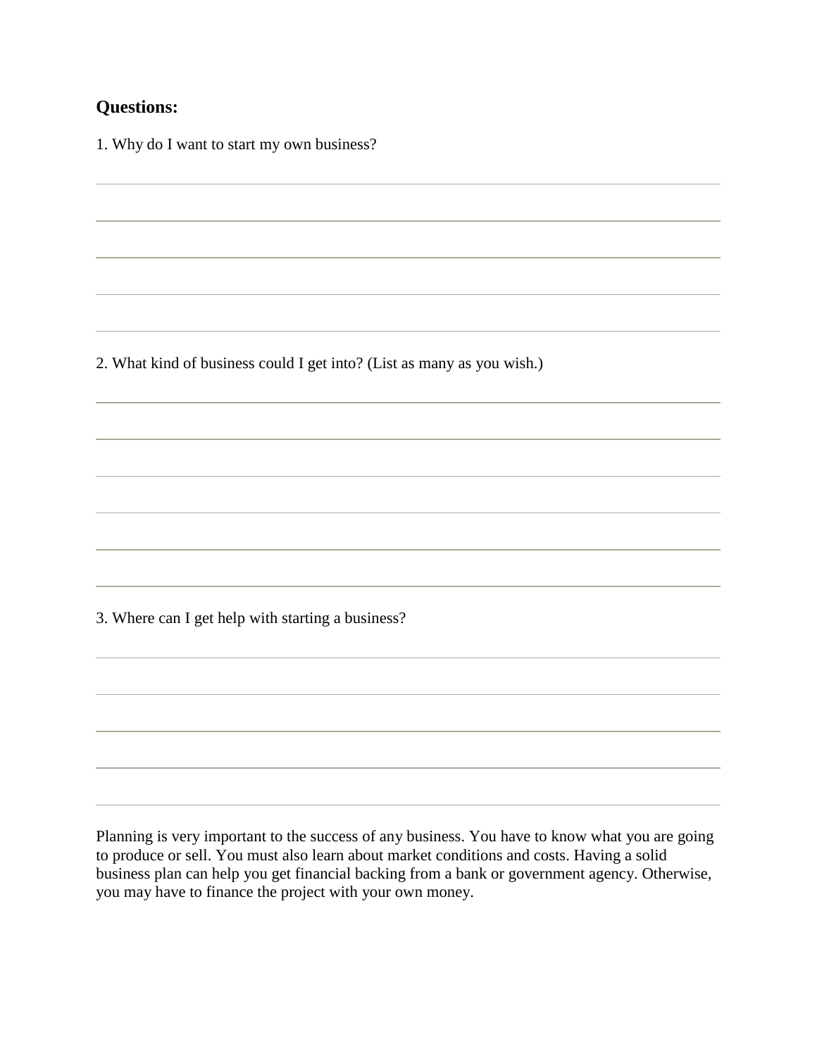**Questions:**

1. Why do I want to start my own business?

2. What kind of business could I get into? (List as many as you wish.)

3. Where can I get help with starting a business?

Planning is very important to the success of any business. You have to know what you are going to produce or sell. You must also learn about market conditions and costs. Having a solid business plan can help you get financial backing from a bank or government agency. Otherwise, you may have to finance the project with your own money.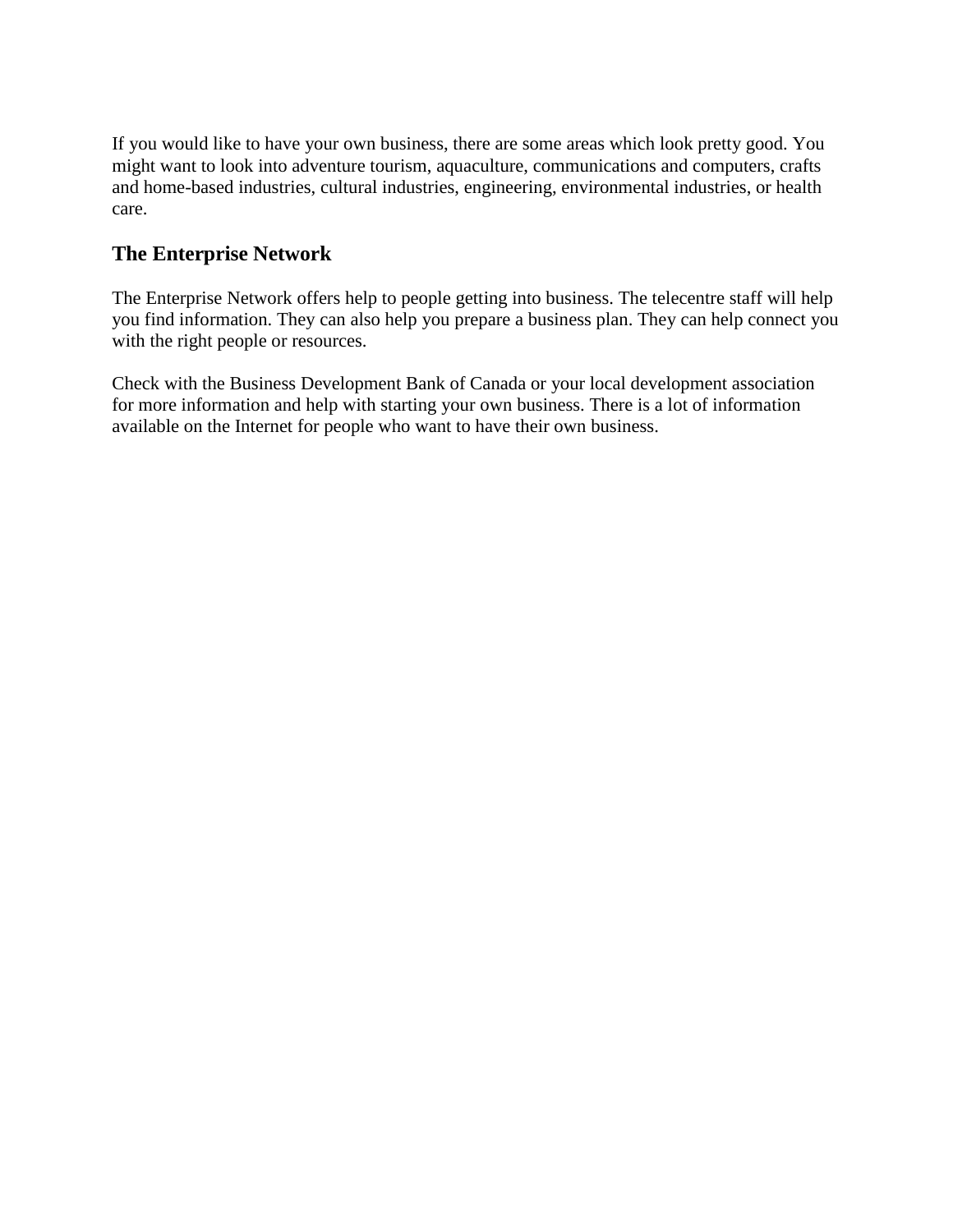If you would like to have your own business, there are some areas which look pretty good. You might want to look into adventure tourism, aquaculture, communications and computers, crafts and home-based industries, cultural industries, engineering, environmental industries, or health care.

## The Enterprise Network

The Enterprise Network offers help to people getting into business. The telecentre staff will help you find information. They can also help you prepare a business plan. They can help connect you with the right people or resources.

Check with the Business Development Bank of Canada or your local development association for more information and help with starting your own business. There is a lot of information available on the Internet for people who want to have their own business.